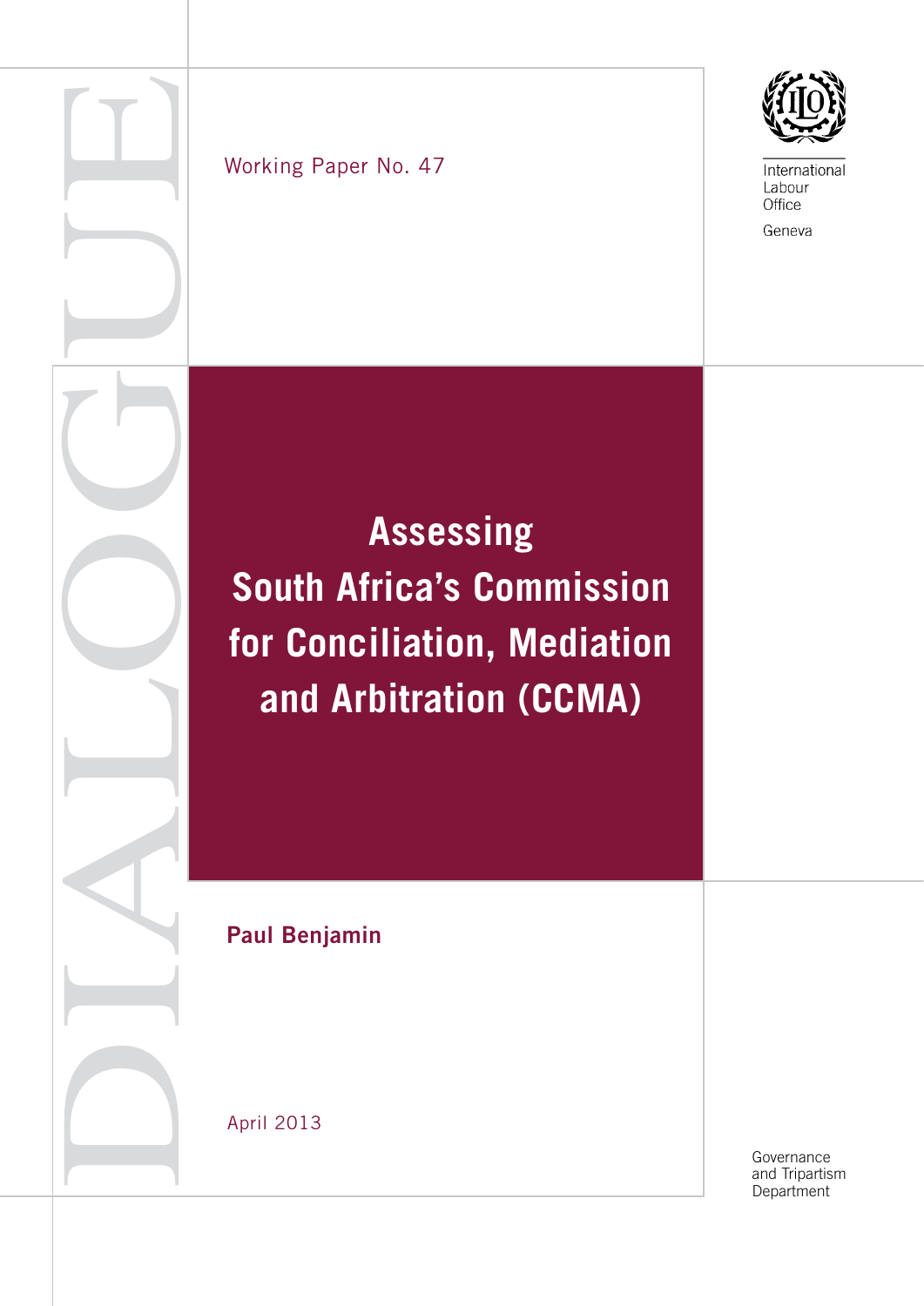DIALOGUE

Working Paper No. 47

International Labour Office

Geneva

# Assessing South Africa's Commission for Conciliation, Mediation and Arbitration (CCMA)

**Paul Benjamin**

April 2013

Governance and Tripartism Department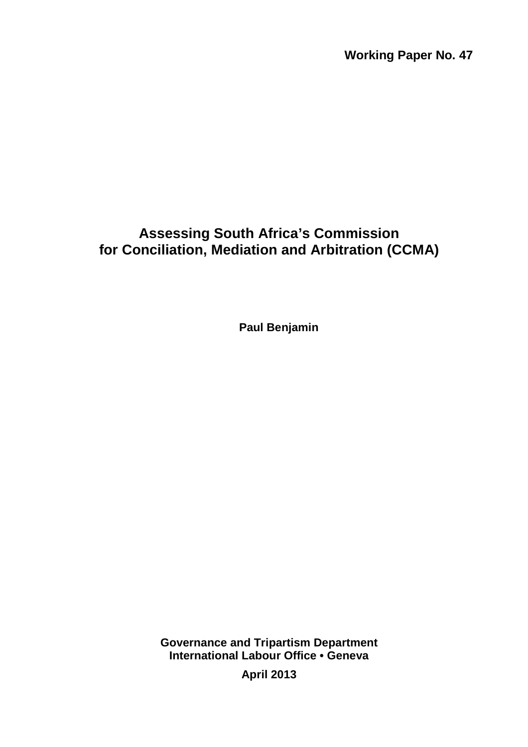**Working Paper No. 47**

# Assessing South Africa's Commission for Conciliation, Mediation and Arbitration (CCMA)

**Paul Benjamin**

**Governance and Tripartism Department**
**International Labour Office • Geneva**

**April 2013**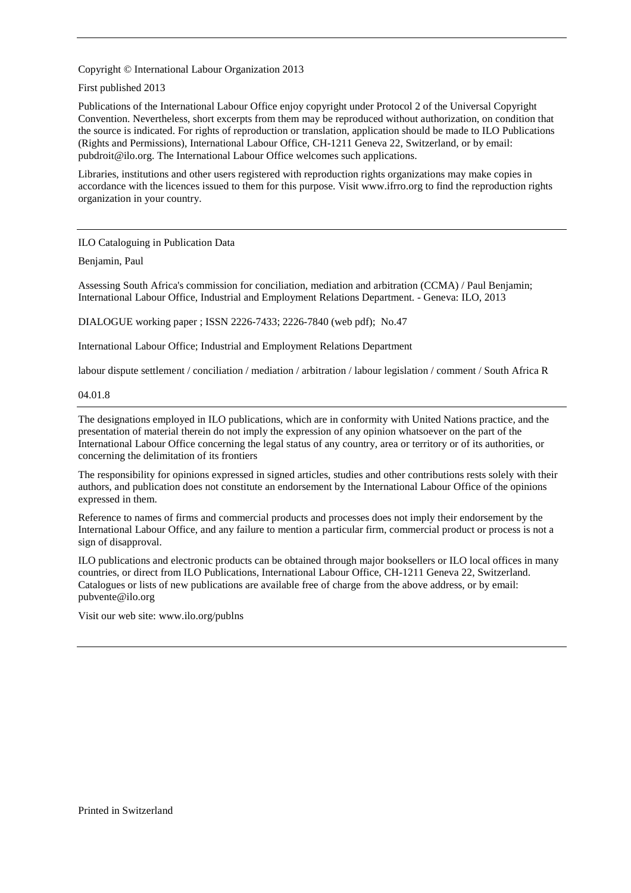Copyright © International Labour Organization 2013

First published 2013

Publications of the International Labour Office enjoy copyright under Protocol 2 of the Universal Copyright Convention. Nevertheless, short excerpts from them may be reproduced without authorization, on condition that the source is indicated. For rights of reproduction or translation, application should be made to ILO Publications (Rights and Permissions), International Labour Office, CH-1211 Geneva 22, Switzerland, or by email: pubdroit@ilo.org. The International Labour Office welcomes such applications.

Libraries, institutions and other users registered with reproduction rights organizations may make copies in accordance with the licences issued to them for this purpose. Visit www.ifrro.org to find the reproduction rights organization in your country.

---

ILO Cataloguing in Publication Data

Benjamin, Paul

Assessing South Africa's commission for conciliation, mediation and arbitration (CCMA) / Paul Benjamin; International Labour Office, Industrial and Employment Relations Department. - Geneva: ILO, 2013

DIALOGUE working paper ; ISSN 2226-7433; 2226-7840 (web pdf); No.47

International Labour Office; Industrial and Employment Relations Department

labour dispute settlement / conciliation / mediation / arbitration / labour legislation / comment / South Africa R

04.01.8

---

The designations employed in ILO publications, which are in conformity with United Nations practice, and the presentation of material therein do not imply the expression of any opinion whatsoever on the part of the International Labour Office concerning the legal status of any country, area or territory or of its authorities, or concerning the delimitation of its frontiers

The responsibility for opinions expressed in signed articles, studies and other contributions rests solely with their authors, and publication does not constitute an endorsement by the International Labour Office of the opinions expressed in them.

Reference to names of firms and commercial products and processes does not imply their endorsement by the International Labour Office, and any failure to mention a particular firm, commercial product or process is not a sign of disapproval.

ILO publications and electronic products can be obtained through major booksellers or ILO local offices in many countries, or direct from ILO Publications, International Labour Office, CH-1211 Geneva 22, Switzerland. Catalogues or lists of new publications are available free of charge from the above address, or by email: pubvente@ilo.org

Visit our web site: www.ilo.org/publns

---

Printed in Switzerland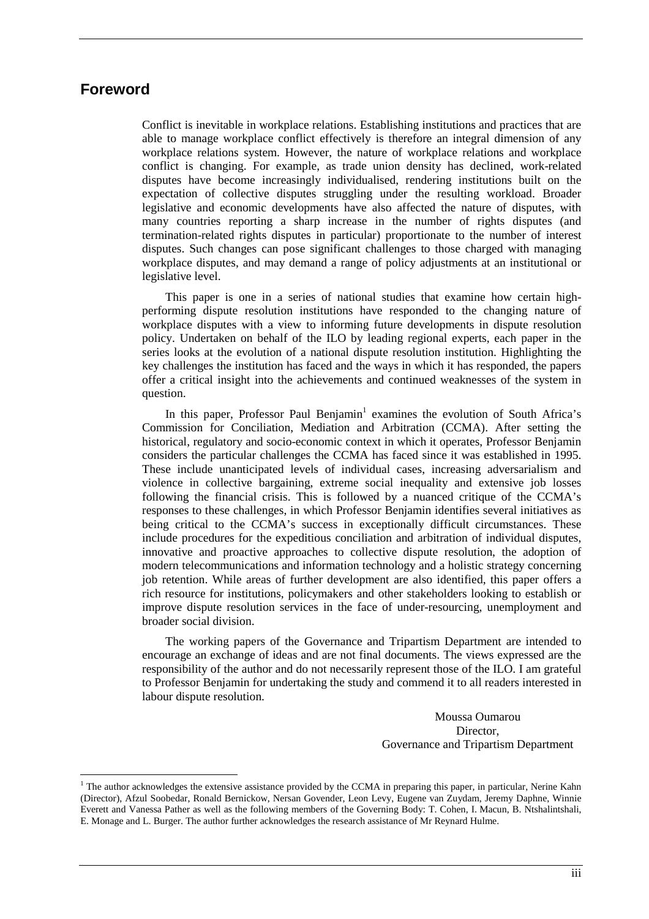## Foreword

Conflict is inevitable in workplace relations. Establishing institutions and practices that are able to manage workplace conflict effectively is therefore an integral dimension of any workplace relations system. However, the nature of workplace relations and workplace conflict is changing. For example, as trade union density has declined, work-related disputes have become increasingly individualised, rendering institutions built on the expectation of collective disputes struggling under the resulting workload. Broader legislative and economic developments have also affected the nature of disputes, with many countries reporting a sharp increase in the number of rights disputes (and termination-related rights disputes in particular) proportionate to the number of interest disputes. Such changes can pose significant challenges to those charged with managing workplace disputes, and may demand a range of policy adjustments at an institutional or legislative level.

This paper is one in a series of national studies that examine how certain high-performing dispute resolution institutions have responded to the changing nature of workplace disputes with a view to informing future developments in dispute resolution policy. Undertaken on behalf of the ILO by leading regional experts, each paper in the series looks at the evolution of a national dispute resolution institution. Highlighting the key challenges the institution has faced and the ways in which it has responded, the papers offer a critical insight into the achievements and continued weaknesses of the system in question.

In this paper, Professor Paul Benjamin[1] examines the evolution of South Africa's Commission for Conciliation, Mediation and Arbitration (CCMA). After setting the historical, regulatory and socio-economic context in which it operates, Professor Benjamin considers the particular challenges the CCMA has faced since it was established in 1995. These include unanticipated levels of individual cases, increasing adversarialism and violence in collective bargaining, extreme social inequality and extensive job losses following the financial crisis. This is followed by a nuanced critique of the CCMA's responses to these challenges, in which Professor Benjamin identifies several initiatives as being critical to the CCMA's success in exceptionally difficult circumstances. These include procedures for the expeditious conciliation and arbitration of individual disputes, innovative and proactive approaches to collective dispute resolution, the adoption of modern telecommunications and information technology and a holistic strategy concerning job retention. While areas of further development are also identified, this paper offers a rich resource for institutions, policymakers and other stakeholders looking to establish or improve dispute resolution services in the face of under-resourcing, unemployment and broader social division.

The working papers of the Governance and Tripartism Department are intended to encourage an exchange of ideas and are not final documents. The views expressed are the responsibility of the author and do not necessarily represent those of the ILO. I am grateful to Professor Benjamin for undertaking the study and commend it to all readers interested in labour dispute resolution.

Moussa Oumarou
Director,
Governance and Tripartism Department

[1] The author acknowledges the extensive assistance provided by the CCMA in preparing this paper, in particular, Nerine Kahn (Director), Afzul Soobedar, Ronald Bernickow, Nersan Govender, Leon Levy, Eugene van Zuydam, Jeremy Daphne, Winnie Everett and Vanessa Pather as well as the following members of the Governing Body: T. Cohen, I. Macun, B. Ntshalintshali, E. Monage and L. Burger. The author further acknowledges the research assistance of Mr Reynard Hulme.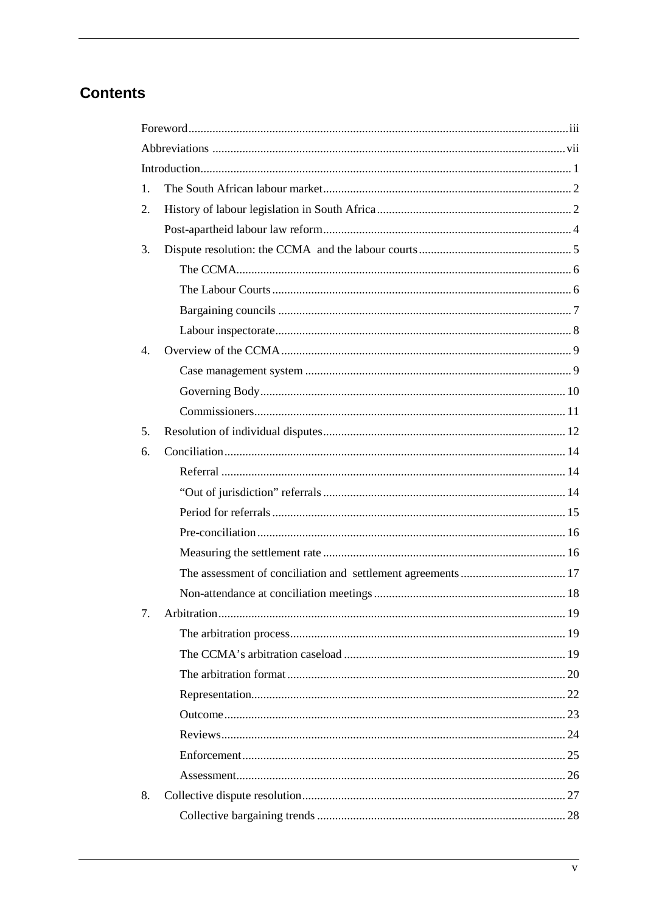## Contents

Foreword ..... iii
Abbreviations ..... vii
Introduction ..... 1
1. The South African labour market ..... 2
2. History of labour legislation in South Africa ..... 2
   Post-apartheid labour law reform ..... 4
3. Dispute resolution: the CCMA and the labour courts ..... 5
   - The CCMA ..... 6
   - The Labour Courts ..... 6
   - Bargaining councils ..... 7
   - Labour inspectorate ..... 8
4. Overview of the CCMA ..... 9
   - Case management system ..... 9
   - Governing Body ..... 10
   - Commissioners ..... 11
5. Resolution of individual disputes ..... 12
6. Conciliation ..... 14
   - Referral ..... 14
   - "Out of jurisdiction" referrals ..... 14
   - Period for referrals ..... 15
   - Pre-conciliation ..... 16
   - Measuring the settlement rate ..... 16
   - The assessment of conciliation and settlement agreements ..... 17
   - Non-attendance at conciliation meetings ..... 18
7. Arbitration ..... 19
   - The arbitration process ..... 19
   - The CCMA's arbitration caseload ..... 19
   - The arbitration format ..... 20
   - Representation ..... 22
   - Outcome ..... 23
   - Reviews ..... 24
   - Enforcement ..... 25
   - Assessment ..... 26
8. Collective dispute resolution ..... 27
   - Collective bargaining trends ..... 28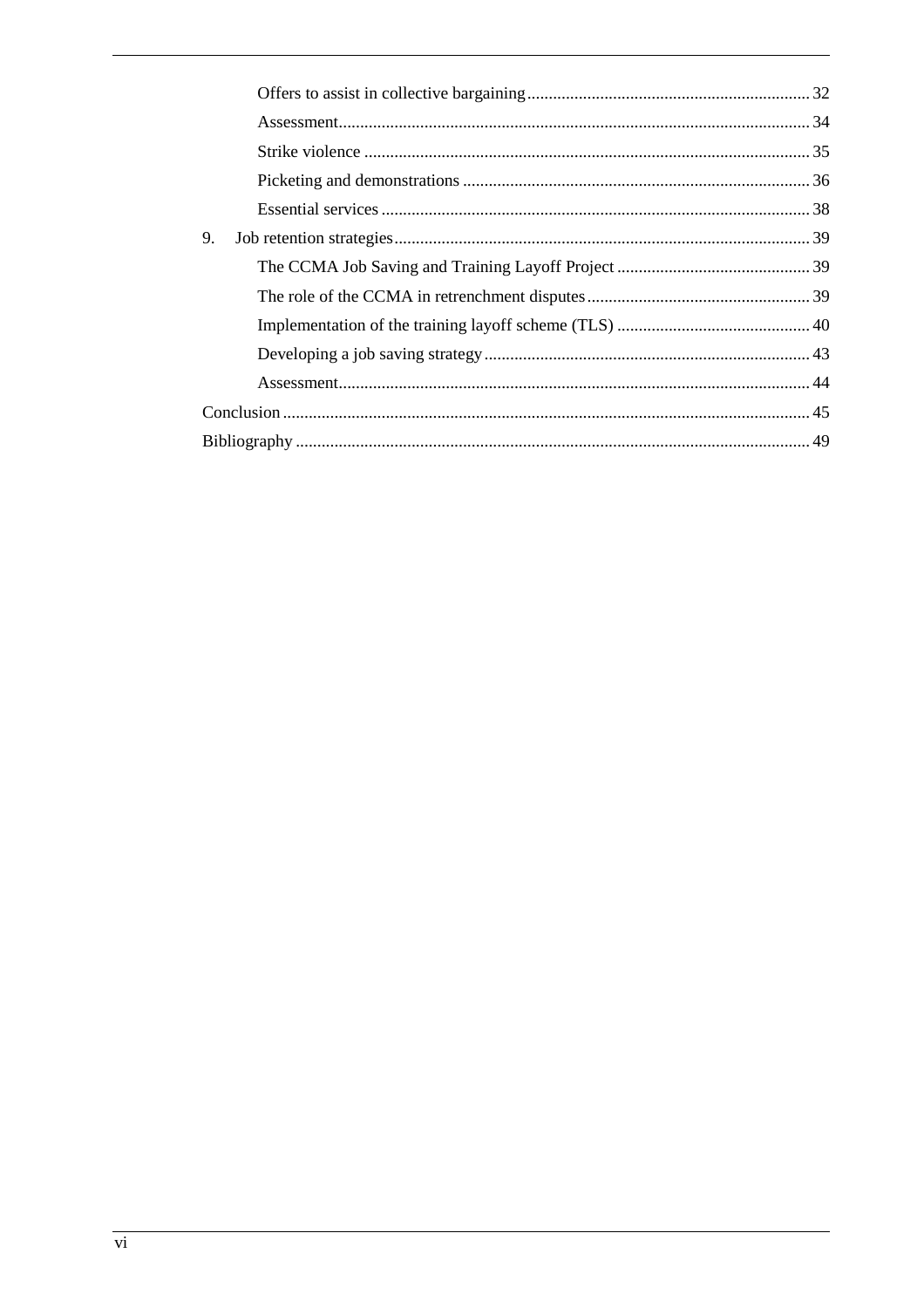Offers to assist in collective bargaining ........ 32

Assessment ........ 34

Strike violence ........ 35

Picketing and demonstrations ........ 36

Essential services ........ 38

9. Job retention strategies ........ 39

The CCMA Job Saving and Training Layoff Project ........ 39

The role of the CCMA in retrenchment disputes ........ 39

Implementation of the training layoff scheme (TLS) ........ 40

Developing a job saving strategy ........ 43

Assessment ........ 44

Conclusion ........ 45

Bibliography ........ 49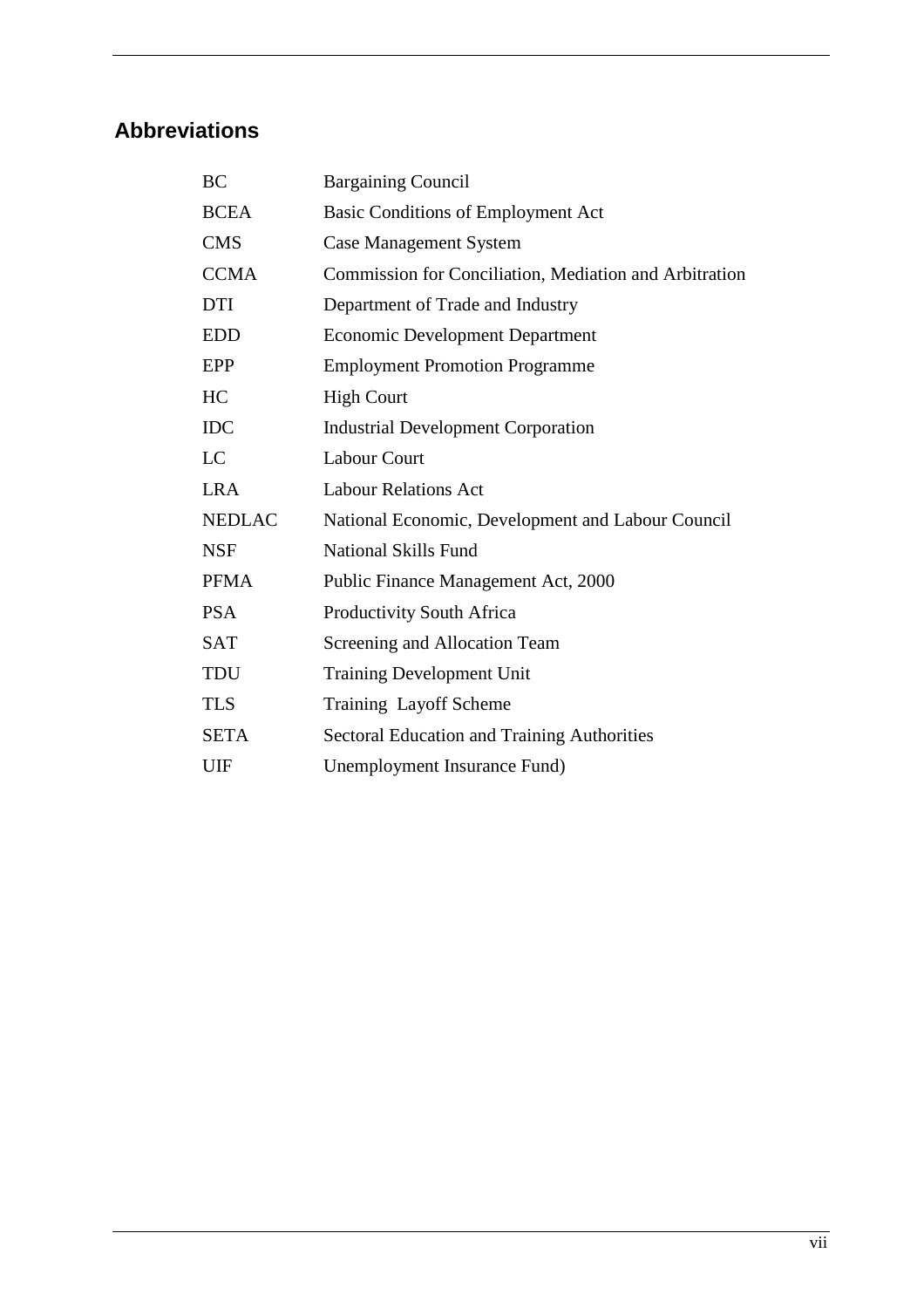## Abbreviations

| | |
|---|---|
| BC | Bargaining Council |
| BCEA | Basic Conditions of Employment Act |
| CMS | Case Management System |
| CCMA | Commission for Conciliation, Mediation and Arbitration |
| DTI | Department of Trade and Industry |
| EDD | Economic Development Department |
| EPP | Employment Promotion Programme |
| HC | High Court |
| IDC | Industrial Development Corporation |
| LC | Labour Court |
| LRA | Labour Relations Act |
| NEDLAC | National Economic, Development and Labour Council |
| NSF | National Skills Fund |
| PFMA | Public Finance Management Act, 2000 |
| PSA | Productivity South Africa |
| SAT | Screening and Allocation Team |
| TDU | Training Development Unit |
| TLS | Training Layoff Scheme |
| SETA | Sectoral Education and Training Authorities |
| UIF | Unemployment Insurance Fund) |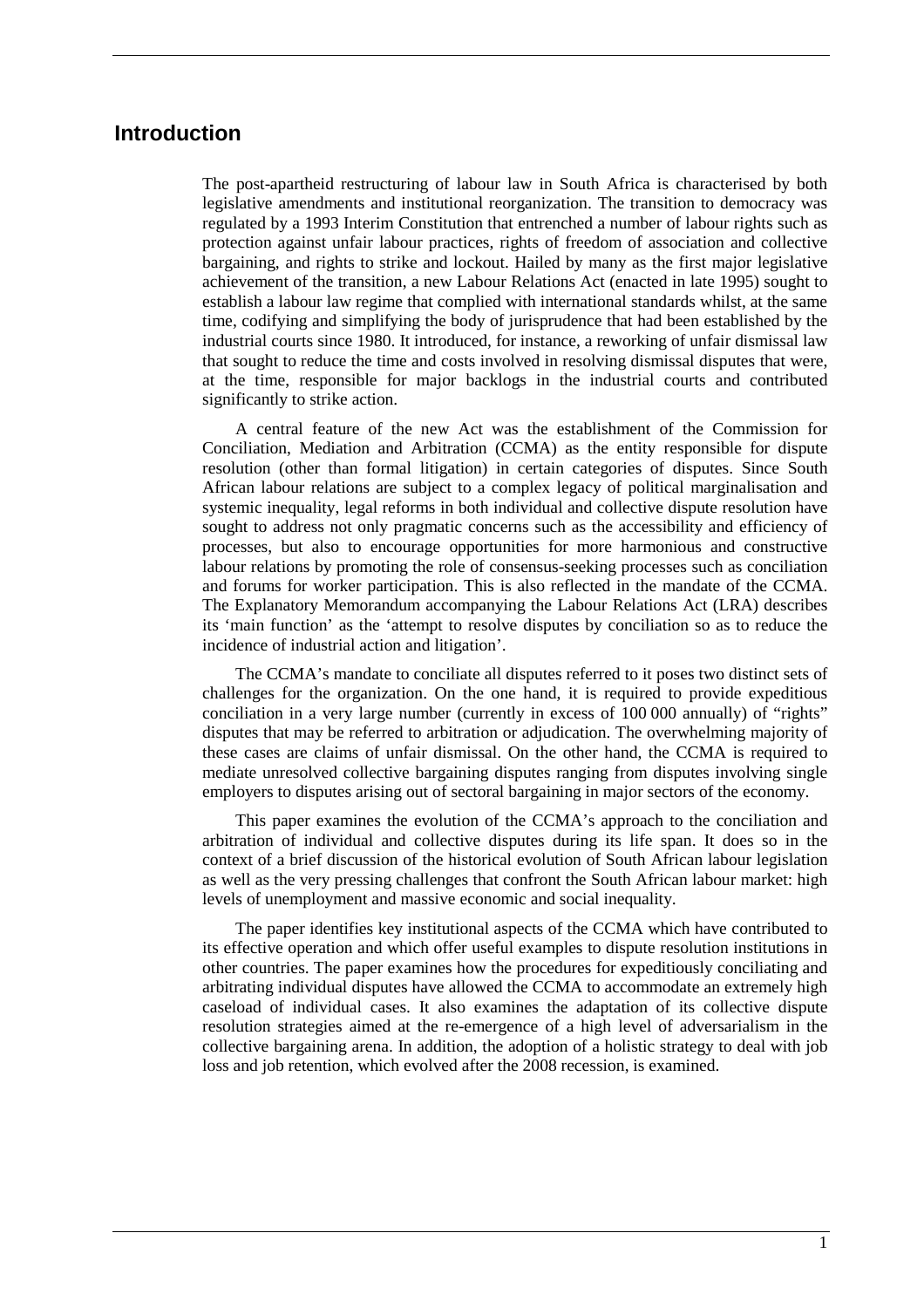## Introduction

The post-apartheid restructuring of labour law in South Africa is characterised by both legislative amendments and institutional reorganization. The transition to democracy was regulated by a 1993 Interim Constitution that entrenched a number of labour rights such as protection against unfair labour practices, rights of freedom of association and collective bargaining, and rights to strike and lockout. Hailed by many as the first major legislative achievement of the transition, a new Labour Relations Act (enacted in late 1995) sought to establish a labour law regime that complied with international standards whilst, at the same time, codifying and simplifying the body of jurisprudence that had been established by the industrial courts since 1980. It introduced, for instance, a reworking of unfair dismissal law that sought to reduce the time and costs involved in resolving dismissal disputes that were, at the time, responsible for major backlogs in the industrial courts and contributed significantly to strike action.

A central feature of the new Act was the establishment of the Commission for Conciliation, Mediation and Arbitration (CCMA) as the entity responsible for dispute resolution (other than formal litigation) in certain categories of disputes. Since South African labour relations are subject to a complex legacy of political marginalisation and systemic inequality, legal reforms in both individual and collective dispute resolution have sought to address not only pragmatic concerns such as the accessibility and efficiency of processes, but also to encourage opportunities for more harmonious and constructive labour relations by promoting the role of consensus-seeking processes such as conciliation and forums for worker participation. This is also reflected in the mandate of the CCMA. The Explanatory Memorandum accompanying the Labour Relations Act (LRA) describes its 'main function' as the 'attempt to resolve disputes by conciliation so as to reduce the incidence of industrial action and litigation'.

The CCMA's mandate to conciliate all disputes referred to it poses two distinct sets of challenges for the organization. On the one hand, it is required to provide expeditious conciliation in a very large number (currently in excess of 100 000 annually) of "rights" disputes that may be referred to arbitration or adjudication. The overwhelming majority of these cases are claims of unfair dismissal. On the other hand, the CCMA is required to mediate unresolved collective bargaining disputes ranging from disputes involving single employers to disputes arising out of sectoral bargaining in major sectors of the economy.

This paper examines the evolution of the CCMA's approach to the conciliation and arbitration of individual and collective disputes during its life span. It does so in the context of a brief discussion of the historical evolution of South African labour legislation as well as the very pressing challenges that confront the South African labour market: high levels of unemployment and massive economic and social inequality.

The paper identifies key institutional aspects of the CCMA which have contributed to its effective operation and which offer useful examples to dispute resolution institutions in other countries. The paper examines how the procedures for expeditiously conciliating and arbitrating individual disputes have allowed the CCMA to accommodate an extremely high caseload of individual cases. It also examines the adaptation of its collective dispute resolution strategies aimed at the re-emergence of a high level of adversarialism in the collective bargaining arena. In addition, the adoption of a holistic strategy to deal with job loss and job retention, which evolved after the 2008 recession, is examined.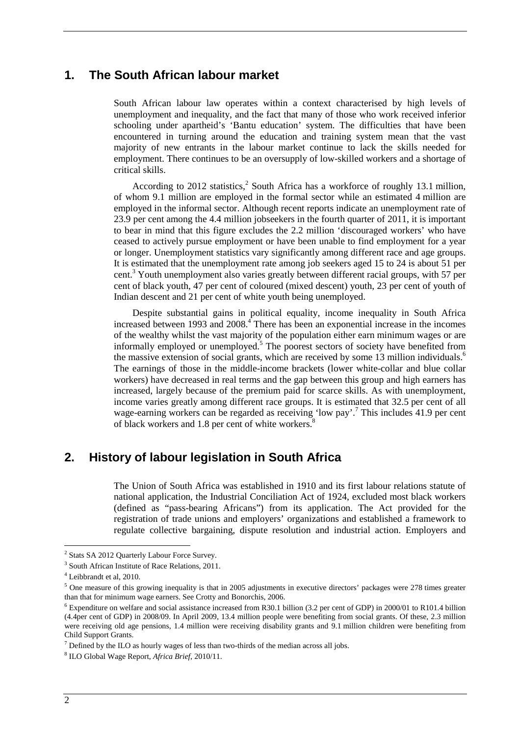## 1. The South African labour market

South African labour law operates within a context characterised by high levels of unemployment and inequality, and the fact that many of those who work received inferior schooling under apartheid's 'Bantu education' system. The difficulties that have been encountered in turning around the education and training system mean that the vast majority of new entrants in the labour market continue to lack the skills needed for employment. There continues to be an oversupply of low-skilled workers and a shortage of critical skills.

According to 2012 statistics,[2] South Africa has a workforce of roughly 13.1 million, of whom 9.1 million are employed in the formal sector while an estimated 4 million are employed in the informal sector. Although recent reports indicate an unemployment rate of 23.9 per cent among the 4.4 million jobseekers in the fourth quarter of 2011, it is important to bear in mind that this figure excludes the 2.2 million 'discouraged workers' who have ceased to actively pursue employment or have been unable to find employment for a year or longer. Unemployment statistics vary significantly among different race and age groups. It is estimated that the unemployment rate among job seekers aged 15 to 24 is about 51 per cent.[3] Youth unemployment also varies greatly between different racial groups, with 57 per cent of black youth, 47 per cent of coloured (mixed descent) youth, 23 per cent of youth of Indian descent and 21 per cent of white youth being unemployed.

Despite substantial gains in political equality, income inequality in South Africa increased between 1993 and 2008.[4] There has been an exponential increase in the incomes of the wealthy whilst the vast majority of the population either earn minimum wages or are informally employed or unemployed.[5] The poorest sectors of society have benefited from the massive extension of social grants, which are received by some 13 million individuals.[6] The earnings of those in the middle-income brackets (lower white-collar and blue collar workers) have decreased in real terms and the gap between this group and high earners has increased, largely because of the premium paid for scarce skills. As with unemployment, income varies greatly among different race groups. It is estimated that 32.5 per cent of all wage-earning workers can be regarded as receiving 'low pay'.[7] This includes 41.9 per cent of black workers and 1.8 per cent of white workers.[8]

## 2. History of labour legislation in South Africa

The Union of South Africa was established in 1910 and its first labour relations statute of national application, the Industrial Conciliation Act of 1924, excluded most black workers (defined as "pass-bearing Africans") from its application. The Act provided for the registration of trade unions and employers' organizations and established a framework to regulate collective bargaining, dispute resolution and industrial action. Employers and

---

[2] Stats SA 2012 Quarterly Labour Force Survey.

[3] South African Institute of Race Relations, 2011.

[4] Leibbrandt et al, 2010.

[5] One measure of this growing inequality is that in 2005 adjustments in executive directors' packages were 278 times greater than that for minimum wage earners. See Crotty and Bonorchis, 2006.

[6] Expenditure on welfare and social assistance increased from R30.1 billion (3.2 per cent of GDP) in 2000/01 to R101.4 billion (4.4per cent of GDP) in 2008/09. In April 2009, 13.4 million people were benefiting from social grants. Of these, 2.3 million were receiving old age pensions, 1.4 million were receiving disability grants and 9.1 million children were benefiting from Child Support Grants.

[7] Defined by the ILO as hourly wages of less than two-thirds of the median across all jobs.

[8] ILO Global Wage Report, *Africa Brief*, 2010/11.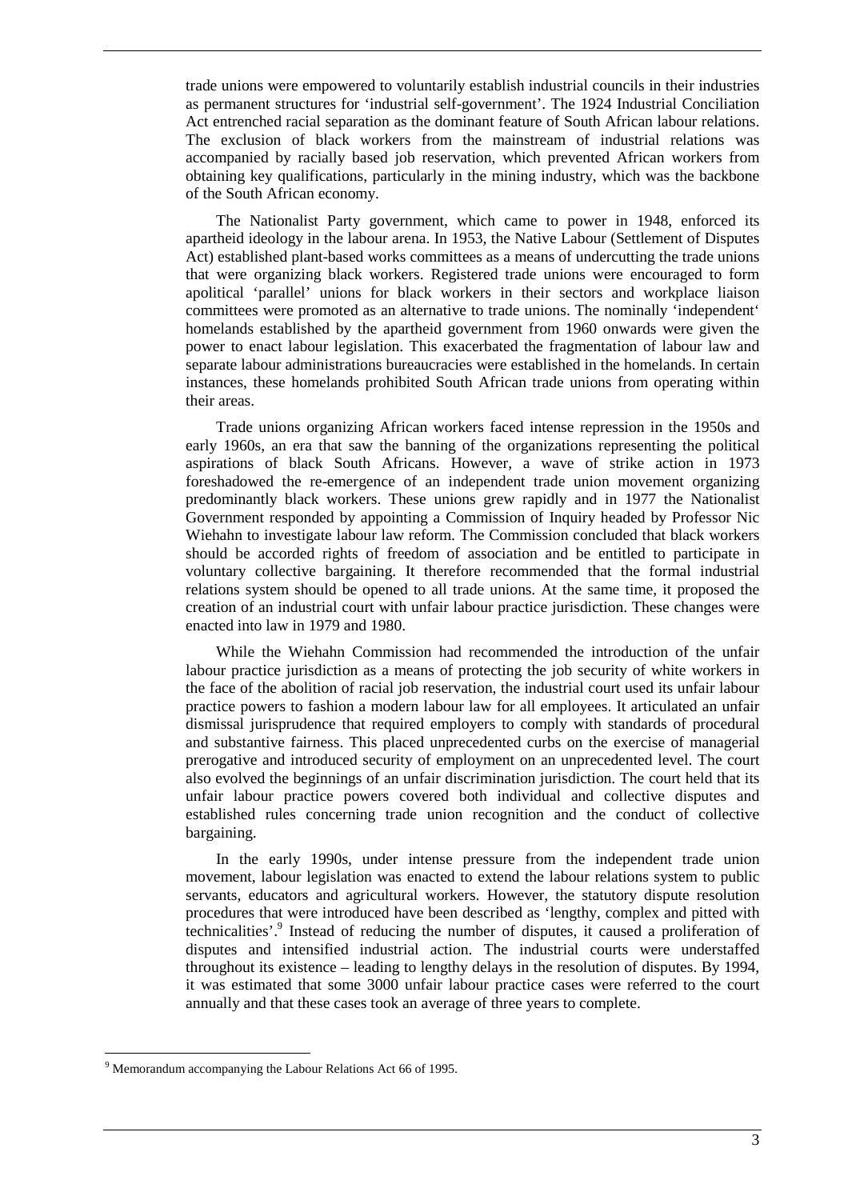trade unions were empowered to voluntarily establish industrial councils in their industries as permanent structures for 'industrial self-government'. The 1924 Industrial Conciliation Act entrenched racial separation as the dominant feature of South African labour relations. The exclusion of black workers from the mainstream of industrial relations was accompanied by racially based job reservation, which prevented African workers from obtaining key qualifications, particularly in the mining industry, which was the backbone of the South African economy.

The Nationalist Party government, which came to power in 1948, enforced its apartheid ideology in the labour arena. In 1953, the Native Labour (Settlement of Disputes Act) established plant-based works committees as a means of undercutting the trade unions that were organizing black workers. Registered trade unions were encouraged to form apolitical 'parallel' unions for black workers in their sectors and workplace liaison committees were promoted as an alternative to trade unions. The nominally 'independent' homelands established by the apartheid government from 1960 onwards were given the power to enact labour legislation. This exacerbated the fragmentation of labour law and separate labour administrations bureaucracies were established in the homelands. In certain instances, these homelands prohibited South African trade unions from operating within their areas.

Trade unions organizing African workers faced intense repression in the 1950s and early 1960s, an era that saw the banning of the organizations representing the political aspirations of black South Africans. However, a wave of strike action in 1973 foreshadowed the re-emergence of an independent trade union movement organizing predominantly black workers. These unions grew rapidly and in 1977 the Nationalist Government responded by appointing a Commission of Inquiry headed by Professor Nic Wiehahn to investigate labour law reform. The Commission concluded that black workers should be accorded rights of freedom of association and be entitled to participate in voluntary collective bargaining. It therefore recommended that the formal industrial relations system should be opened to all trade unions. At the same time, it proposed the creation of an industrial court with unfair labour practice jurisdiction. These changes were enacted into law in 1979 and 1980.

While the Wiehahn Commission had recommended the introduction of the unfair labour practice jurisdiction as a means of protecting the job security of white workers in the face of the abolition of racial job reservation, the industrial court used its unfair labour practice powers to fashion a modern labour law for all employees. It articulated an unfair dismissal jurisprudence that required employers to comply with standards of procedural and substantive fairness. This placed unprecedented curbs on the exercise of managerial prerogative and introduced security of employment on an unprecedented level. The court also evolved the beginnings of an unfair discrimination jurisdiction. The court held that its unfair labour practice powers covered both individual and collective disputes and established rules concerning trade union recognition and the conduct of collective bargaining.

In the early 1990s, under intense pressure from the independent trade union movement, labour legislation was enacted to extend the labour relations system to public servants, educators and agricultural workers. However, the statutory dispute resolution procedures that were introduced have been described as 'lengthy, complex and pitted with technicalities'.[9] Instead of reducing the number of disputes, it caused a proliferation of disputes and intensified industrial action. The industrial courts were understaffed throughout its existence – leading to lengthy delays in the resolution of disputes. By 1994, it was estimated that some 3000 unfair labour practice cases were referred to the court annually and that these cases took an average of three years to complete.

---

[9] Memorandum accompanying the Labour Relations Act 66 of 1995.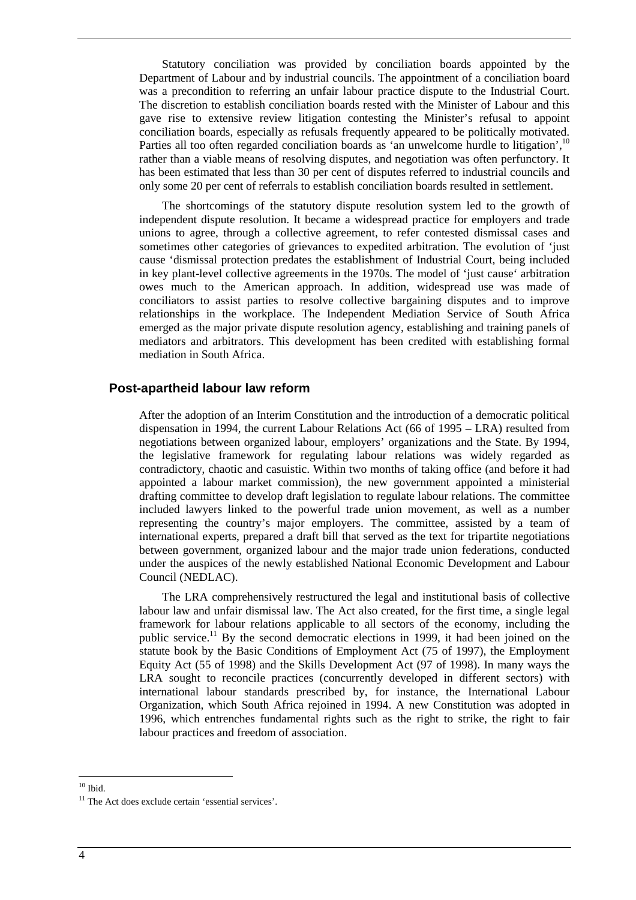Statutory conciliation was provided by conciliation boards appointed by the Department of Labour and by industrial councils. The appointment of a conciliation board was a precondition to referring an unfair labour practice dispute to the Industrial Court. The discretion to establish conciliation boards rested with the Minister of Labour and this gave rise to extensive review litigation contesting the Minister's refusal to appoint conciliation boards, especially as refusals frequently appeared to be politically motivated. Parties all too often regarded conciliation boards as 'an unwelcome hurdle to litigation',[10] rather than a viable means of resolving disputes, and negotiation was often perfunctory. It has been estimated that less than 30 per cent of disputes referred to industrial councils and only some 20 per cent of referrals to establish conciliation boards resulted in settlement.

The shortcomings of the statutory dispute resolution system led to the growth of independent dispute resolution. It became a widespread practice for employers and trade unions to agree, through a collective agreement, to refer contested dismissal cases and sometimes other categories of grievances to expedited arbitration. The evolution of 'just cause 'dismissal protection predates the establishment of Industrial Court, being included in key plant-level collective agreements in the 1970s. The model of 'just cause' arbitration owes much to the American approach. In addition, widespread use was made of conciliators to assist parties to resolve collective bargaining disputes and to improve relationships in the workplace. The Independent Mediation Service of South Africa emerged as the major private dispute resolution agency, establishing and training panels of mediators and arbitrators. This development has been credited with establishing formal mediation in South Africa.

### Post-apartheid labour law reform

After the adoption of an Interim Constitution and the introduction of a democratic political dispensation in 1994, the current Labour Relations Act (66 of 1995 – LRA) resulted from negotiations between organized labour, employers' organizations and the State. By 1994, the legislative framework for regulating labour relations was widely regarded as contradictory, chaotic and casuistic. Within two months of taking office (and before it had appointed a labour market commission), the new government appointed a ministerial drafting committee to develop draft legislation to regulate labour relations. The committee included lawyers linked to the powerful trade union movement, as well as a number representing the country's major employers. The committee, assisted by a team of international experts, prepared a draft bill that served as the text for tripartite negotiations between government, organized labour and the major trade union federations, conducted under the auspices of the newly established National Economic Development and Labour Council (NEDLAC).

The LRA comprehensively restructured the legal and institutional basis of collective labour law and unfair dismissal law. The Act also created, for the first time, a single legal framework for labour relations applicable to all sectors of the economy, including the public service.[11] By the second democratic elections in 1999, it had been joined on the statute book by the Basic Conditions of Employment Act (75 of 1997), the Employment Equity Act (55 of 1998) and the Skills Development Act (97 of 1998). In many ways the LRA sought to reconcile practices (concurrently developed in different sectors) with international labour standards prescribed by, for instance, the International Labour Organization, which South Africa rejoined in 1994. A new Constitution was adopted in 1996, which entrenches fundamental rights such as the right to strike, the right to fair labour practices and freedom of association.

---

[10] Ibid.

[11] The Act does exclude certain 'essential services'.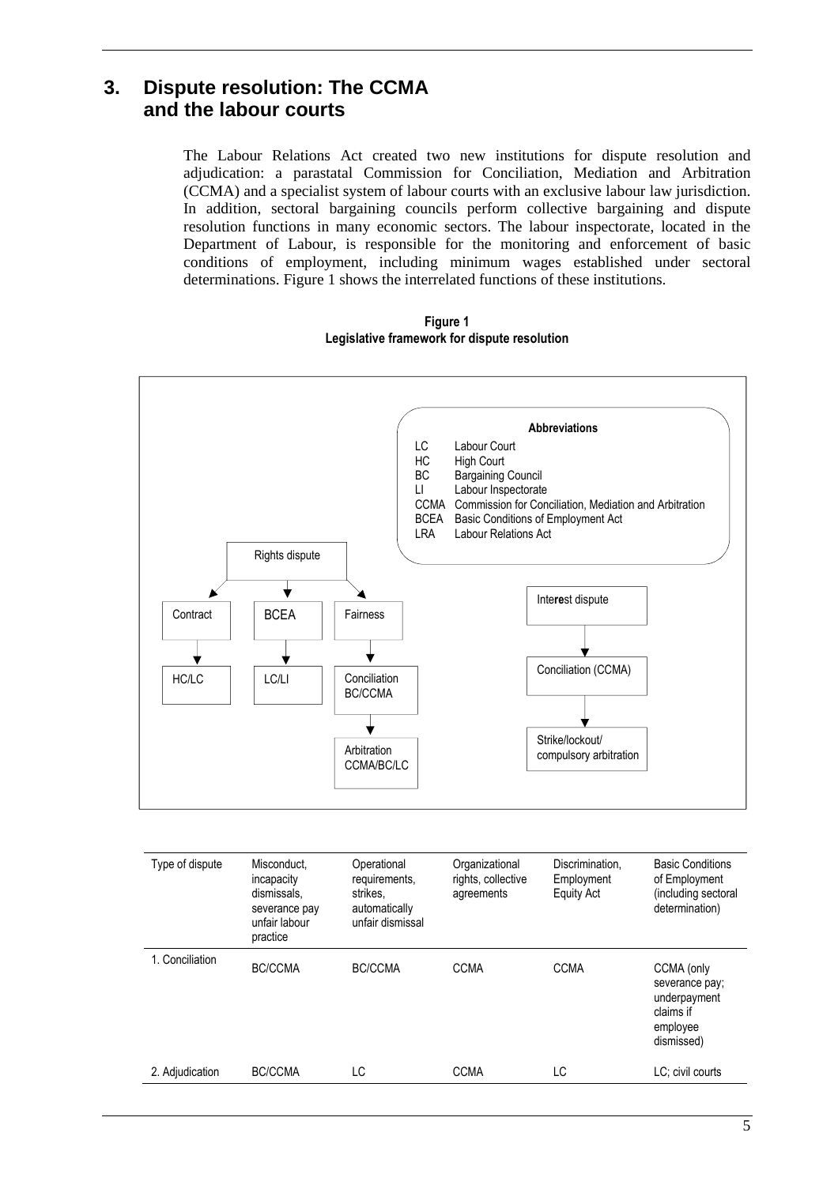# 3. Dispute resolution: The CCMA and the labour courts

The Labour Relations Act created two new institutions for dispute resolution and adjudication: a parastatal Commission for Conciliation, Mediation and Arbitration (CCMA) and a specialist system of labour courts with an exclusive labour law jurisdiction. In addition, sectoral bargaining councils perform collective bargaining and dispute resolution functions in many economic sectors. The labour inspectorate, located in the Department of Labour, is responsible for the monitoring and enforcement of basic conditions of employment, including minimum wages established under sectoral determinations. Figure 1 shows the interrelated functions of these institutions.

**Figure 1**
**Legislative framework for dispute resolution**

**Abbreviations**

- LC — Labour Court
- HC — High Court
- BC — Bargaining Council
- LI — Labour Inspectorate
- CCMA — Commission for Conciliation, Mediation and Arbitration
- BCEA — Basic Conditions of Employment Act
- LRA — Labour Relations Act

Rights dispute
- Contract → HC/LC
- BCEA → LC/LI
- Fairness → Conciliation BC/CCMA → Arbitration CCMA/BC/LC

Interest dispute → Conciliation (CCMA) → Strike/lockout/ compulsory arbitration

| Type of dispute | Misconduct, incapacity dismissals, severance pay unfair labour practice | Operational requirements, strikes, automatically unfair dismissal | Organizational rights, collective agreements | Discrimination, Employment Equity Act | Basic Conditions of Employment (including sectoral determination) |
|---|---|---|---|---|---|
| 1. Conciliation | BC/CCMA | BC/CCMA | CCMA | CCMA | CCMA (only severance pay; underpayment claims if employee dismissed) |
| 2. Adjudication | BC/CCMA | LC | CCMA | LC | LC; civil courts |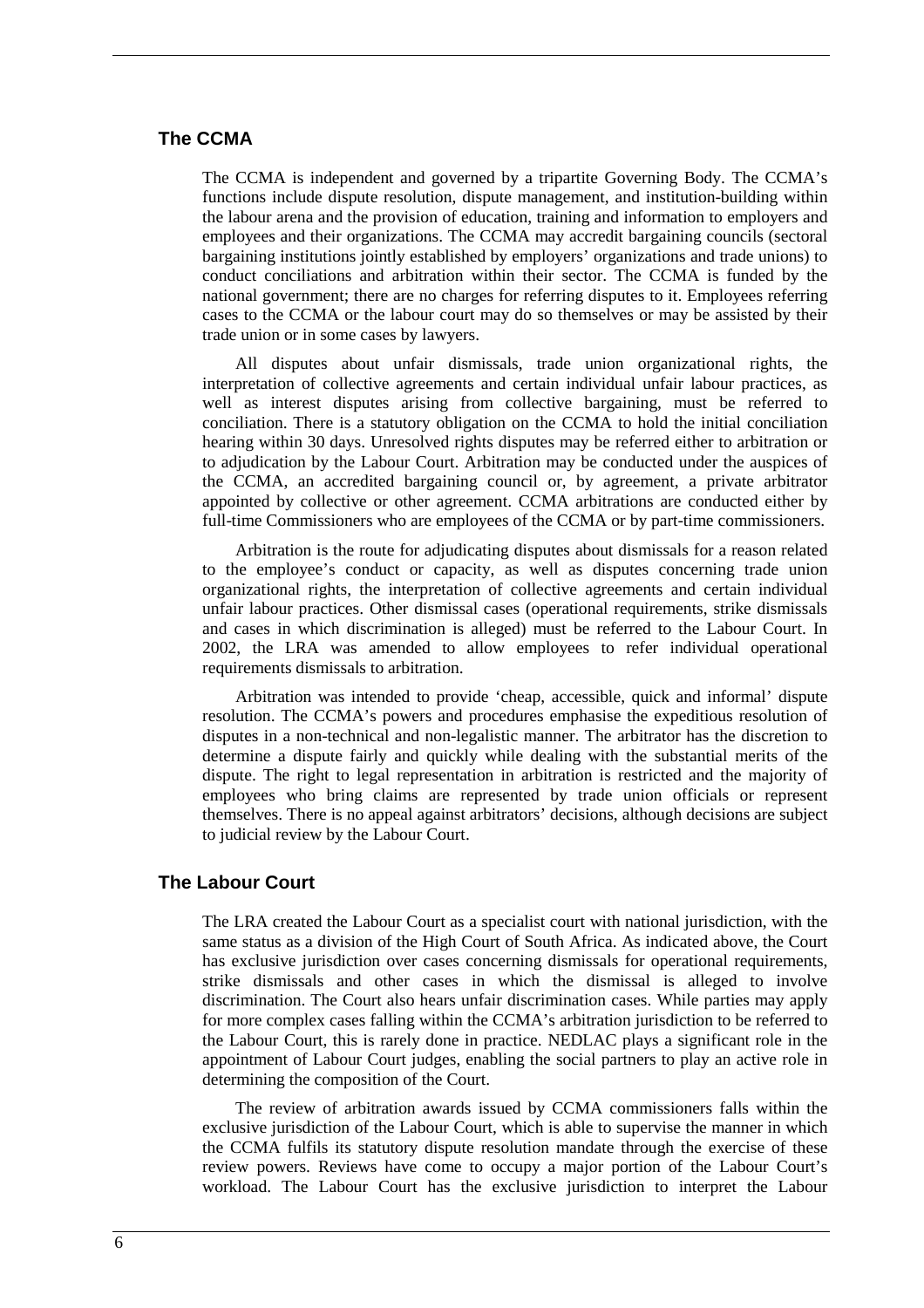## The CCMA

The CCMA is independent and governed by a tripartite Governing Body. The CCMA's functions include dispute resolution, dispute management, and institution-building within the labour arena and the provision of education, training and information to employers and employees and their organizations. The CCMA may accredit bargaining councils (sectoral bargaining institutions jointly established by employers' organizations and trade unions) to conduct conciliations and arbitration within their sector. The CCMA is funded by the national government; there are no charges for referring disputes to it. Employees referring cases to the CCMA or the labour court may do so themselves or may be assisted by their trade union or in some cases by lawyers.

All disputes about unfair dismissals, trade union organizational rights, the interpretation of collective agreements and certain individual unfair labour practices, as well as interest disputes arising from collective bargaining, must be referred to conciliation. There is a statutory obligation on the CCMA to hold the initial conciliation hearing within 30 days. Unresolved rights disputes may be referred either to arbitration or to adjudication by the Labour Court. Arbitration may be conducted under the auspices of the CCMA, an accredited bargaining council or, by agreement, a private arbitrator appointed by collective or other agreement. CCMA arbitrations are conducted either by full-time Commissioners who are employees of the CCMA or by part-time commissioners.

Arbitration is the route for adjudicating disputes about dismissals for a reason related to the employee's conduct or capacity, as well as disputes concerning trade union organizational rights, the interpretation of collective agreements and certain individual unfair labour practices. Other dismissal cases (operational requirements, strike dismissals and cases in which discrimination is alleged) must be referred to the Labour Court. In 2002, the LRA was amended to allow employees to refer individual operational requirements dismissals to arbitration.

Arbitration was intended to provide 'cheap, accessible, quick and informal' dispute resolution. The CCMA's powers and procedures emphasise the expeditious resolution of disputes in a non-technical and non-legalistic manner. The arbitrator has the discretion to determine a dispute fairly and quickly while dealing with the substantial merits of the dispute. The right to legal representation in arbitration is restricted and the majority of employees who bring claims are represented by trade union officials or represent themselves. There is no appeal against arbitrators' decisions, although decisions are subject to judicial review by the Labour Court.

## The Labour Court

The LRA created the Labour Court as a specialist court with national jurisdiction, with the same status as a division of the High Court of South Africa. As indicated above, the Court has exclusive jurisdiction over cases concerning dismissals for operational requirements, strike dismissals and other cases in which the dismissal is alleged to involve discrimination. The Court also hears unfair discrimination cases. While parties may apply for more complex cases falling within the CCMA's arbitration jurisdiction to be referred to the Labour Court, this is rarely done in practice. NEDLAC plays a significant role in the appointment of Labour Court judges, enabling the social partners to play an active role in determining the composition of the Court.

The review of arbitration awards issued by CCMA commissioners falls within the exclusive jurisdiction of the Labour Court, which is able to supervise the manner in which the CCMA fulfils its statutory dispute resolution mandate through the exercise of these review powers. Reviews have come to occupy a major portion of the Labour Court's workload. The Labour Court has the exclusive jurisdiction to interpret the Labour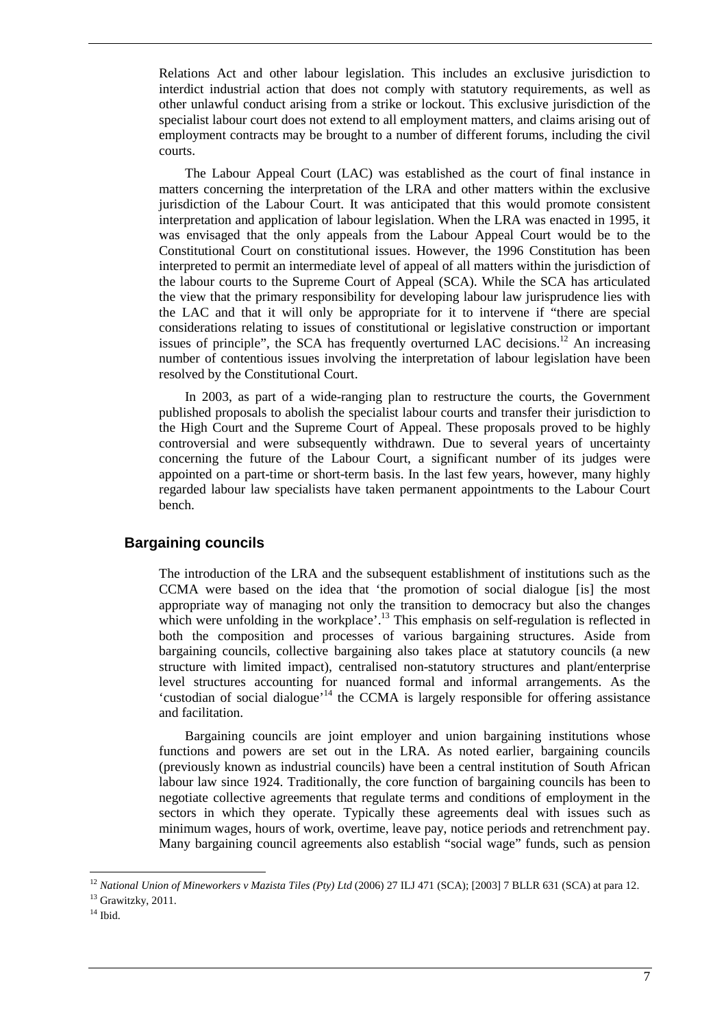Relations Act and other labour legislation. This includes an exclusive jurisdiction to interdict industrial action that does not comply with statutory requirements, as well as other unlawful conduct arising from a strike or lockout. This exclusive jurisdiction of the specialist labour court does not extend to all employment matters, and claims arising out of employment contracts may be brought to a number of different forums, including the civil courts.

The Labour Appeal Court (LAC) was established as the court of final instance in matters concerning the interpretation of the LRA and other matters within the exclusive jurisdiction of the Labour Court. It was anticipated that this would promote consistent interpretation and application of labour legislation. When the LRA was enacted in 1995, it was envisaged that the only appeals from the Labour Appeal Court would be to the Constitutional Court on constitutional issues. However, the 1996 Constitution has been interpreted to permit an intermediate level of appeal of all matters within the jurisdiction of the labour courts to the Supreme Court of Appeal (SCA). While the SCA has articulated the view that the primary responsibility for developing labour law jurisprudence lies with the LAC and that it will only be appropriate for it to intervene if "there are special considerations relating to issues of constitutional or legislative construction or important issues of principle", the SCA has frequently overturned LAC decisions.[12] An increasing number of contentious issues involving the interpretation of labour legislation have been resolved by the Constitutional Court.

In 2003, as part of a wide-ranging plan to restructure the courts, the Government published proposals to abolish the specialist labour courts and transfer their jurisdiction to the High Court and the Supreme Court of Appeal. These proposals proved to be highly controversial and were subsequently withdrawn. Due to several years of uncertainty concerning the future of the Labour Court, a significant number of its judges were appointed on a part-time or short-term basis. In the last few years, however, many highly regarded labour law specialists have taken permanent appointments to the Labour Court bench.

## Bargaining councils

The introduction of the LRA and the subsequent establishment of institutions such as the CCMA were based on the idea that 'the promotion of social dialogue [is] the most appropriate way of managing not only the transition to democracy but also the changes which were unfolding in the workplace'.[13] This emphasis on self-regulation is reflected in both the composition and processes of various bargaining structures. Aside from bargaining councils, collective bargaining also takes place at statutory councils (a new structure with limited impact), centralised non-statutory structures and plant/enterprise level structures accounting for nuanced formal and informal arrangements. As the 'custodian of social dialogue'[14] the CCMA is largely responsible for offering assistance and facilitation.

Bargaining councils are joint employer and union bargaining institutions whose functions and powers are set out in the LRA. As noted earlier, bargaining councils (previously known as industrial councils) have been a central institution of South African labour law since 1924. Traditionally, the core function of bargaining councils has been to negotiate collective agreements that regulate terms and conditions of employment in the sectors in which they operate. Typically these agreements deal with issues such as minimum wages, hours of work, overtime, leave pay, notice periods and retrenchment pay. Many bargaining council agreements also establish "social wage" funds, such as pension

---

[12] *National Union of Mineworkers v Mazista Tiles (Pty) Ltd* (2006) 27 ILJ 471 (SCA); [2003] 7 BLLR 631 (SCA) at para 12.

[13] Grawitzky, 2011.

[14] Ibid.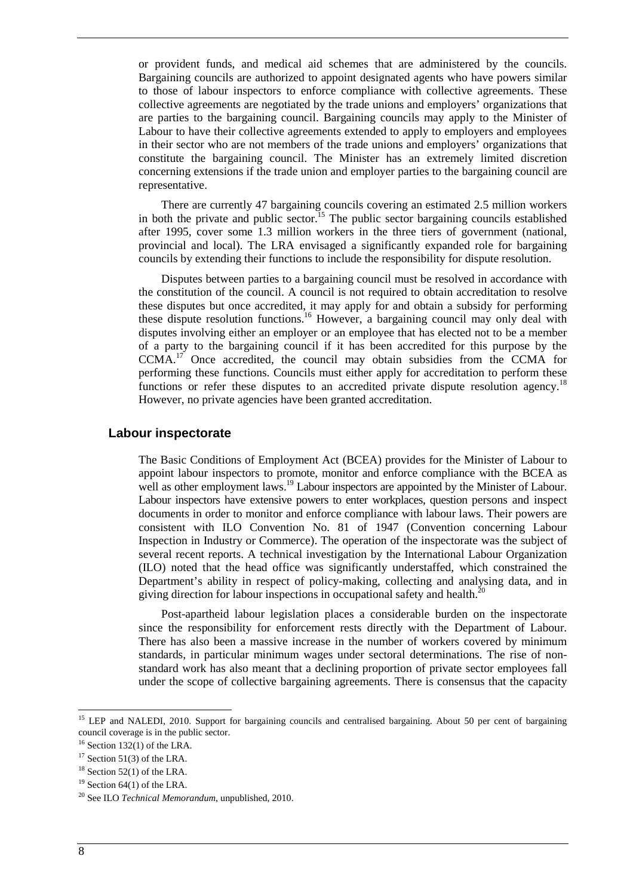or provident funds, and medical aid schemes that are administered by the councils. Bargaining councils are authorized to appoint designated agents who have powers similar to those of labour inspectors to enforce compliance with collective agreements. These collective agreements are negotiated by the trade unions and employers' organizations that are parties to the bargaining council. Bargaining councils may apply to the Minister of Labour to have their collective agreements extended to apply to employers and employees in their sector who are not members of the trade unions and employers' organizations that constitute the bargaining council. The Minister has an extremely limited discretion concerning extensions if the trade union and employer parties to the bargaining council are representative.

There are currently 47 bargaining councils covering an estimated 2.5 million workers in both the private and public sector.[15] The public sector bargaining councils established after 1995, cover some 1.3 million workers in the three tiers of government (national, provincial and local). The LRA envisaged a significantly expanded role for bargaining councils by extending their functions to include the responsibility for dispute resolution.

Disputes between parties to a bargaining council must be resolved in accordance with the constitution of the council. A council is not required to obtain accreditation to resolve these disputes but once accredited, it may apply for and obtain a subsidy for performing these dispute resolution functions.[16] However, a bargaining council may only deal with disputes involving either an employer or an employee that has elected not to be a member of a party to the bargaining council if it has been accredited for this purpose by the CCMA.[17] Once accredited, the council may obtain subsidies from the CCMA for performing these functions. Councils must either apply for accreditation to perform these functions or refer these disputes to an accredited private dispute resolution agency.[18] However, no private agencies have been granted accreditation.

## Labour inspectorate

The Basic Conditions of Employment Act (BCEA) provides for the Minister of Labour to appoint labour inspectors to promote, monitor and enforce compliance with the BCEA as well as other employment laws.[19] Labour inspectors are appointed by the Minister of Labour. Labour inspectors have extensive powers to enter workplaces, question persons and inspect documents in order to monitor and enforce compliance with labour laws. Their powers are consistent with ILO Convention No. 81 of 1947 (Convention concerning Labour Inspection in Industry or Commerce). The operation of the inspectorate was the subject of several recent reports. A technical investigation by the International Labour Organization (ILO) noted that the head office was significantly understaffed, which constrained the Department's ability in respect of policy-making, collecting and analysing data, and in giving direction for labour inspections in occupational safety and health.[20]

Post-apartheid labour legislation places a considerable burden on the inspectorate since the responsibility for enforcement rests directly with the Department of Labour. There has also been a massive increase in the number of workers covered by minimum standards, in particular minimum wages under sectoral determinations. The rise of non-standard work has also meant that a declining proportion of private sector employees fall under the scope of collective bargaining agreements. There is consensus that the capacity

---

[15] LEP and NALEDI, 2010. Support for bargaining councils and centralised bargaining. About 50 per cent of bargaining council coverage is in the public sector.

[16] Section 132(1) of the LRA.

[17] Section 51(3) of the LRA.

[18] Section 52(1) of the LRA.

[19] Section 64(1) of the LRA.

[20] See ILO *Technical Memorandum*, unpublished, 2010.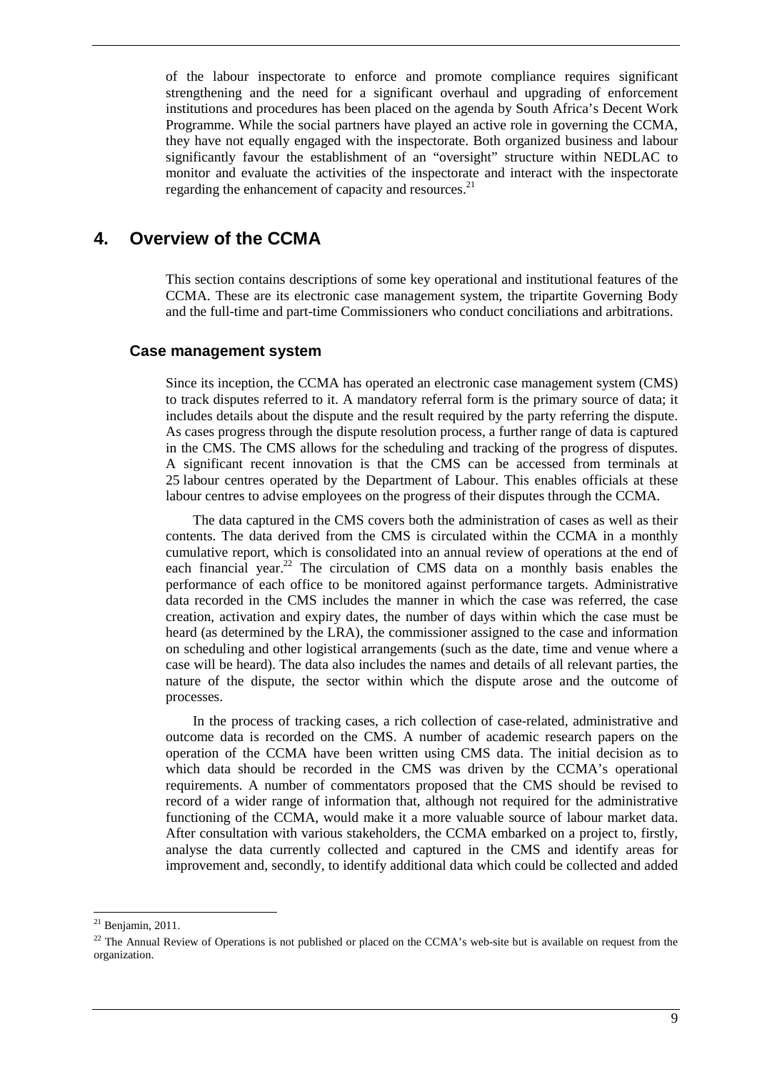of the labour inspectorate to enforce and promote compliance requires significant strengthening and the need for a significant overhaul and upgrading of enforcement institutions and procedures has been placed on the agenda by South Africa's Decent Work Programme. While the social partners have played an active role in governing the CCMA, they have not equally engaged with the inspectorate. Both organized business and labour significantly favour the establishment of an "oversight" structure within NEDLAC to monitor and evaluate the activities of the inspectorate and interact with the inspectorate regarding the enhancement of capacity and resources.[21]

# 4. Overview of the CCMA

This section contains descriptions of some key operational and institutional features of the CCMA. These are its electronic case management system, the tripartite Governing Body and the full-time and part-time Commissioners who conduct conciliations and arbitrations.

## Case management system

Since its inception, the CCMA has operated an electronic case management system (CMS) to track disputes referred to it. A mandatory referral form is the primary source of data; it includes details about the dispute and the result required by the party referring the dispute. As cases progress through the dispute resolution process, a further range of data is captured in the CMS. The CMS allows for the scheduling and tracking of the progress of disputes. A significant recent innovation is that the CMS can be accessed from terminals at 25 labour centres operated by the Department of Labour. This enables officials at these labour centres to advise employees on the progress of their disputes through the CCMA.

The data captured in the CMS covers both the administration of cases as well as their contents. The data derived from the CMS is circulated within the CCMA in a monthly cumulative report, which is consolidated into an annual review of operations at the end of each financial year.[22] The circulation of CMS data on a monthly basis enables the performance of each office to be monitored against performance targets. Administrative data recorded in the CMS includes the manner in which the case was referred, the case creation, activation and expiry dates, the number of days within which the case must be heard (as determined by the LRA), the commissioner assigned to the case and information on scheduling and other logistical arrangements (such as the date, time and venue where a case will be heard). The data also includes the names and details of all relevant parties, the nature of the dispute, the sector within which the dispute arose and the outcome of processes.

In the process of tracking cases, a rich collection of case-related, administrative and outcome data is recorded on the CMS. A number of academic research papers on the operation of the CCMA have been written using CMS data. The initial decision as to which data should be recorded in the CMS was driven by the CCMA's operational requirements. A number of commentators proposed that the CMS should be revised to record of a wider range of information that, although not required for the administrative functioning of the CCMA, would make it a more valuable source of labour market data. After consultation with various stakeholders, the CCMA embarked on a project to, firstly, analyse the data currently collected and captured in the CMS and identify areas for improvement and, secondly, to identify additional data which could be collected and added

[21] Benjamin, 2011.

[22] The Annual Review of Operations is not published or placed on the CCMA's web-site but is available on request from the organization.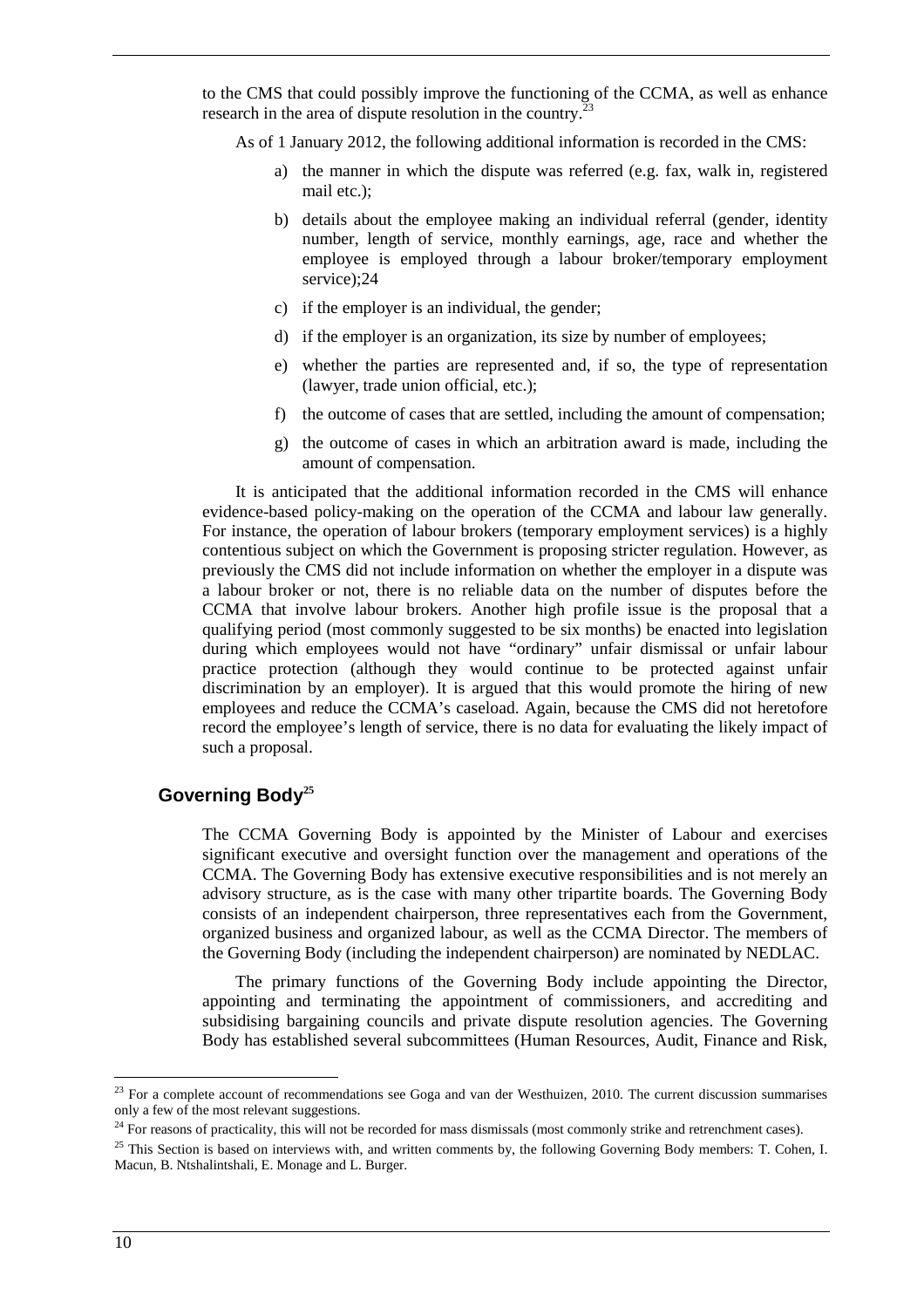to the CMS that could possibly improve the functioning of the CCMA, as well as enhance research in the area of dispute resolution in the country.[23]

As of 1 January 2012, the following additional information is recorded in the CMS:

a) the manner in which the dispute was referred (e.g. fax, walk in, registered mail etc.);

b) details about the employee making an individual referral (gender, identity number, length of service, monthly earnings, age, race and whether the employee is employed through a labour broker/temporary employment service);24

c) if the employer is an individual, the gender;

d) if the employer is an organization, its size by number of employees;

e) whether the parties are represented and, if so, the type of representation (lawyer, trade union official, etc.);

f) the outcome of cases that are settled, including the amount of compensation;

g) the outcome of cases in which an arbitration award is made, including the amount of compensation.

It is anticipated that the additional information recorded in the CMS will enhance evidence-based policy-making on the operation of the CCMA and labour law generally. For instance, the operation of labour brokers (temporary employment services) is a highly contentious subject on which the Government is proposing stricter regulation. However, as previously the CMS did not include information on whether the employer in a dispute was a labour broker or not, there is no reliable data on the number of disputes before the CCMA that involve labour brokers. Another high profile issue is the proposal that a qualifying period (most commonly suggested to be six months) be enacted into legislation during which employees would not have "ordinary" unfair dismissal or unfair labour practice protection (although they would continue to be protected against unfair discrimination by an employer). It is argued that this would promote the hiring of new employees and reduce the CCMA's caseload. Again, because the CMS did not heretofore record the employee's length of service, there is no data for evaluating the likely impact of such a proposal.

## Governing Body[25]

The CCMA Governing Body is appointed by the Minister of Labour and exercises significant executive and oversight function over the management and operations of the CCMA. The Governing Body has extensive executive responsibilities and is not merely an advisory structure, as is the case with many other tripartite boards. The Governing Body consists of an independent chairperson, three representatives each from the Government, organized business and organized labour, as well as the CCMA Director. The members of the Governing Body (including the independent chairperson) are nominated by NEDLAC.

The primary functions of the Governing Body include appointing the Director, appointing and terminating the appointment of commissioners, and accrediting and subsidising bargaining councils and private dispute resolution agencies. The Governing Body has established several subcommittees (Human Resources, Audit, Finance and Risk,

---

[23] For a complete account of recommendations see Goga and van der Westhuizen, 2010. The current discussion summarises only a few of the most relevant suggestions.

[24] For reasons of practicality, this will not be recorded for mass dismissals (most commonly strike and retrenchment cases).

[25] This Section is based on interviews with, and written comments by, the following Governing Body members: T. Cohen, I. Macun, B. Ntshalintshali, E. Monage and L. Burger.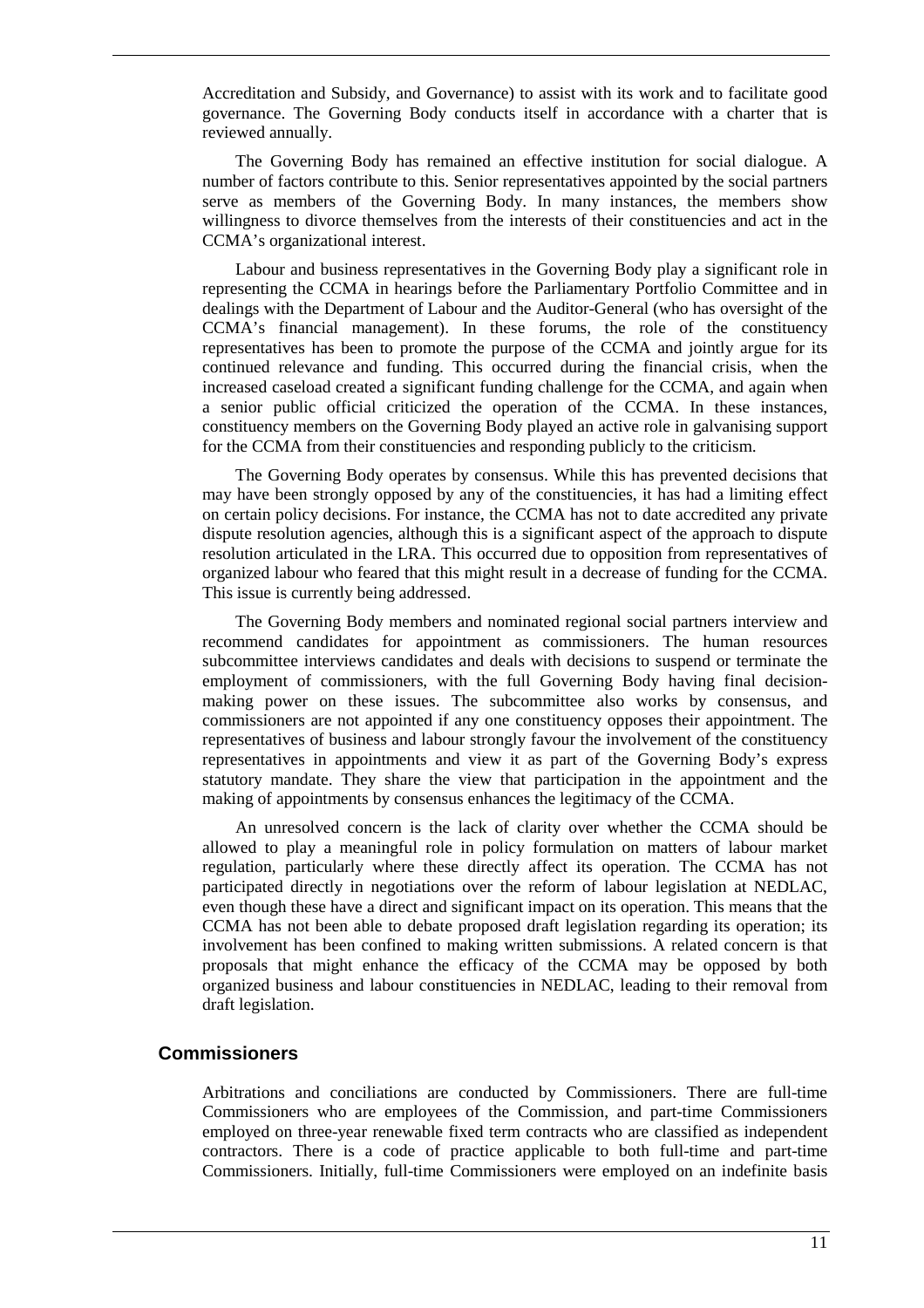Accreditation and Subsidy, and Governance) to assist with its work and to facilitate good governance. The Governing Body conducts itself in accordance with a charter that is reviewed annually.

The Governing Body has remained an effective institution for social dialogue. A number of factors contribute to this. Senior representatives appointed by the social partners serve as members of the Governing Body. In many instances, the members show willingness to divorce themselves from the interests of their constituencies and act in the CCMA's organizational interest.

Labour and business representatives in the Governing Body play a significant role in representing the CCMA in hearings before the Parliamentary Portfolio Committee and in dealings with the Department of Labour and the Auditor-General (who has oversight of the CCMA's financial management). In these forums, the role of the constituency representatives has been to promote the purpose of the CCMA and jointly argue for its continued relevance and funding. This occurred during the financial crisis, when the increased caseload created a significant funding challenge for the CCMA, and again when a senior public official criticized the operation of the CCMA. In these instances, constituency members on the Governing Body played an active role in galvanising support for the CCMA from their constituencies and responding publicly to the criticism.

The Governing Body operates by consensus. While this has prevented decisions that may have been strongly opposed by any of the constituencies, it has had a limiting effect on certain policy decisions. For instance, the CCMA has not to date accredited any private dispute resolution agencies, although this is a significant aspect of the approach to dispute resolution articulated in the LRA. This occurred due to opposition from representatives of organized labour who feared that this might result in a decrease of funding for the CCMA. This issue is currently being addressed.

The Governing Body members and nominated regional social partners interview and recommend candidates for appointment as commissioners. The human resources subcommittee interviews candidates and deals with decisions to suspend or terminate the employment of commissioners, with the full Governing Body having final decision-making power on these issues. The subcommittee also works by consensus, and commissioners are not appointed if any one constituency opposes their appointment. The representatives of business and labour strongly favour the involvement of the constituency representatives in appointments and view it as part of the Governing Body's express statutory mandate. They share the view that participation in the appointment and the making of appointments by consensus enhances the legitimacy of the CCMA.

An unresolved concern is the lack of clarity over whether the CCMA should be allowed to play a meaningful role in policy formulation on matters of labour market regulation, particularly where these directly affect its operation. The CCMA has not participated directly in negotiations over the reform of labour legislation at NEDLAC, even though these have a direct and significant impact on its operation. This means that the CCMA has not been able to debate proposed draft legislation regarding its operation; its involvement has been confined to making written submissions. A related concern is that proposals that might enhance the efficacy of the CCMA may be opposed by both organized business and labour constituencies in NEDLAC, leading to their removal from draft legislation.

## Commissioners

Arbitrations and conciliations are conducted by Commissioners. There are full-time Commissioners who are employees of the Commission, and part-time Commissioners employed on three-year renewable fixed term contracts who are classified as independent contractors. There is a code of practice applicable to both full-time and part-time Commissioners. Initially, full-time Commissioners were employed on an indefinite basis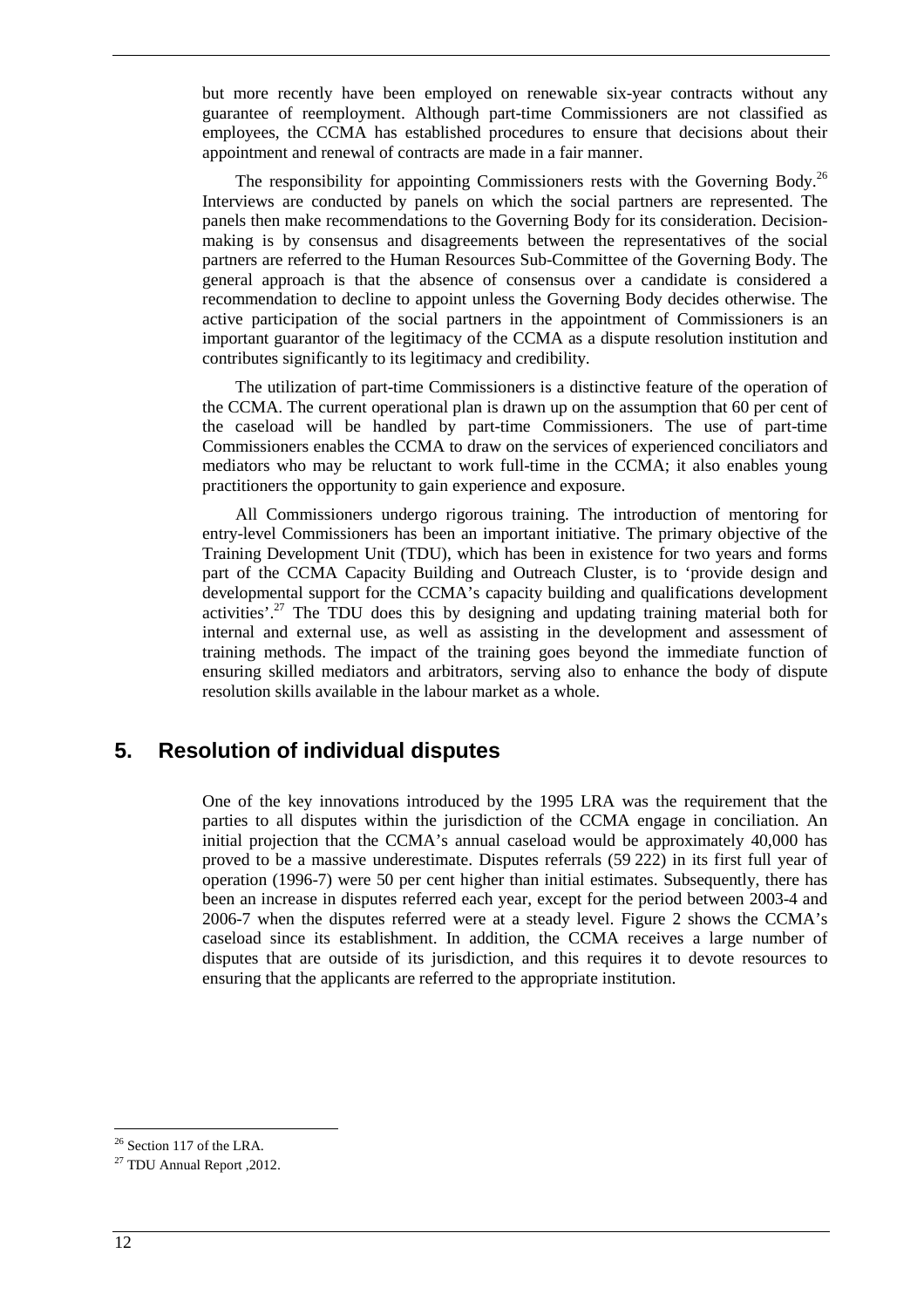but more recently have been employed on renewable six-year contracts without any guarantee of reemployment. Although part-time Commissioners are not classified as employees, the CCMA has established procedures to ensure that decisions about their appointment and renewal of contracts are made in a fair manner.

The responsibility for appointing Commissioners rests with the Governing Body.[26] Interviews are conducted by panels on which the social partners are represented. The panels then make recommendations to the Governing Body for its consideration. Decision-making is by consensus and disagreements between the representatives of the social partners are referred to the Human Resources Sub-Committee of the Governing Body. The general approach is that the absence of consensus over a candidate is considered a recommendation to decline to appoint unless the Governing Body decides otherwise. The active participation of the social partners in the appointment of Commissioners is an important guarantor of the legitimacy of the CCMA as a dispute resolution institution and contributes significantly to its legitimacy and credibility.

The utilization of part-time Commissioners is a distinctive feature of the operation of the CCMA. The current operational plan is drawn up on the assumption that 60 per cent of the caseload will be handled by part-time Commissioners. The use of part-time Commissioners enables the CCMA to draw on the services of experienced conciliators and mediators who may be reluctant to work full-time in the CCMA; it also enables young practitioners the opportunity to gain experience and exposure.

All Commissioners undergo rigorous training. The introduction of mentoring for entry-level Commissioners has been an important initiative. The primary objective of the Training Development Unit (TDU), which has been in existence for two years and forms part of the CCMA Capacity Building and Outreach Cluster, is to 'provide design and developmental support for the CCMA's capacity building and qualifications development activities'.[27] The TDU does this by designing and updating training material both for internal and external use, as well as assisting in the development and assessment of training methods. The impact of the training goes beyond the immediate function of ensuring skilled mediators and arbitrators, serving also to enhance the body of dispute resolution skills available in the labour market as a whole.

## 5. Resolution of individual disputes

One of the key innovations introduced by the 1995 LRA was the requirement that the parties to all disputes within the jurisdiction of the CCMA engage in conciliation. An initial projection that the CCMA's annual caseload would be approximately 40,000 has proved to be a massive underestimate. Disputes referrals (59 222) in its first full year of operation (1996-7) were 50 per cent higher than initial estimates. Subsequently, there has been an increase in disputes referred each year, except for the period between 2003-4 and 2006-7 when the disputes referred were at a steady level. Figure 2 shows the CCMA's caseload since its establishment. In addition, the CCMA receives a large number of disputes that are outside of its jurisdiction, and this requires it to devote resources to ensuring that the applicants are referred to the appropriate institution.

---

[26] Section 117 of the LRA.

[27] TDU Annual Report ,2012.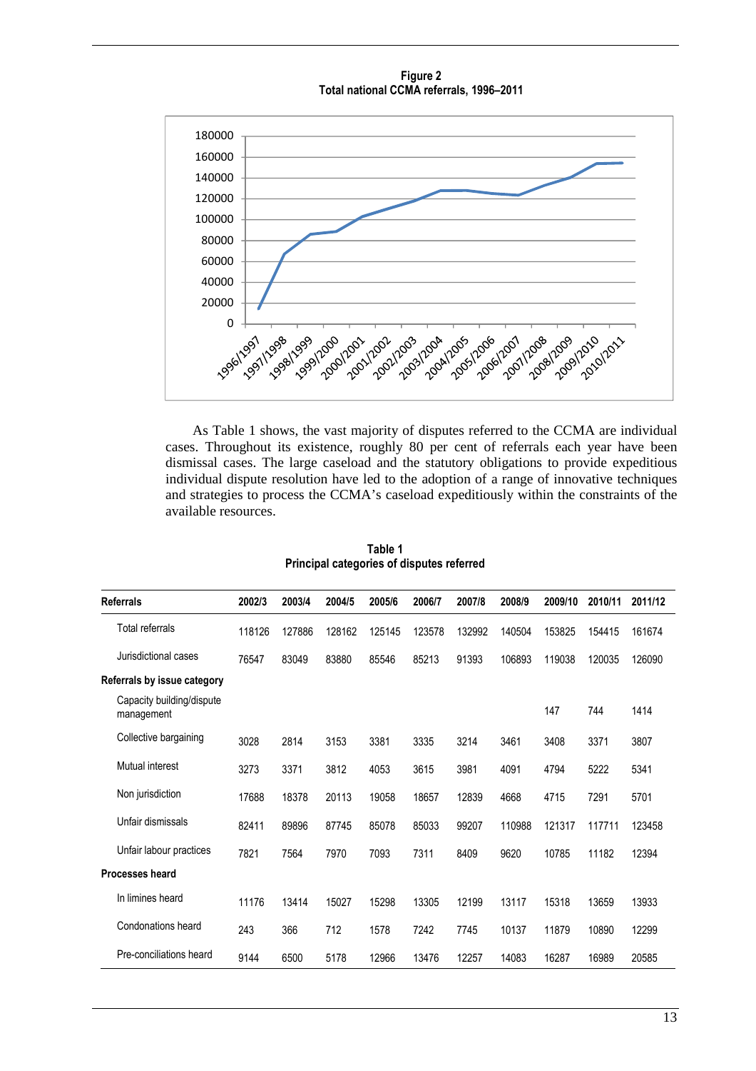**Figure 2**
**Total national CCMA referrals, 1996–2011**

As Table 1 shows, the vast majority of disputes referred to the CCMA are individual cases. Throughout its existence, roughly 80 per cent of referrals each year have been dismissal cases. The large caseload and the statutory obligations to provide expeditious individual dispute resolution have led to the adoption of a range of innovative techniques and strategies to process the CCMA's caseload expeditiously within the constraints of the available resources.

**Table 1**
**Principal categories of disputes referred**

| Referrals | 2002/3 | 2003/4 | 2004/5 | 2005/6 | 2006/7 | 2007/8 | 2008/9 | 2009/10 | 2010/11 | 2011/12 |
|---|---|---|---|---|---|---|---|---|---|---|
| Total referrals | 118126 | 127886 | 128162 | 125145 | 123578 | 132992 | 140504 | 153825 | 154415 | 161674 |
| Jurisdictional cases | 76547 | 83049 | 83880 | 85546 | 85213 | 91393 | 106893 | 119038 | 120035 | 126090 |
| **Referrals by issue category** | | | | | | | | | | |
| Capacity building/dispute management | | | | | | | | 147 | 744 | 1414 |
| Collective bargaining | 3028 | 2814 | 3153 | 3381 | 3335 | 3214 | 3461 | 3408 | 3371 | 3807 |
| Mutual interest | 3273 | 3371 | 3812 | 4053 | 3615 | 3981 | 4091 | 4794 | 5222 | 5341 |
| Non jurisdiction | 17688 | 18378 | 20113 | 19058 | 18657 | 12839 | 4668 | 4715 | 7291 | 5701 |
| Unfair dismissals | 82411 | 89896 | 87745 | 85078 | 85033 | 99207 | 110988 | 121317 | 117711 | 123458 |
| Unfair labour practices | 7821 | 7564 | 7970 | 7093 | 7311 | 8409 | 9620 | 10785 | 11182 | 12394 |
| **Processes heard** | | | | | | | | | | |
| In limines heard | 11176 | 13414 | 15027 | 15298 | 13305 | 12199 | 13117 | 15318 | 13659 | 13933 |
| Condonations heard | 243 | 366 | 712 | 1578 | 7242 | 7745 | 10137 | 11879 | 10890 | 12299 |
| Pre-conciliations heard | 9144 | 6500 | 5178 | 12966 | 13476 | 12257 | 14083 | 16287 | 16989 | 20585 |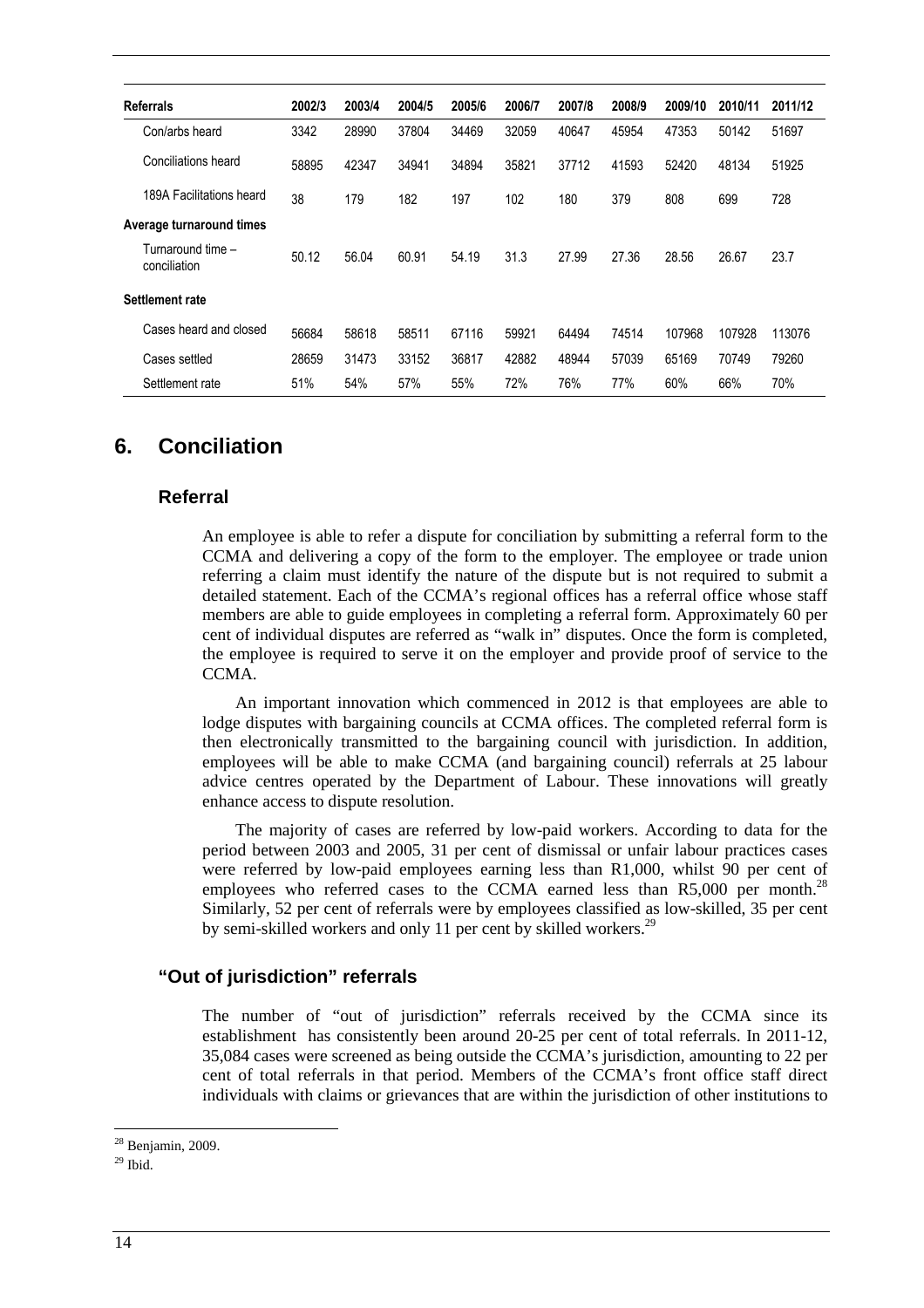| Referrals | 2002/3 | 2003/4 | 2004/5 | 2005/6 | 2006/7 | 2007/8 | 2008/9 | 2009/10 | 2010/11 | 2011/12 |
|---|---|---|---|---|---|---|---|---|---|---|
| Con/arbs heard | 3342 | 28990 | 37804 | 34469 | 32059 | 40647 | 45954 | 47353 | 50142 | 51697 |
| Conciliations heard | 58895 | 42347 | 34941 | 34894 | 35821 | 37712 | 41593 | 52420 | 48134 | 51925 |
| 189A Facilitations heard | 38 | 179 | 182 | 197 | 102 | 180 | 379 | 808 | 699 | 728 |
| **Average turnaround times** | | | | | | | | | | |
| Turnaround time – conciliation | 50.12 | 56.04 | 60.91 | 54.19 | 31.3 | 27.99 | 27.36 | 28.56 | 26.67 | 23.7 |
| **Settlement rate** | | | | | | | | | | |
| Cases heard and closed | 56684 | 58618 | 58511 | 67116 | 59921 | 64494 | 74514 | 107968 | 107928 | 113076 |
| Cases settled | 28659 | 31473 | 33152 | 36817 | 42882 | 48944 | 57039 | 65169 | 70749 | 79260 |
| Settlement rate | 51% | 54% | 57% | 55% | 72% | 76% | 77% | 60% | 66% | 70% |

## 6. Conciliation

### Referral

An employee is able to refer a dispute for conciliation by submitting a referral form to the CCMA and delivering a copy of the form to the employer. The employee or trade union referring a claim must identify the nature of the dispute but is not required to submit a detailed statement. Each of the CCMA's regional offices has a referral office whose staff members are able to guide employees in completing a referral form. Approximately 60 per cent of individual disputes are referred as "walk in" disputes. Once the form is completed, the employee is required to serve it on the employer and provide proof of service to the CCMA.

An important innovation which commenced in 2012 is that employees are able to lodge disputes with bargaining councils at CCMA offices. The completed referral form is then electronically transmitted to the bargaining council with jurisdiction. In addition, employees will be able to make CCMA (and bargaining council) referrals at 25 labour advice centres operated by the Department of Labour. These innovations will greatly enhance access to dispute resolution.

The majority of cases are referred by low-paid workers. According to data for the period between 2003 and 2005, 31 per cent of dismissal or unfair labour practices cases were referred by low-paid employees earning less than R1,000, whilst 90 per cent of employees who referred cases to the CCMA earned less than R5,000 per month.[28] Similarly, 52 per cent of referrals were by employees classified as low-skilled, 35 per cent by semi-skilled workers and only 11 per cent by skilled workers.[29]

### "Out of jurisdiction" referrals

The number of "out of jurisdiction" referrals received by the CCMA since its establishment has consistently been around 20-25 per cent of total referrals. In 2011-12, 35,084 cases were screened as being outside the CCMA's jurisdiction, amounting to 22 per cent of total referrals in that period. Members of the CCMA's front office staff direct individuals with claims or grievances that are within the jurisdiction of other institutions to

[28] Benjamin, 2009.

[29] Ibid.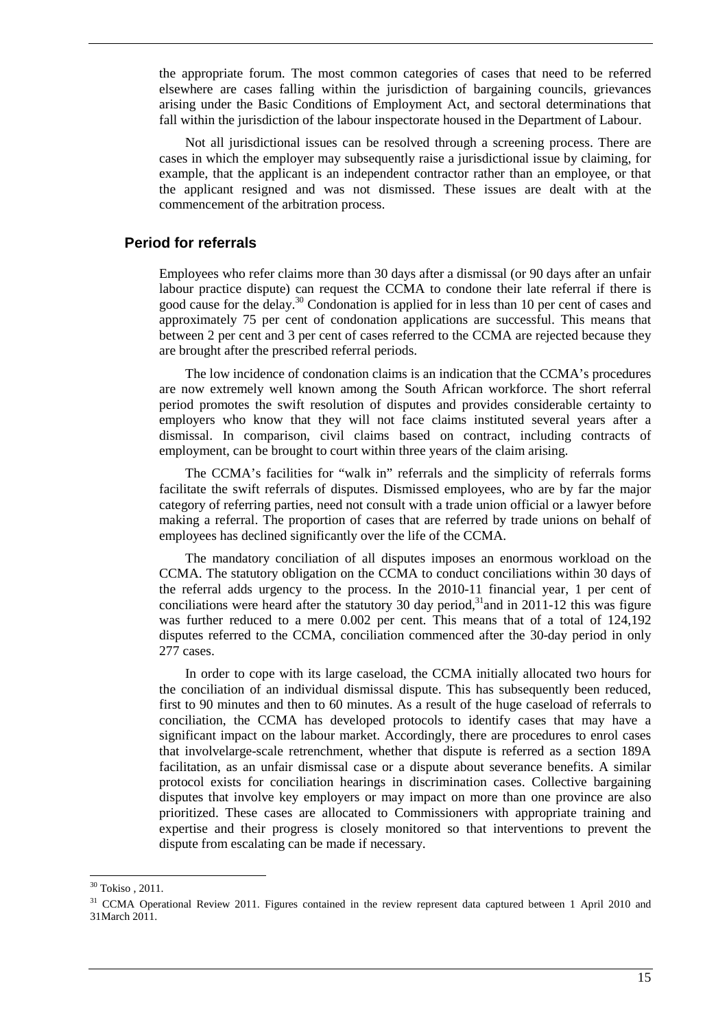the appropriate forum. The most common categories of cases that need to be referred elsewhere are cases falling within the jurisdiction of bargaining councils, grievances arising under the Basic Conditions of Employment Act, and sectoral determinations that fall within the jurisdiction of the labour inspectorate housed in the Department of Labour.

Not all jurisdictional issues can be resolved through a screening process. There are cases in which the employer may subsequently raise a jurisdictional issue by claiming, for example, that the applicant is an independent contractor rather than an employee, or that the applicant resigned and was not dismissed. These issues are dealt with at the commencement of the arbitration process.

## Period for referrals

Employees who refer claims more than 30 days after a dismissal (or 90 days after an unfair labour practice dispute) can request the CCMA to condone their late referral if there is good cause for the delay.[30] Condonation is applied for in less than 10 per cent of cases and approximately 75 per cent of condonation applications are successful. This means that between 2 per cent and 3 per cent of cases referred to the CCMA are rejected because they are brought after the prescribed referral periods.

The low incidence of condonation claims is an indication that the CCMA's procedures are now extremely well known among the South African workforce. The short referral period promotes the swift resolution of disputes and provides considerable certainty to employers who know that they will not face claims instituted several years after a dismissal. In comparison, civil claims based on contract, including contracts of employment, can be brought to court within three years of the claim arising.

The CCMA's facilities for "walk in" referrals and the simplicity of referrals forms facilitate the swift referrals of disputes. Dismissed employees, who are by far the major category of referring parties, need not consult with a trade union official or a lawyer before making a referral. The proportion of cases that are referred by trade unions on behalf of employees has declined significantly over the life of the CCMA.

The mandatory conciliation of all disputes imposes an enormous workload on the CCMA. The statutory obligation on the CCMA to conduct conciliations within 30 days of the referral adds urgency to the process. In the 2010-11 financial year, 1 per cent of conciliations were heard after the statutory 30 day period,[31]and in 2011-12 this was figure was further reduced to a mere 0.002 per cent. This means that of a total of 124,192 disputes referred to the CCMA, conciliation commenced after the 30-day period in only 277 cases.

In order to cope with its large caseload, the CCMA initially allocated two hours for the conciliation of an individual dismissal dispute. This has subsequently been reduced, first to 90 minutes and then to 60 minutes. As a result of the huge caseload of referrals to conciliation, the CCMA has developed protocols to identify cases that may have a significant impact on the labour market. Accordingly, there are procedures to enrol cases that involvelarge-scale retrenchment, whether that dispute is referred as a section 189A facilitation, as an unfair dismissal case or a dispute about severance benefits. A similar protocol exists for conciliation hearings in discrimination cases. Collective bargaining disputes that involve key employers or may impact on more than one province are also prioritized. These cases are allocated to Commissioners with appropriate training and expertise and their progress is closely monitored so that interventions to prevent the dispute from escalating can be made if necessary.

[30] Tokiso , 2011.

[31] CCMA Operational Review 2011. Figures contained in the review represent data captured between 1 April 2010 and 31March 2011.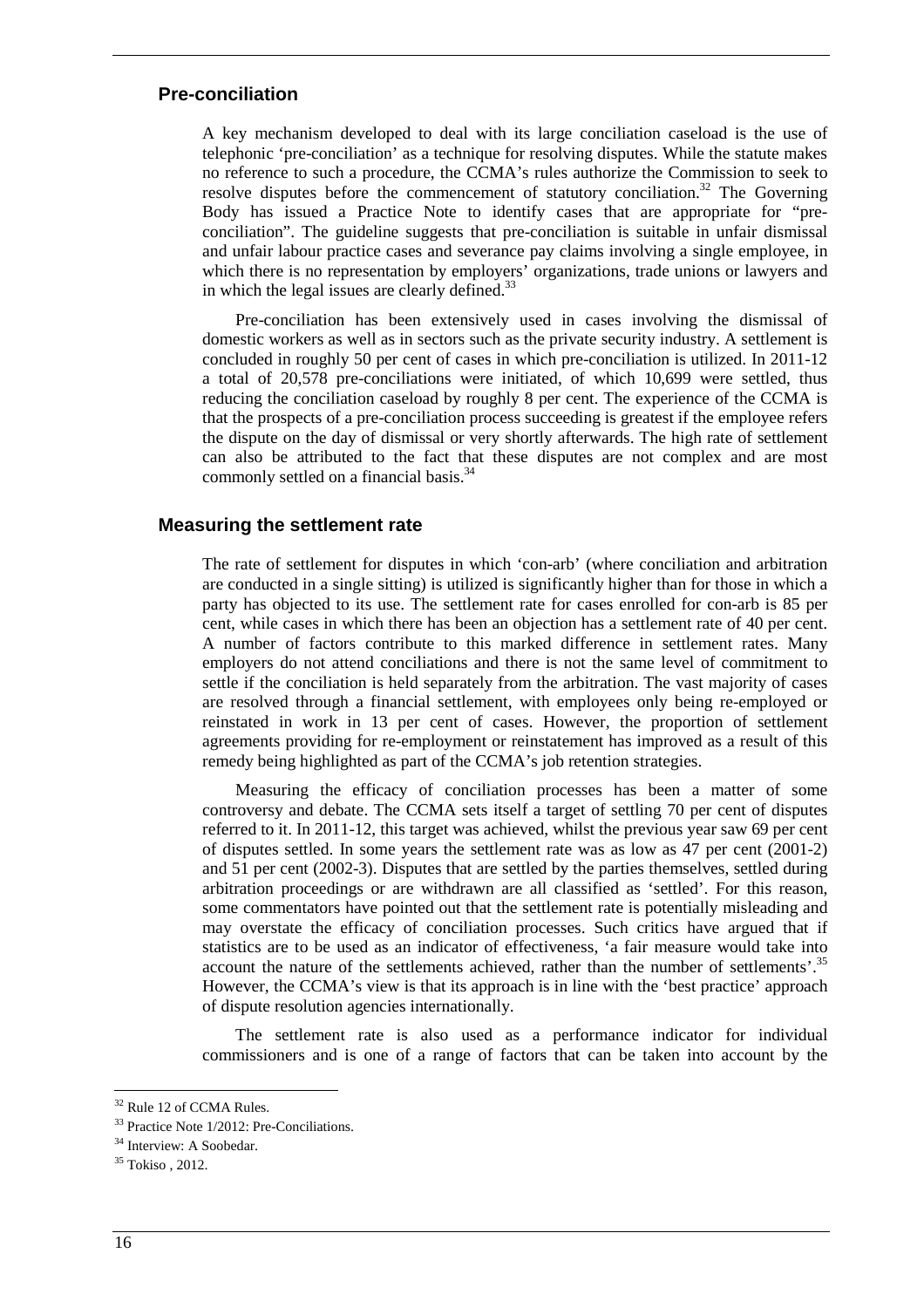## Pre-conciliation

A key mechanism developed to deal with its large conciliation caseload is the use of telephonic 'pre-conciliation' as a technique for resolving disputes. While the statute makes no reference to such a procedure, the CCMA's rules authorize the Commission to seek to resolve disputes before the commencement of statutory conciliation.[32] The Governing Body has issued a Practice Note to identify cases that are appropriate for "pre-conciliation". The guideline suggests that pre-conciliation is suitable in unfair dismissal and unfair labour practice cases and severance pay claims involving a single employee, in which there is no representation by employers' organizations, trade unions or lawyers and in which the legal issues are clearly defined.[33]

Pre-conciliation has been extensively used in cases involving the dismissal of domestic workers as well as in sectors such as the private security industry. A settlement is concluded in roughly 50 per cent of cases in which pre-conciliation is utilized. In 2011-12 a total of 20,578 pre-conciliations were initiated, of which 10,699 were settled, thus reducing the conciliation caseload by roughly 8 per cent. The experience of the CCMA is that the prospects of a pre-conciliation process succeeding is greatest if the employee refers the dispute on the day of dismissal or very shortly afterwards. The high rate of settlement can also be attributed to the fact that these disputes are not complex and are most commonly settled on a financial basis.[34]

## Measuring the settlement rate

The rate of settlement for disputes in which 'con-arb' (where conciliation and arbitration are conducted in a single sitting) is utilized is significantly higher than for those in which a party has objected to its use. The settlement rate for cases enrolled for con-arb is 85 per cent, while cases in which there has been an objection has a settlement rate of 40 per cent. A number of factors contribute to this marked difference in settlement rates. Many employers do not attend conciliations and there is not the same level of commitment to settle if the conciliation is held separately from the arbitration. The vast majority of cases are resolved through a financial settlement, with employees only being re-employed or reinstated in work in 13 per cent of cases. However, the proportion of settlement agreements providing for re-employment or reinstatement has improved as a result of this remedy being highlighted as part of the CCMA's job retention strategies.

Measuring the efficacy of conciliation processes has been a matter of some controversy and debate. The CCMA sets itself a target of settling 70 per cent of disputes referred to it. In 2011-12, this target was achieved, whilst the previous year saw 69 per cent of disputes settled. In some years the settlement rate was as low as 47 per cent (2001-2) and 51 per cent (2002-3). Disputes that are settled by the parties themselves, settled during arbitration proceedings or are withdrawn are all classified as 'settled'. For this reason, some commentators have pointed out that the settlement rate is potentially misleading and may overstate the efficacy of conciliation processes. Such critics have argued that if statistics are to be used as an indicator of effectiveness, 'a fair measure would take into account the nature of the settlements achieved, rather than the number of settlements'.[35] However, the CCMA's view is that its approach is in line with the 'best practice' approach of dispute resolution agencies internationally.

The settlement rate is also used as a performance indicator for individual commissioners and is one of a range of factors that can be taken into account by the

---

[32] Rule 12 of CCMA Rules.

[33] Practice Note 1/2012: Pre-Conciliations.

[34] Interview: A Soobedar.

[35] Tokiso , 2012.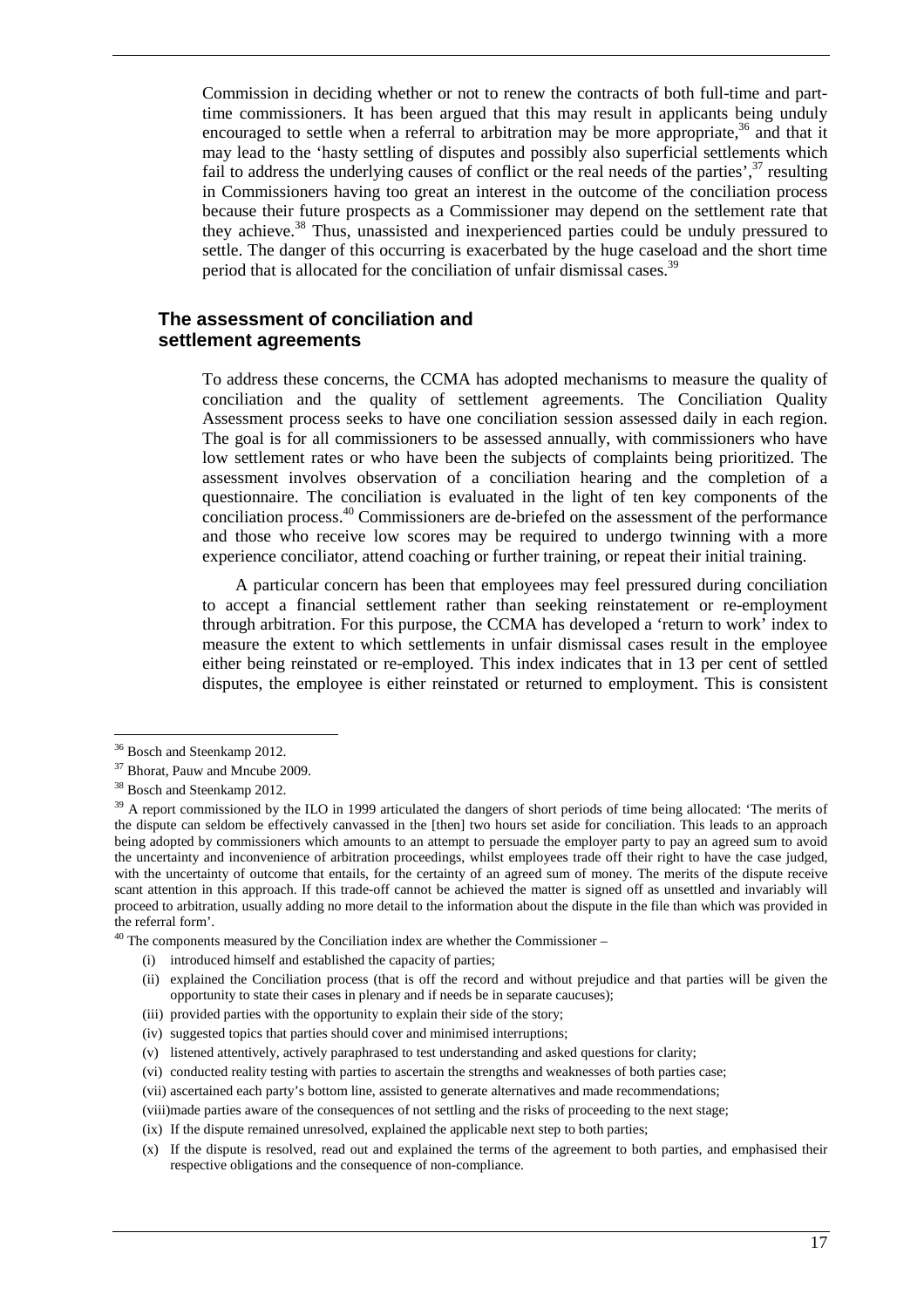Commission in deciding whether or not to renew the contracts of both full-time and part-time commissioners. It has been argued that this may result in applicants being unduly encouraged to settle when a referral to arbitration may be more appropriate,[36] and that it may lead to the 'hasty settling of disputes and possibly also superficial settlements which fail to address the underlying causes of conflict or the real needs of the parties',[37] resulting in Commissioners having too great an interest in the outcome of the conciliation process because their future prospects as a Commissioner may depend on the settlement rate that they achieve.[38] Thus, unassisted and inexperienced parties could be unduly pressured to settle. The danger of this occurring is exacerbated by the huge caseload and the short time period that is allocated for the conciliation of unfair dismissal cases.[39]

## The assessment of conciliation and settlement agreements

To address these concerns, the CCMA has adopted mechanisms to measure the quality of conciliation and the quality of settlement agreements. The Conciliation Quality Assessment process seeks to have one conciliation session assessed daily in each region. The goal is for all commissioners to be assessed annually, with commissioners who have low settlement rates or who have been the subjects of complaints being prioritized. The assessment involves observation of a conciliation hearing and the completion of a questionnaire. The conciliation is evaluated in the light of ten key components of the conciliation process.[40] Commissioners are de-briefed on the assessment of the performance and those who receive low scores may be required to undergo twinning with a more experience conciliator, attend coaching or further training, or repeat their initial training.

A particular concern has been that employees may feel pressured during conciliation to accept a financial settlement rather than seeking reinstatement or re-employment through arbitration. For this purpose, the CCMA has developed a 'return to work' index to measure the extent to which settlements in unfair dismissal cases result in the employee either being reinstated or re-employed. This index indicates that in 13 per cent of settled disputes, the employee is either reinstated or returned to employment. This is consistent

---

[36] Bosch and Steenkamp 2012.

[37] Bhorat, Pauw and Mncube 2009.

[38] Bosch and Steenkamp 2012.

[39] A report commissioned by the ILO in 1999 articulated the dangers of short periods of time being allocated: 'The merits of the dispute can seldom be effectively canvassed in the [then] two hours set aside for conciliation. This leads to an approach being adopted by commissioners which amounts to an attempt to persuade the employer party to pay an agreed sum to avoid the uncertainty and inconvenience of arbitration proceedings, whilst employees trade off their right to have the case judged, with the uncertainty of outcome that entails, for the certainty of an agreed sum of money. The merits of the dispute receive scant attention in this approach. If this trade-off cannot be achieved the matter is signed off as unsettled and invariably will proceed to arbitration, usually adding no more detail to the information about the dispute in the file than which was provided in the referral form'.

[40] The components measured by the Conciliation index are whether the Commissioner –

(i) introduced himself and established the capacity of parties;

(ii) explained the Conciliation process (that is off the record and without prejudice and that parties will be given the opportunity to state their cases in plenary and if needs be in separate caucuses);

(iii) provided parties with the opportunity to explain their side of the story;

(iv) suggested topics that parties should cover and minimised interruptions;

(v) listened attentively, actively paraphrased to test understanding and asked questions for clarity;

(vi) conducted reality testing with parties to ascertain the strengths and weaknesses of both parties case;

(vii) ascertained each party's bottom line, assisted to generate alternatives and made recommendations;

(viii) made parties aware of the consequences of not settling and the risks of proceeding to the next stage;

(ix) If the dispute remained unresolved, explained the applicable next step to both parties;

(x) If the dispute is resolved, read out and explained the terms of the agreement to both parties, and emphasised their respective obligations and the consequence of non-compliance.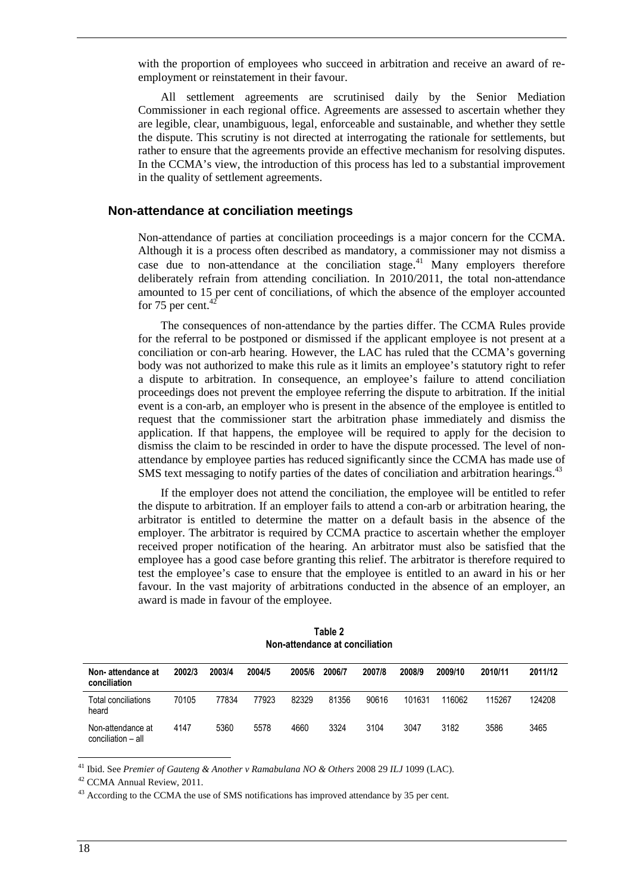with the proportion of employees who succeed in arbitration and receive an award of re-employment or reinstatement in their favour.

All settlement agreements are scrutinised daily by the Senior Mediation Commissioner in each regional office. Agreements are assessed to ascertain whether they are legible, clear, unambiguous, legal, enforceable and sustainable, and whether they settle the dispute. This scrutiny is not directed at interrogating the rationale for settlements, but rather to ensure that the agreements provide an effective mechanism for resolving disputes. In the CCMA's view, the introduction of this process has led to a substantial improvement in the quality of settlement agreements.

### Non-attendance at conciliation meetings

Non-attendance of parties at conciliation proceedings is a major concern for the CCMA. Although it is a process often described as mandatory, a commissioner may not dismiss a case due to non-attendance at the conciliation stage.[41] Many employers therefore deliberately refrain from attending conciliation. In 2010/2011, the total non-attendance amounted to 15 per cent of conciliations, of which the absence of the employer accounted for 75 per cent.[42]

The consequences of non-attendance by the parties differ. The CCMA Rules provide for the referral to be postponed or dismissed if the applicant employee is not present at a conciliation or con-arb hearing. However, the LAC has ruled that the CCMA's governing body was not authorized to make this rule as it limits an employee's statutory right to refer a dispute to arbitration. In consequence, an employee's failure to attend conciliation proceedings does not prevent the employee referring the dispute to arbitration. If the initial event is a con-arb, an employer who is present in the absence of the employee is entitled to request that the commissioner start the arbitration phase immediately and dismiss the application. If that happens, the employee will be required to apply for the decision to dismiss the claim to be rescinded in order to have the dispute processed. The level of non-attendance by employee parties has reduced significantly since the CCMA has made use of SMS text messaging to notify parties of the dates of conciliation and arbitration hearings.[43]

If the employer does not attend the conciliation, the employee will be entitled to refer the dispute to arbitration. If an employer fails to attend a con-arb or arbitration hearing, the arbitrator is entitled to determine the matter on a default basis in the absence of the employer. The arbitrator is required by CCMA practice to ascertain whether the employer received proper notification of the hearing. An arbitrator must also be satisfied that the employee has a good case before granting this relief. The arbitrator is therefore required to test the employee's case to ensure that the employee is entitled to an award in his or her favour. In the vast majority of arbitrations conducted in the absence of an employer, an award is made in favour of the employee.

**Table 2**
**Non-attendance at conciliation**

| Non- attendance at conciliation | 2002/3 | 2003/4 | 2004/5 | 2005/6 | 2006/7 | 2007/8 | 2008/9 | 2009/10 | 2010/11 | 2011/12 |
|---|---|---|---|---|---|---|---|---|---|---|
| Total conciliations heard | 70105 | 77834 | 77923 | 82329 | 81356 | 90616 | 101631 | 116062 | 115267 | 124208 |
| Non-attendance at conciliation – all | 4147 | 5360 | 5578 | 4660 | 3324 | 3104 | 3047 | 3182 | 3586 | 3465 |

[41] Ibid. See *Premier of Gauteng & Another v Ramabulana NO & Others* 2008 29 *ILJ* 1099 (LAC).

[42] CCMA Annual Review, 2011.

[43] According to the CCMA the use of SMS notifications has improved attendance by 35 per cent.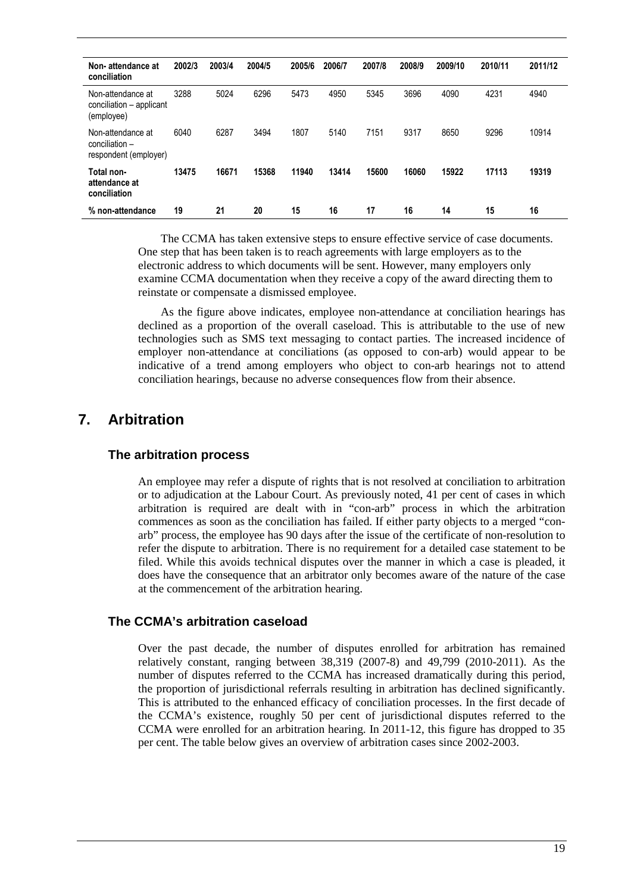| Non- attendance at conciliation | 2002/3 | 2003/4 | 2004/5 | 2005/6 | 2006/7 | 2007/8 | 2008/9 | 2009/10 | 2010/11 | 2011/12 |
|---|---|---|---|---|---|---|---|---|---|---|
| Non-attendance at conciliation – applicant (employee) | 3288 | 5024 | 6296 | 5473 | 4950 | 5345 | 3696 | 4090 | 4231 | 4940 |
| Non-attendance at conciliation – respondent (employer) | 6040 | 6287 | 3494 | 1807 | 5140 | 7151 | 9317 | 8650 | 9296 | 10914 |
| **Total non-attendance at conciliation** | **13475** | **16671** | **15368** | **11940** | **13414** | **15600** | **16060** | **15922** | **17113** | **19319** |
| **% non-attendance** | **19** | **21** | **20** | **15** | **16** | **17** | **16** | **14** | **15** | **16** |

The CCMA has taken extensive steps to ensure effective service of case documents. One step that has been taken is to reach agreements with large employers as to the electronic address to which documents will be sent. However, many employers only examine CCMA documentation when they receive a copy of the award directing them to reinstate or compensate a dismissed employee.

As the figure above indicates, employee non-attendance at conciliation hearings has declined as a proportion of the overall caseload. This is attributable to the use of new technologies such as SMS text messaging to contact parties. The increased incidence of employer non-attendance at conciliations (as opposed to con-arb) would appear to be indicative of a trend among employers who object to con-arb hearings not to attend conciliation hearings, because no adverse consequences flow from their absence.

## 7. Arbitration

### The arbitration process

An employee may refer a dispute of rights that is not resolved at conciliation to arbitration or to adjudication at the Labour Court. As previously noted, 41 per cent of cases in which arbitration is required are dealt with in "con-arb" process in which the arbitration commences as soon as the conciliation has failed. If either party objects to a merged "con-arb" process, the employee has 90 days after the issue of the certificate of non-resolution to refer the dispute to arbitration. There is no requirement for a detailed case statement to be filed. While this avoids technical disputes over the manner in which a case is pleaded, it does have the consequence that an arbitrator only becomes aware of the nature of the case at the commencement of the arbitration hearing.

### The CCMA's arbitration caseload

Over the past decade, the number of disputes enrolled for arbitration has remained relatively constant, ranging between 38,319 (2007-8) and 49,799 (2010-2011). As the number of disputes referred to the CCMA has increased dramatically during this period, the proportion of jurisdictional referrals resulting in arbitration has declined significantly. This is attributed to the enhanced efficacy of conciliation processes. In the first decade of the CCMA's existence, roughly 50 per cent of jurisdictional disputes referred to the CCMA were enrolled for an arbitration hearing. In 2011-12, this figure has dropped to 35 per cent. The table below gives an overview of arbitration cases since 2002-2003.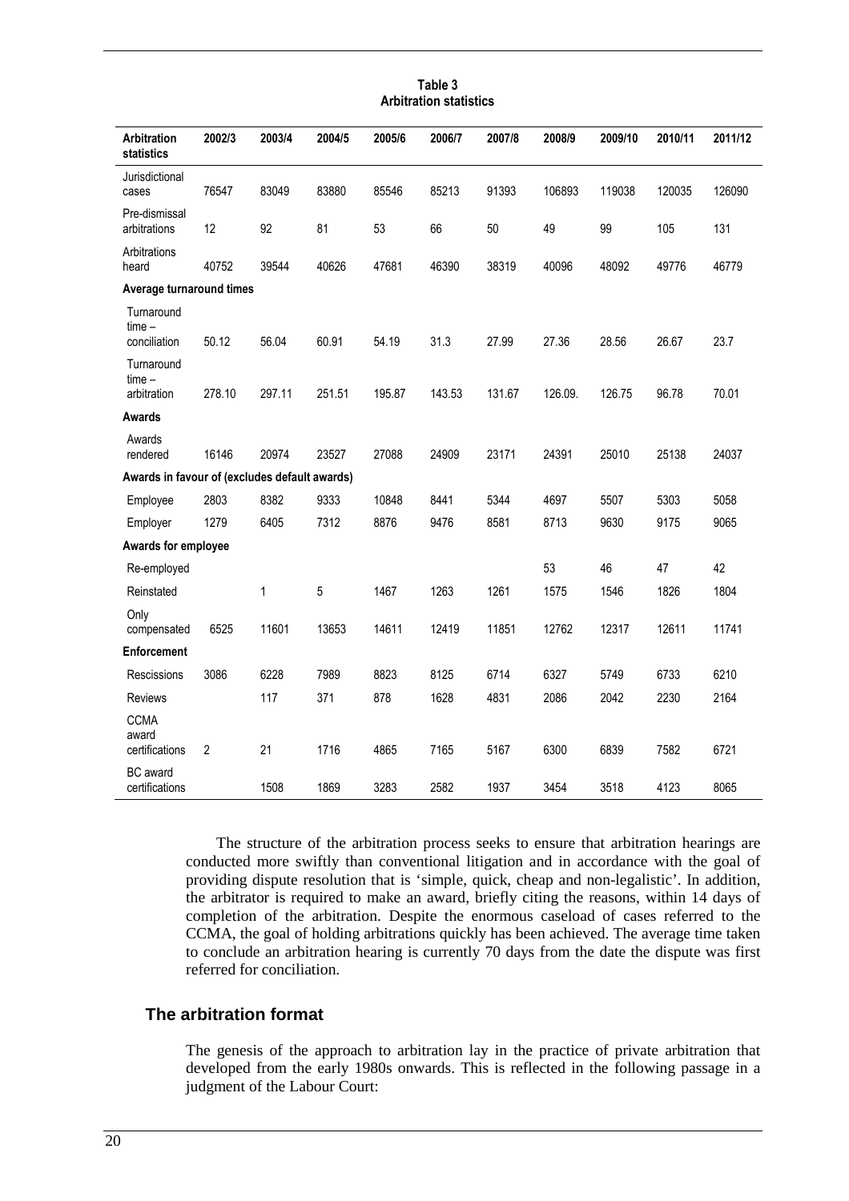**Table 3**
**Arbitration statistics**

| Arbitration statistics | 2002/3 | 2003/4 | 2004/5 | 2005/6 | 2006/7 | 2007/8 | 2008/9 | 2009/10 | 2010/11 | 2011/12 |
|---|---|---|---|---|---|---|---|---|---|---|
| Jurisdictional cases | 76547 | 83049 | 83880 | 85546 | 85213 | 91393 | 106893 | 119038 | 120035 | 126090 |
| Pre-dismissal arbitrations | 12 | 92 | 81 | 53 | 66 | 50 | 49 | 99 | 105 | 131 |
| Arbitrations heard | 40752 | 39544 | 40626 | 47681 | 46390 | 38319 | 40096 | 48092 | 49776 | 46779 |
| **Average turnaround times** | | | | | | | | | | |
| Turnaround time – conciliation | 50.12 | 56.04 | 60.91 | 54.19 | 31.3 | 27.99 | 27.36 | 28.56 | 26.67 | 23.7 |
| Turnaround time – arbitration | 278.10 | 297.11 | 251.51 | 195.87 | 143.53 | 131.67 | 126.09. | 126.75 | 96.78 | 70.01 |
| **Awards** | | | | | | | | | | |
| Awards rendered | 16146 | 20974 | 23527 | 27088 | 24909 | 23171 | 24391 | 25010 | 25138 | 24037 |
| **Awards in favour of (excludes default awards)** | | | | | | | | | | |
| Employee | 2803 | 8382 | 9333 | 10848 | 8441 | 5344 | 4697 | 5507 | 5303 | 5058 |
| Employer | 1279 | 6405 | 7312 | 8876 | 9476 | 8581 | 8713 | 9630 | 9175 | 9065 |
| **Awards for employee** | | | | | | | | | | |
| Re-employed | | | | | | | 53 | 46 | 47 | 42 |
| Reinstated | | 1 | 5 | 1467 | 1263 | 1261 | 1575 | 1546 | 1826 | 1804 |
| Only compensated | 6525 | 11601 | 13653 | 14611 | 12419 | 11851 | 12762 | 12317 | 12611 | 11741 |
| **Enforcement** | | | | | | | | | | |
| Rescissions | 3086 | 6228 | 7989 | 8823 | 8125 | 6714 | 6327 | 5749 | 6733 | 6210 |
| Reviews | | 117 | 371 | 878 | 1628 | 4831 | 2086 | 2042 | 2230 | 2164 |
| CCMA award certifications | 2 | 21 | 1716 | 4865 | 7165 | 5167 | 6300 | 6839 | 7582 | 6721 |
| BC award certifications | | 1508 | 1869 | 3283 | 2582 | 1937 | 3454 | 3518 | 4123 | 8065 |

The structure of the arbitration process seeks to ensure that arbitration hearings are conducted more swiftly than conventional litigation and in accordance with the goal of providing dispute resolution that is 'simple, quick, cheap and non-legalistic'. In addition, the arbitrator is required to make an award, briefly citing the reasons, within 14 days of completion of the arbitration. Despite the enormous caseload of cases referred to the CCMA, the goal of holding arbitrations quickly has been achieved. The average time taken to conclude an arbitration hearing is currently 70 days from the date the dispute was first referred for conciliation.

## The arbitration format

The genesis of the approach to arbitration lay in the practice of private arbitration that developed from the early 1980s onwards. This is reflected in the following passage in a judgment of the Labour Court: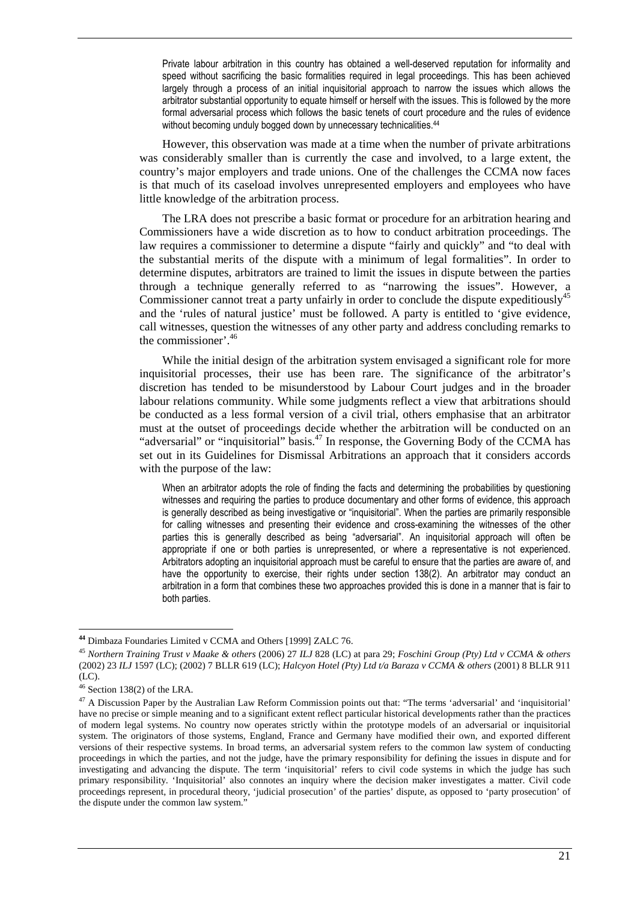> Private labour arbitration in this country has obtained a well-deserved reputation for informality and speed without sacrificing the basic formalities required in legal proceedings. This has been achieved largely through a process of an initial inquisitorial approach to narrow the issues which allows the arbitrator substantial opportunity to equate himself or herself with the issues. This is followed by the more formal adversarial process which follows the basic tenets of court procedure and the rules of evidence without becoming unduly bogged down by unnecessary technicalities.[44]

However, this observation was made at a time when the number of private arbitrations was considerably smaller than is currently the case and involved, to a large extent, the country's major employers and trade unions. One of the challenges the CCMA now faces is that much of its caseload involves unrepresented employers and employees who have little knowledge of the arbitration process.

The LRA does not prescribe a basic format or procedure for an arbitration hearing and Commissioners have a wide discretion as to how to conduct arbitration proceedings. The law requires a commissioner to determine a dispute "fairly and quickly" and "to deal with the substantial merits of the dispute with a minimum of legal formalities". In order to determine disputes, arbitrators are trained to limit the issues in dispute between the parties through a technique generally referred to as "narrowing the issues". However, a Commissioner cannot treat a party unfairly in order to conclude the dispute expeditiously[45] and the 'rules of natural justice' must be followed. A party is entitled to 'give evidence, call witnesses, question the witnesses of any other party and address concluding remarks to the commissioner'.[46]

While the initial design of the arbitration system envisaged a significant role for more inquisitorial processes, their use has been rare. The significance of the arbitrator's discretion has tended to be misunderstood by Labour Court judges and in the broader labour relations community. While some judgments reflect a view that arbitrations should be conducted as a less formal version of a civil trial, others emphasise that an arbitrator must at the outset of proceedings decide whether the arbitration will be conducted on an "adversarial" or "inquisitorial" basis.[47] In response, the Governing Body of the CCMA has set out in its Guidelines for Dismissal Arbitrations an approach that it considers accords with the purpose of the law:

> When an arbitrator adopts the role of finding the facts and determining the probabilities by questioning witnesses and requiring the parties to produce documentary and other forms of evidence, this approach is generally described as being investigative or "inquisitorial". When the parties are primarily responsible for calling witnesses and presenting their evidence and cross-examining the witnesses of the other parties this is generally described as being "adversarial". An inquisitorial approach will often be appropriate if one or both parties is unrepresented, or where a representative is not experienced. Arbitrators adopting an inquisitorial approach must be careful to ensure that the parties are aware of, and have the opportunity to exercise, their rights under section 138(2). An arbitrator may conduct an arbitration in a form that combines these two approaches provided this is done in a manner that is fair to both parties.

---

[44] Dimbaza Foundaries Limited v CCMA and Others [1999] ZALC 76.

[45] *Northern Training Trust v Maake & others* (2006) 27 *ILJ* 828 (LC) at para 29; *Foschini Group (Pty) Ltd v CCMA & others* (2002) 23 *ILJ* 1597 (LC); (2002) 7 BLLR 619 (LC); *Halcyon Hotel (Pty) Ltd t/a Baraza v CCMA & others* (2001) 8 BLLR 911 (LC).

[46] Section 138(2) of the LRA.

[47] A Discussion Paper by the Australian Law Reform Commission points out that: "The terms 'adversarial' and 'inquisitorial' have no precise or simple meaning and to a significant extent reflect particular historical developments rather than the practices of modern legal systems. No country now operates strictly within the prototype models of an adversarial or inquisitorial system. The originators of those systems, England, France and Germany have modified their own, and exported different versions of their respective systems. In broad terms, an adversarial system refers to the common law system of conducting proceedings in which the parties, and not the judge, have the primary responsibility for defining the issues in dispute and for investigating and advancing the dispute. The term 'inquisitorial' refers to civil code systems in which the judge has such primary responsibility. 'Inquisitorial' also connotes an inquiry where the decision maker investigates a matter. Civil code proceedings represent, in procedural theory, 'judicial prosecution' of the parties' dispute, as opposed to 'party prosecution' of the dispute under the common law system."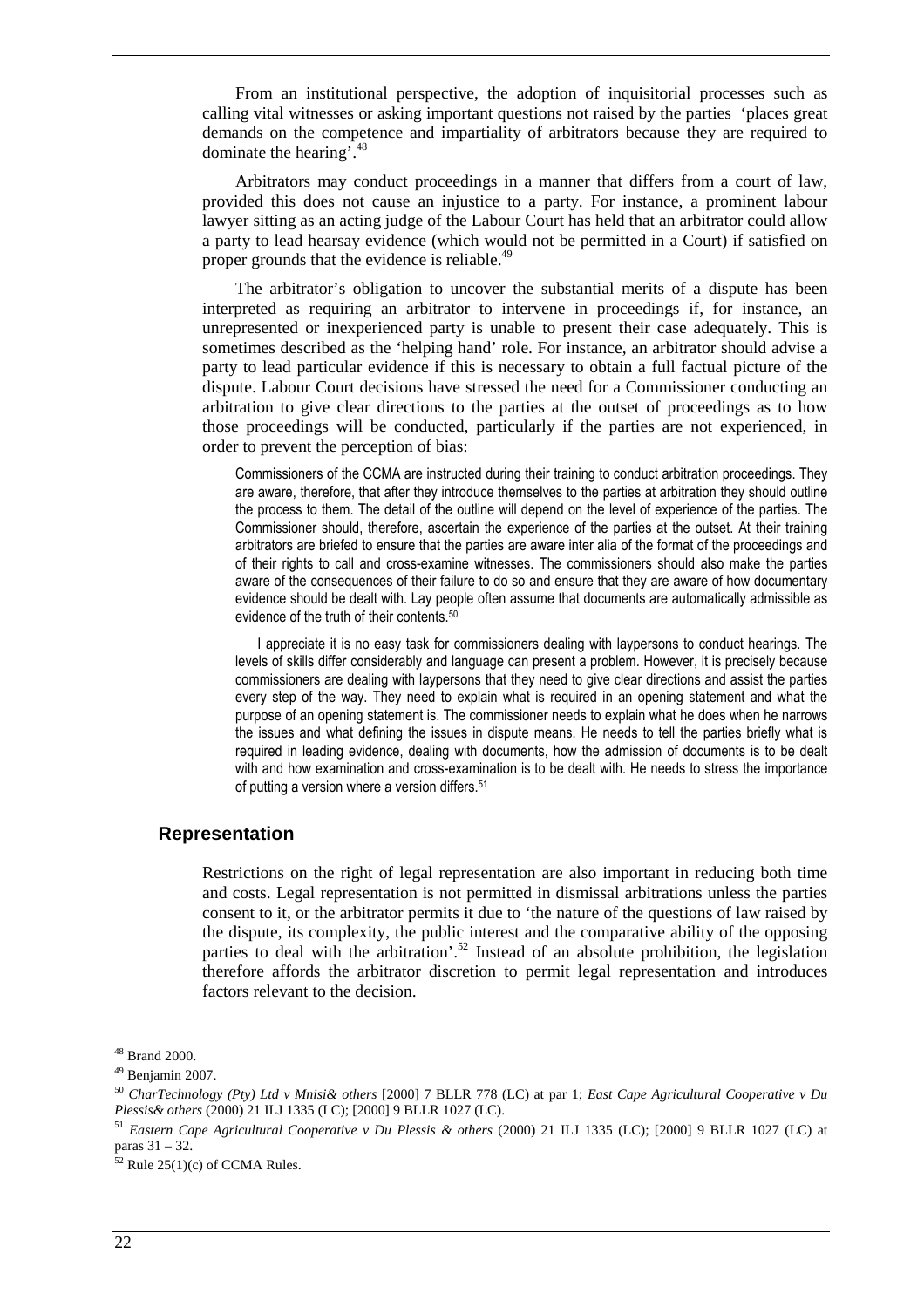From an institutional perspective, the adoption of inquisitorial processes such as calling vital witnesses or asking important questions not raised by the parties 'places great demands on the competence and impartiality of arbitrators because they are required to dominate the hearing'.[48]

Arbitrators may conduct proceedings in a manner that differs from a court of law, provided this does not cause an injustice to a party. For instance, a prominent labour lawyer sitting as an acting judge of the Labour Court has held that an arbitrator could allow a party to lead hearsay evidence (which would not be permitted in a Court) if satisfied on proper grounds that the evidence is reliable.[49]

The arbitrator's obligation to uncover the substantial merits of a dispute has been interpreted as requiring an arbitrator to intervene in proceedings if, for instance, an unrepresented or inexperienced party is unable to present their case adequately. This is sometimes described as the 'helping hand' role. For instance, an arbitrator should advise a party to lead particular evidence if this is necessary to obtain a full factual picture of the dispute. Labour Court decisions have stressed the need for a Commissioner conducting an arbitration to give clear directions to the parties at the outset of proceedings as to how those proceedings will be conducted, particularly if the parties are not experienced, in order to prevent the perception of bias:

> Commissioners of the CCMA are instructed during their training to conduct arbitration proceedings. They are aware, therefore, that after they introduce themselves to the parties at arbitration they should outline the process to them. The detail of the outline will depend on the level of experience of the parties. The Commissioner should, therefore, ascertain the experience of the parties at the outset. At their training arbitrators are briefed to ensure that the parties are aware inter alia of the format of the proceedings and of their rights to call and cross-examine witnesses. The commissioners should also make the parties aware of the consequences of their failure to do so and ensure that they are aware of how documentary evidence should be dealt with. Lay people often assume that documents are automatically admissible as evidence of the truth of their contents.[50]
>
> I appreciate it is no easy task for commissioners dealing with laypersons to conduct hearings. The levels of skills differ considerably and language can present a problem. However, it is precisely because commissioners are dealing with laypersons that they need to give clear directions and assist the parties every step of the way. They need to explain what is required in an opening statement and what the purpose of an opening statement is. The commissioner needs to explain what he does when he narrows the issues and what defining the issues in dispute means. He needs to tell the parties briefly what is required in leading evidence, dealing with documents, how the admission of documents is to be dealt with and how examination and cross-examination is to be dealt with. He needs to stress the importance of putting a version where a version differs.[51]

### Representation

Restrictions on the right of legal representation are also important in reducing both time and costs. Legal representation is not permitted in dismissal arbitrations unless the parties consent to it, or the arbitrator permits it due to 'the nature of the questions of law raised by the dispute, its complexity, the public interest and the comparative ability of the opposing parties to deal with the arbitration'.[52] Instead of an absolute prohibition, the legislation therefore affords the arbitrator discretion to permit legal representation and introduces factors relevant to the decision.

---

[48] Brand 2000.

[49] Benjamin 2007.

[50] *CharTechnology (Pty) Ltd v Mnisi& others* [2000] 7 BLLR 778 (LC) at par 1; *East Cape Agricultural Cooperative v Du Plessis& others* (2000) 21 ILJ 1335 (LC); [2000] 9 BLLR 1027 (LC).

[51] *Eastern Cape Agricultural Cooperative v Du Plessis & others* (2000) 21 ILJ 1335 (LC); [2000] 9 BLLR 1027 (LC) at paras 31 – 32.

[52] Rule 25(1)(c) of CCMA Rules.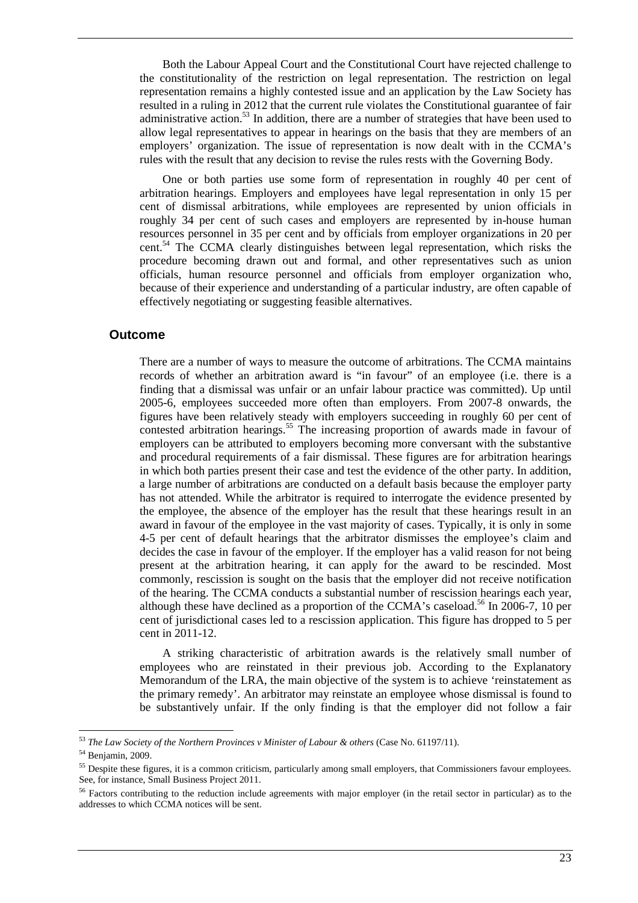Both the Labour Appeal Court and the Constitutional Court have rejected challenge to the constitutionality of the restriction on legal representation. The restriction on legal representation remains a highly contested issue and an application by the Law Society has resulted in a ruling in 2012 that the current rule violates the Constitutional guarantee of fair administrative action.[53] In addition, there are a number of strategies that have been used to allow legal representatives to appear in hearings on the basis that they are members of an employers' organization. The issue of representation is now dealt with in the CCMA's rules with the result that any decision to revise the rules rests with the Governing Body.

One or both parties use some form of representation in roughly 40 per cent of arbitration hearings. Employers and employees have legal representation in only 15 per cent of dismissal arbitrations, while employees are represented by union officials in roughly 34 per cent of such cases and employers are represented by in-house human resources personnel in 35 per cent and by officials from employer organizations in 20 per cent.[54] The CCMA clearly distinguishes between legal representation, which risks the procedure becoming drawn out and formal, and other representatives such as union officials, human resource personnel and officials from employer organization who, because of their experience and understanding of a particular industry, are often capable of effectively negotiating or suggesting feasible alternatives.

## Outcome

There are a number of ways to measure the outcome of arbitrations. The CCMA maintains records of whether an arbitration award is "in favour" of an employee (i.e. there is a finding that a dismissal was unfair or an unfair labour practice was committed). Up until 2005-6, employees succeeded more often than employers. From 2007-8 onwards, the figures have been relatively steady with employers succeeding in roughly 60 per cent of contested arbitration hearings.[55] The increasing proportion of awards made in favour of employers can be attributed to employers becoming more conversant with the substantive and procedural requirements of a fair dismissal. These figures are for arbitration hearings in which both parties present their case and test the evidence of the other party. In addition, a large number of arbitrations are conducted on a default basis because the employer party has not attended. While the arbitrator is required to interrogate the evidence presented by the employee, the absence of the employer has the result that these hearings result in an award in favour of the employee in the vast majority of cases. Typically, it is only in some 4-5 per cent of default hearings that the arbitrator dismisses the employee's claim and decides the case in favour of the employer. If the employer has a valid reason for not being present at the arbitration hearing, it can apply for the award to be rescinded. Most commonly, rescission is sought on the basis that the employer did not receive notification of the hearing. The CCMA conducts a substantial number of rescission hearings each year, although these have declined as a proportion of the CCMA's caseload.[56] In 2006-7, 10 per cent of jurisdictional cases led to a rescission application. This figure has dropped to 5 per cent in 2011-12.

A striking characteristic of arbitration awards is the relatively small number of employees who are reinstated in their previous job. According to the Explanatory Memorandum of the LRA, the main objective of the system is to achieve 'reinstatement as the primary remedy'. An arbitrator may reinstate an employee whose dismissal is found to be substantively unfair. If the only finding is that the employer did not follow a fair

---

[53] *The Law Society of the Northern Provinces v Minister of Labour & others* (Case No. 61197/11).

[54] Benjamin, 2009.

[55] Despite these figures, it is a common criticism, particularly among small employers, that Commissioners favour employees. See, for instance, Small Business Project 2011.

[56] Factors contributing to the reduction include agreements with major employer (in the retail sector in particular) as to the addresses to which CCMA notices will be sent.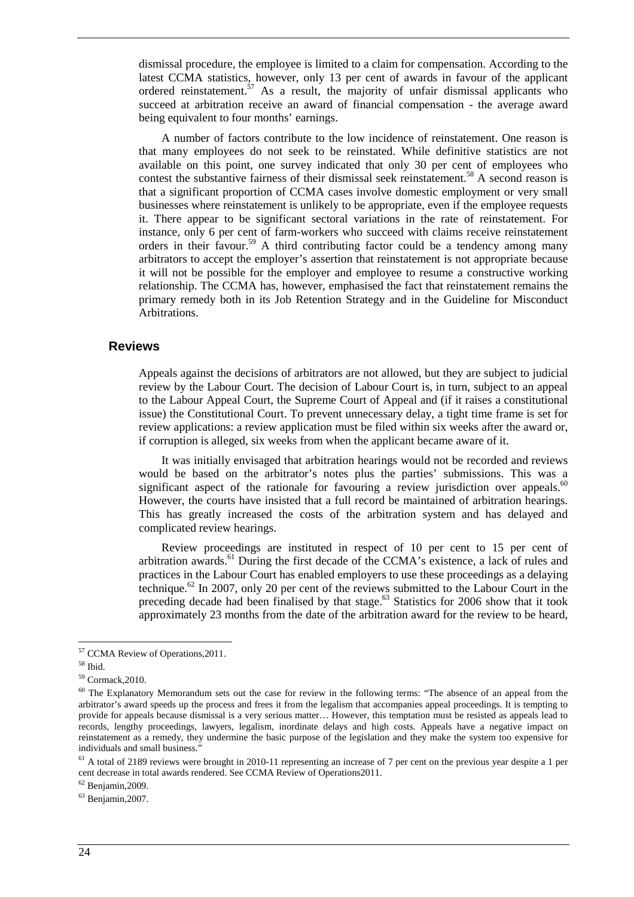dismissal procedure, the employee is limited to a claim for compensation. According to the latest CCMA statistics, however, only 13 per cent of awards in favour of the applicant ordered reinstatement.[57] As a result, the majority of unfair dismissal applicants who succeed at arbitration receive an award of financial compensation - the average award being equivalent to four months' earnings.

A number of factors contribute to the low incidence of reinstatement. One reason is that many employees do not seek to be reinstated. While definitive statistics are not available on this point, one survey indicated that only 30 per cent of employees who contest the substantive fairness of their dismissal seek reinstatement.[58] A second reason is that a significant proportion of CCMA cases involve domestic employment or very small businesses where reinstatement is unlikely to be appropriate, even if the employee requests it. There appear to be significant sectoral variations in the rate of reinstatement. For instance, only 6 per cent of farm-workers who succeed with claims receive reinstatement orders in their favour.[59] A third contributing factor could be a tendency among many arbitrators to accept the employer's assertion that reinstatement is not appropriate because it will not be possible for the employer and employee to resume a constructive working relationship. The CCMA has, however, emphasised the fact that reinstatement remains the primary remedy both in its Job Retention Strategy and in the Guideline for Misconduct Arbitrations.

## Reviews

Appeals against the decisions of arbitrators are not allowed, but they are subject to judicial review by the Labour Court. The decision of Labour Court is, in turn, subject to an appeal to the Labour Appeal Court, the Supreme Court of Appeal and (if it raises a constitutional issue) the Constitutional Court. To prevent unnecessary delay, a tight time frame is set for review applications: a review application must be filed within six weeks after the award or, if corruption is alleged, six weeks from when the applicant became aware of it.

It was initially envisaged that arbitration hearings would not be recorded and reviews would be based on the arbitrator's notes plus the parties' submissions. This was a significant aspect of the rationale for favouring a review jurisdiction over appeals.[60] However, the courts have insisted that a full record be maintained of arbitration hearings. This has greatly increased the costs of the arbitration system and has delayed and complicated review hearings.

Review proceedings are instituted in respect of 10 per cent to 15 per cent of arbitration awards.[61] During the first decade of the CCMA's existence, a lack of rules and practices in the Labour Court has enabled employers to use these proceedings as a delaying technique.[62] In 2007, only 20 per cent of the reviews submitted to the Labour Court in the preceding decade had been finalised by that stage.[63] Statistics for 2006 show that it took approximately 23 months from the date of the arbitration award for the review to be heard,

---

[57] CCMA Review of Operations,2011.

[58] Ibid.

[59] Cormack,2010.

[60] The Explanatory Memorandum sets out the case for review in the following terms: "The absence of an appeal from the arbitrator's award speeds up the process and frees it from the legalism that accompanies appeal proceedings. It is tempting to provide for appeals because dismissal is a very serious matter… However, this temptation must be resisted as appeals lead to records, lengthy proceedings, lawyers, legalism, inordinate delays and high costs. Appeals have a negative impact on reinstatement as a remedy, they undermine the basic purpose of the legislation and they make the system too expensive for individuals and small business."

[61] A total of 2189 reviews were brought in 2010-11 representing an increase of 7 per cent on the previous year despite a 1 per cent decrease in total awards rendered. See CCMA Review of Operations2011.

[62] Benjamin,2009.

[63] Benjamin,2007.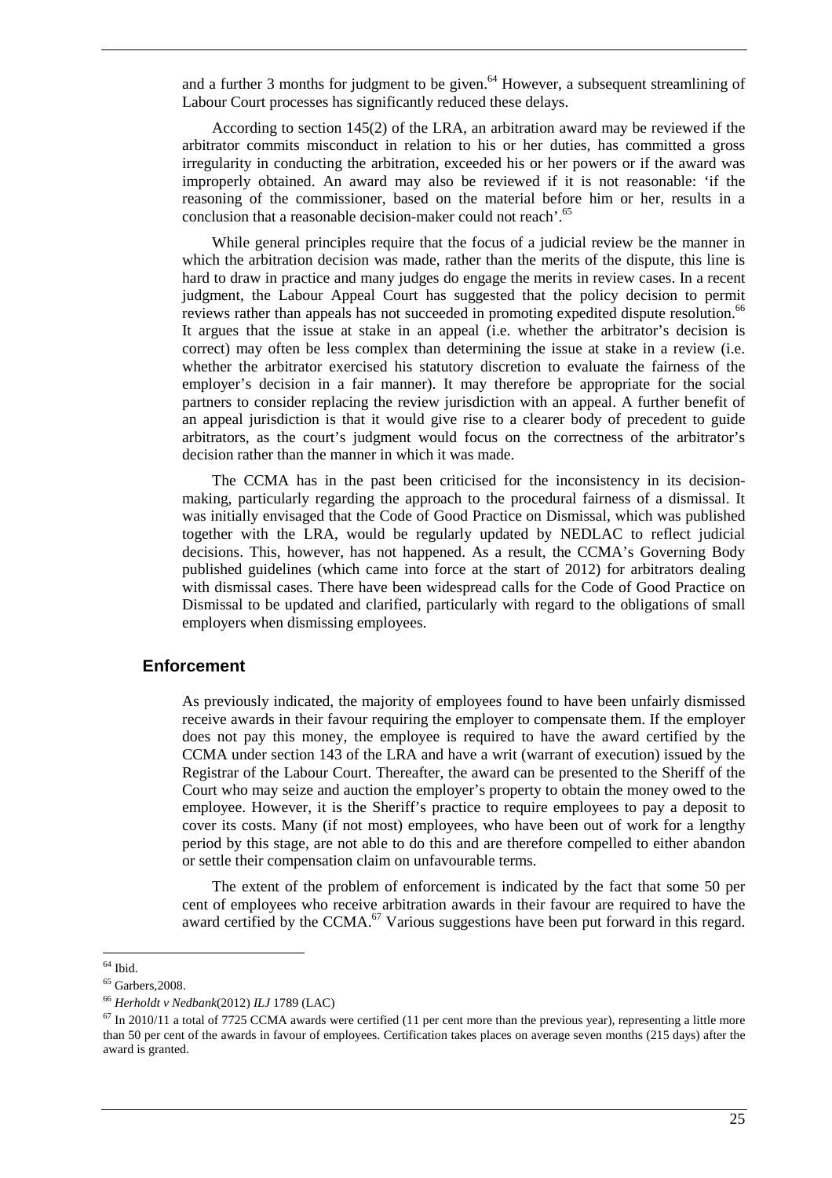and a further 3 months for judgment to be given.[64] However, a subsequent streamlining of Labour Court processes has significantly reduced these delays.

According to section 145(2) of the LRA, an arbitration award may be reviewed if the arbitrator commits misconduct in relation to his or her duties, has committed a gross irregularity in conducting the arbitration, exceeded his or her powers or if the award was improperly obtained. An award may also be reviewed if it is not reasonable: 'if the reasoning of the commissioner, based on the material before him or her, results in a conclusion that a reasonable decision-maker could not reach'.[65]

While general principles require that the focus of a judicial review be the manner in which the arbitration decision was made, rather than the merits of the dispute, this line is hard to draw in practice and many judges do engage the merits in review cases. In a recent judgment, the Labour Appeal Court has suggested that the policy decision to permit reviews rather than appeals has not succeeded in promoting expedited dispute resolution.[66] It argues that the issue at stake in an appeal (i.e. whether the arbitrator's decision is correct) may often be less complex than determining the issue at stake in a review (i.e. whether the arbitrator exercised his statutory discretion to evaluate the fairness of the employer's decision in a fair manner). It may therefore be appropriate for the social partners to consider replacing the review jurisdiction with an appeal. A further benefit of an appeal jurisdiction is that it would give rise to a clearer body of precedent to guide arbitrators, as the court's judgment would focus on the correctness of the arbitrator's decision rather than the manner in which it was made.

The CCMA has in the past been criticised for the inconsistency in its decision-making, particularly regarding the approach to the procedural fairness of a dismissal. It was initially envisaged that the Code of Good Practice on Dismissal, which was published together with the LRA, would be regularly updated by NEDLAC to reflect judicial decisions. This, however, has not happened. As a result, the CCMA's Governing Body published guidelines (which came into force at the start of 2012) for arbitrators dealing with dismissal cases. There have been widespread calls for the Code of Good Practice on Dismissal to be updated and clarified, particularly with regard to the obligations of small employers when dismissing employees.

### Enforcement

As previously indicated, the majority of employees found to have been unfairly dismissed receive awards in their favour requiring the employer to compensate them. If the employer does not pay this money, the employee is required to have the award certified by the CCMA under section 143 of the LRA and have a writ (warrant of execution) issued by the Registrar of the Labour Court. Thereafter, the award can be presented to the Sheriff of the Court who may seize and auction the employer's property to obtain the money owed to the employee. However, it is the Sheriff's practice to require employees to pay a deposit to cover its costs. Many (if not most) employees, who have been out of work for a lengthy period by this stage, are not able to do this and are therefore compelled to either abandon or settle their compensation claim on unfavourable terms.

The extent of the problem of enforcement is indicated by the fact that some 50 per cent of employees who receive arbitration awards in their favour are required to have the award certified by the CCMA.[67] Various suggestions have been put forward in this regard.

---

[64] Ibid.

[65] Garbers,2008.

[66] *Herholdt v Nedbank*(2012) *ILJ* 1789 (LAC)

[67] In 2010/11 a total of 7725 CCMA awards were certified (11 per cent more than the previous year), representing a little more than 50 per cent of the awards in favour of employees. Certification takes places on average seven months (215 days) after the award is granted.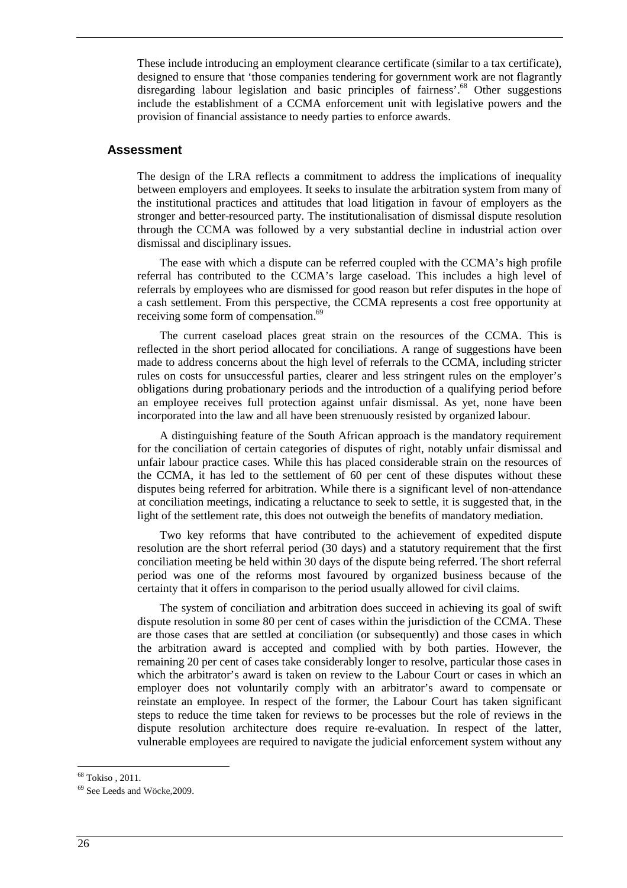These include introducing an employment clearance certificate (similar to a tax certificate), designed to ensure that 'those companies tendering for government work are not flagrantly disregarding labour legislation and basic principles of fairness'.[68] Other suggestions include the establishment of a CCMA enforcement unit with legislative powers and the provision of financial assistance to needy parties to enforce awards.

## Assessment

The design of the LRA reflects a commitment to address the implications of inequality between employers and employees. It seeks to insulate the arbitration system from many of the institutional practices and attitudes that load litigation in favour of employers as the stronger and better-resourced party. The institutionalisation of dismissal dispute resolution through the CCMA was followed by a very substantial decline in industrial action over dismissal and disciplinary issues.

The ease with which a dispute can be referred coupled with the CCMA's high profile referral has contributed to the CCMA's large caseload. This includes a high level of referrals by employees who are dismissed for good reason but refer disputes in the hope of a cash settlement. From this perspective, the CCMA represents a cost free opportunity at receiving some form of compensation.[69]

The current caseload places great strain on the resources of the CCMA. This is reflected in the short period allocated for conciliations. A range of suggestions have been made to address concerns about the high level of referrals to the CCMA, including stricter rules on costs for unsuccessful parties, clearer and less stringent rules on the employer's obligations during probationary periods and the introduction of a qualifying period before an employee receives full protection against unfair dismissal. As yet, none have been incorporated into the law and all have been strenuously resisted by organized labour.

A distinguishing feature of the South African approach is the mandatory requirement for the conciliation of certain categories of disputes of right, notably unfair dismissal and unfair labour practice cases. While this has placed considerable strain on the resources of the CCMA, it has led to the settlement of 60 per cent of these disputes without these disputes being referred for arbitration. While there is a significant level of non-attendance at conciliation meetings, indicating a reluctance to seek to settle, it is suggested that, in the light of the settlement rate, this does not outweigh the benefits of mandatory mediation.

Two key reforms that have contributed to the achievement of expedited dispute resolution are the short referral period (30 days) and a statutory requirement that the first conciliation meeting be held within 30 days of the dispute being referred. The short referral period was one of the reforms most favoured by organized business because of the certainty that it offers in comparison to the period usually allowed for civil claims.

The system of conciliation and arbitration does succeed in achieving its goal of swift dispute resolution in some 80 per cent of cases within the jurisdiction of the CCMA. These are those cases that are settled at conciliation (or subsequently) and those cases in which the arbitration award is accepted and complied with by both parties. However, the remaining 20 per cent of cases take considerably longer to resolve, particular those cases in which the arbitrator's award is taken on review to the Labour Court or cases in which an employer does not voluntarily comply with an arbitrator's award to compensate or reinstate an employee. In respect of the former, the Labour Court has taken significant steps to reduce the time taken for reviews to be processes but the role of reviews in the dispute resolution architecture does require re-evaluation. In respect of the latter, vulnerable employees are required to navigate the judicial enforcement system without any

---

[68] Tokiso , 2011.

[69] See Leeds and Wöcke,2009.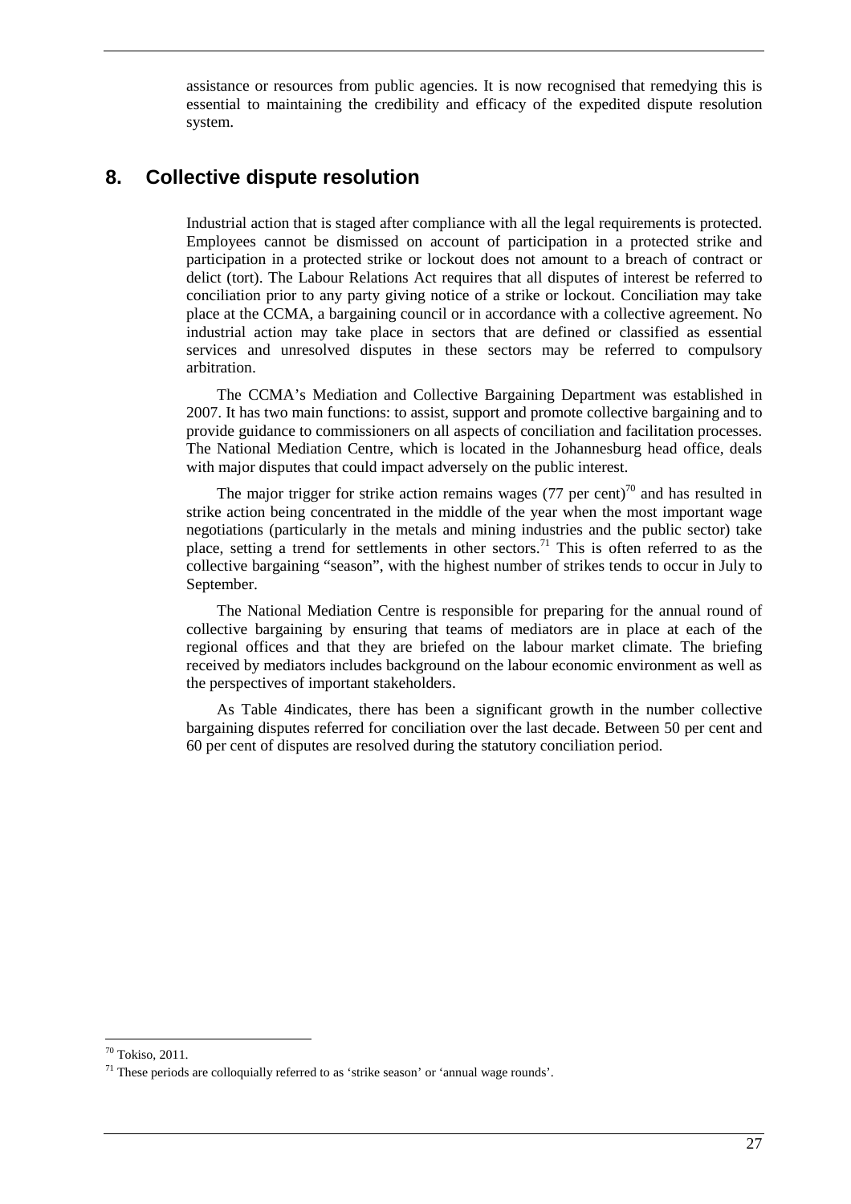assistance or resources from public agencies. It is now recognised that remedying this is essential to maintaining the credibility and efficacy of the expedited dispute resolution system.

## 8. Collective dispute resolution

Industrial action that is staged after compliance with all the legal requirements is protected. Employees cannot be dismissed on account of participation in a protected strike and participation in a protected strike or lockout does not amount to a breach of contract or delict (tort). The Labour Relations Act requires that all disputes of interest be referred to conciliation prior to any party giving notice of a strike or lockout. Conciliation may take place at the CCMA, a bargaining council or in accordance with a collective agreement. No industrial action may take place in sectors that are defined or classified as essential services and unresolved disputes in these sectors may be referred to compulsory arbitration.

The CCMA's Mediation and Collective Bargaining Department was established in 2007. It has two main functions: to assist, support and promote collective bargaining and to provide guidance to commissioners on all aspects of conciliation and facilitation processes. The National Mediation Centre, which is located in the Johannesburg head office, deals with major disputes that could impact adversely on the public interest.

The major trigger for strike action remains wages (77 per cent)[70] and has resulted in strike action being concentrated in the middle of the year when the most important wage negotiations (particularly in the metals and mining industries and the public sector) take place, setting a trend for settlements in other sectors.[71] This is often referred to as the collective bargaining "season", with the highest number of strikes tends to occur in July to September.

The National Mediation Centre is responsible for preparing for the annual round of collective bargaining by ensuring that teams of mediators are in place at each of the regional offices and that they are briefed on the labour market climate. The briefing received by mediators includes background on the labour economic environment as well as the perspectives of important stakeholders.

As Table 4indicates, there has been a significant growth in the number collective bargaining disputes referred for conciliation over the last decade. Between 50 per cent and 60 per cent of disputes are resolved during the statutory conciliation period.

---

[70] Tokiso, 2011.

[71] These periods are colloquially referred to as 'strike season' or 'annual wage rounds'.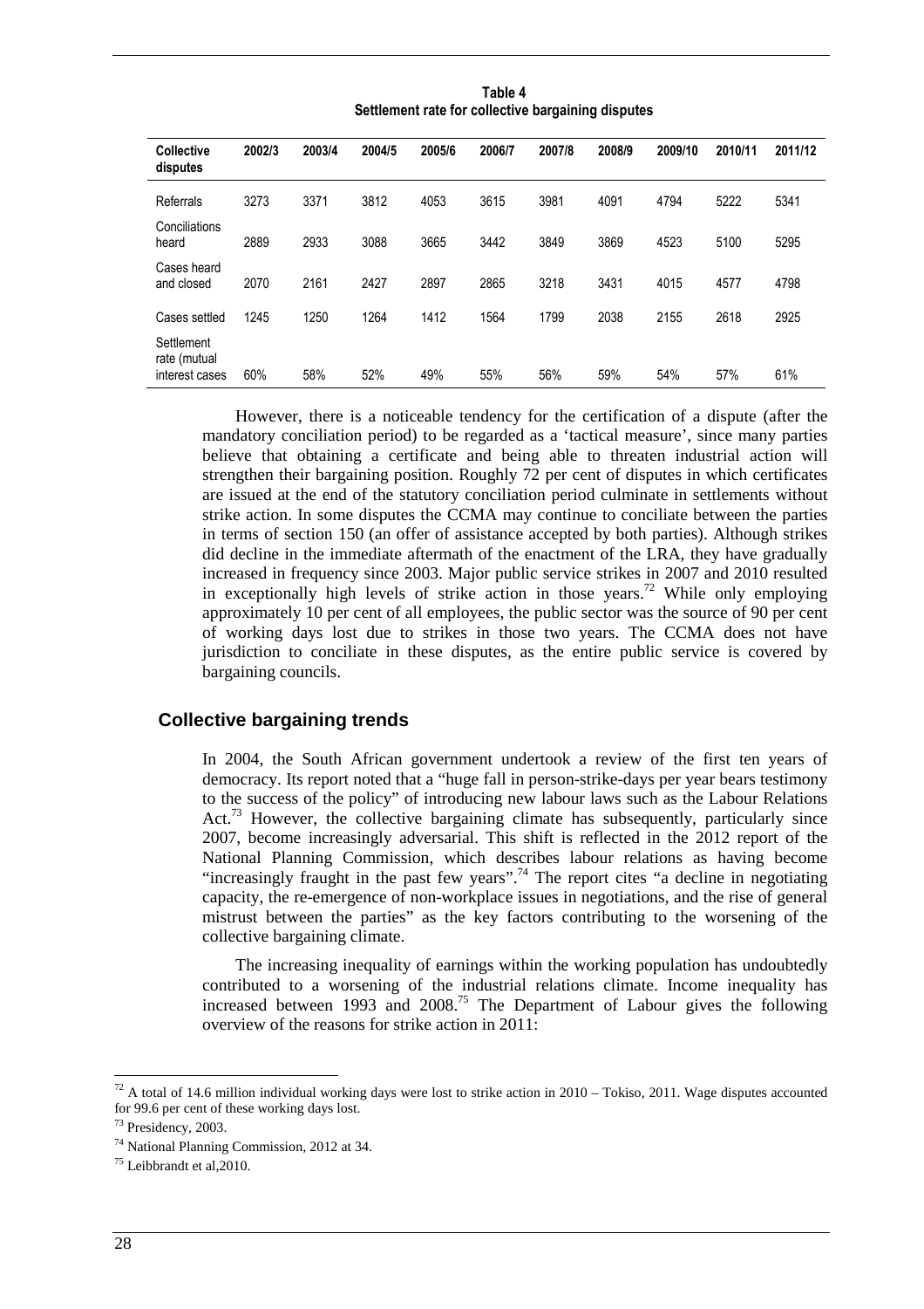**Table 4**
**Settlement rate for collective bargaining disputes**

| Collective disputes | 2002/3 | 2003/4 | 2004/5 | 2005/6 | 2006/7 | 2007/8 | 2008/9 | 2009/10 | 2010/11 | 2011/12 |
|---|---|---|---|---|---|---|---|---|---|---|
| Referrals | 3273 | 3371 | 3812 | 4053 | 3615 | 3981 | 4091 | 4794 | 5222 | 5341 |
| Conciliations heard | 2889 | 2933 | 3088 | 3665 | 3442 | 3849 | 3869 | 4523 | 5100 | 5295 |
| Cases heard and closed | 2070 | 2161 | 2427 | 2897 | 2865 | 3218 | 3431 | 4015 | 4577 | 4798 |
| Cases settled | 1245 | 1250 | 1264 | 1412 | 1564 | 1799 | 2038 | 2155 | 2618 | 2925 |
| Settlement rate (mutual interest cases | 60% | 58% | 52% | 49% | 55% | 56% | 59% | 54% | 57% | 61% |

However, there is a noticeable tendency for the certification of a dispute (after the mandatory conciliation period) to be regarded as a 'tactical measure', since many parties believe that obtaining a certificate and being able to threaten industrial action will strengthen their bargaining position. Roughly 72 per cent of disputes in which certificates are issued at the end of the statutory conciliation period culminate in settlements without strike action. In some disputes the CCMA may continue to conciliate between the parties in terms of section 150 (an offer of assistance accepted by both parties). Although strikes did decline in the immediate aftermath of the enactment of the LRA, they have gradually increased in frequency since 2003. Major public service strikes in 2007 and 2010 resulted in exceptionally high levels of strike action in those years.[72] While only employing approximately 10 per cent of all employees, the public sector was the source of 90 per cent of working days lost due to strikes in those two years. The CCMA does not have jurisdiction to conciliate in these disputes, as the entire public service is covered by bargaining councils.

## Collective bargaining trends

In 2004, the South African government undertook a review of the first ten years of democracy. Its report noted that a "huge fall in person-strike-days per year bears testimony to the success of the policy" of introducing new labour laws such as the Labour Relations Act.[73] However, the collective bargaining climate has subsequently, particularly since 2007, become increasingly adversarial. This shift is reflected in the 2012 report of the National Planning Commission, which describes labour relations as having become "increasingly fraught in the past few years".[74] The report cites "a decline in negotiating capacity, the re-emergence of non-workplace issues in negotiations, and the rise of general mistrust between the parties" as the key factors contributing to the worsening of the collective bargaining climate.

The increasing inequality of earnings within the working population has undoubtedly contributed to a worsening of the industrial relations climate. Income inequality has increased between 1993 and 2008.[75] The Department of Labour gives the following overview of the reasons for strike action in 2011:

---

[72] A total of 14.6 million individual working days were lost to strike action in 2010 – Tokiso, 2011. Wage disputes accounted for 99.6 per cent of these working days lost.

[73] Presidency, 2003.

[74] National Planning Commission, 2012 at 34.

[75] Leibbrandt et al,2010.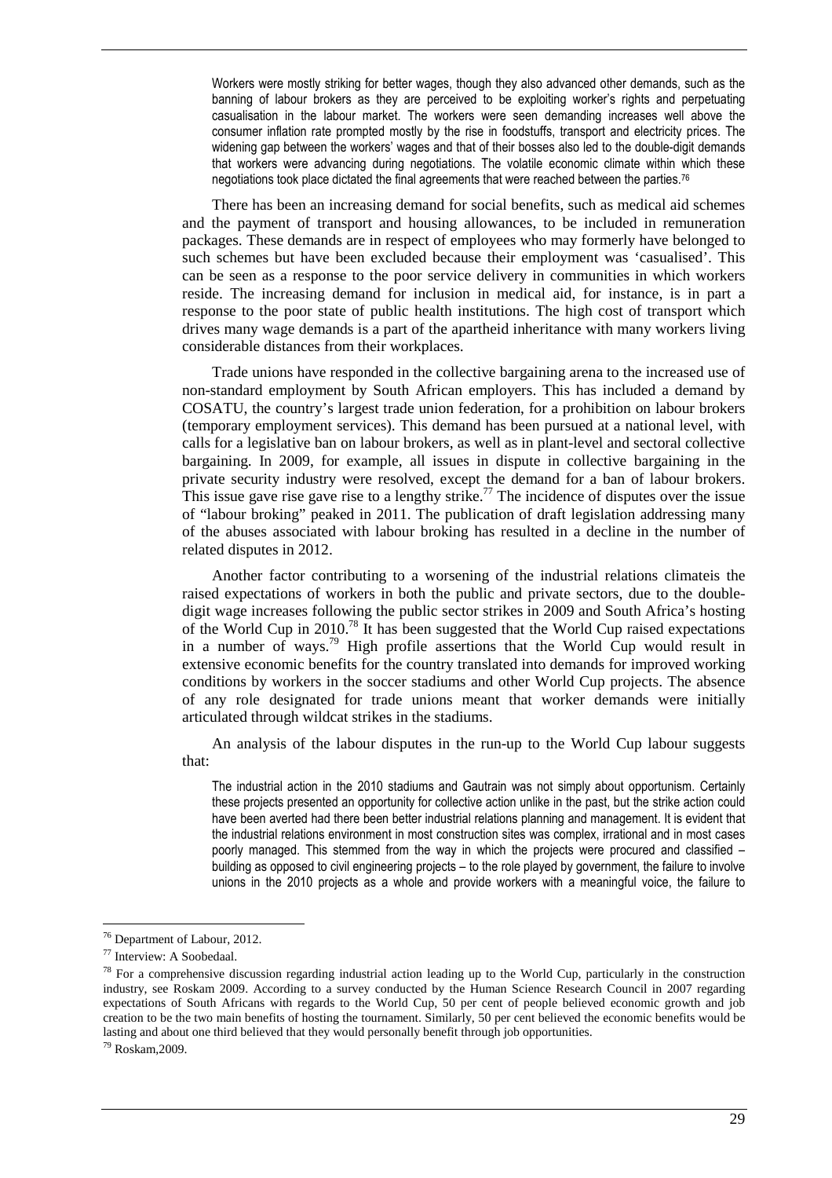> Workers were mostly striking for better wages, though they also advanced other demands, such as the banning of labour brokers as they are perceived to be exploiting worker's rights and perpetuating casualisation in the labour market. The workers were seen demanding increases well above the consumer inflation rate prompted mostly by the rise in foodstuffs, transport and electricity prices. The widening gap between the workers' wages and that of their bosses also led to the double-digit demands that workers were advancing during negotiations. The volatile economic climate within which these negotiations took place dictated the final agreements that were reached between the parties.[76]

There has been an increasing demand for social benefits, such as medical aid schemes and the payment of transport and housing allowances, to be included in remuneration packages. These demands are in respect of employees who may formerly have belonged to such schemes but have been excluded because their employment was 'casualised'. This can be seen as a response to the poor service delivery in communities in which workers reside. The increasing demand for inclusion in medical aid, for instance, is in part a response to the poor state of public health institutions. The high cost of transport which drives many wage demands is a part of the apartheid inheritance with many workers living considerable distances from their workplaces.

Trade unions have responded in the collective bargaining arena to the increased use of non-standard employment by South African employers. This has included a demand by COSATU, the country's largest trade union federation, for a prohibition on labour brokers (temporary employment services). This demand has been pursued at a national level, with calls for a legislative ban on labour brokers, as well as in plant-level and sectoral collective bargaining. In 2009, for example, all issues in dispute in collective bargaining in the private security industry were resolved, except the demand for a ban of labour brokers. This issue gave rise gave rise to a lengthy strike.[77] The incidence of disputes over the issue of "labour broking" peaked in 2011. The publication of draft legislation addressing many of the abuses associated with labour broking has resulted in a decline in the number of related disputes in 2012.

Another factor contributing to a worsening of the industrial relations climateis the raised expectations of workers in both the public and private sectors, due to the double-digit wage increases following the public sector strikes in 2009 and South Africa's hosting of the World Cup in 2010.[78] It has been suggested that the World Cup raised expectations in a number of ways.[79] High profile assertions that the World Cup would result in extensive economic benefits for the country translated into demands for improved working conditions by workers in the soccer stadiums and other World Cup projects. The absence of any role designated for trade unions meant that worker demands were initially articulated through wildcat strikes in the stadiums.

An analysis of the labour disputes in the run-up to the World Cup labour suggests that:

> The industrial action in the 2010 stadiums and Gautrain was not simply about opportunism. Certainly these projects presented an opportunity for collective action unlike in the past, but the strike action could have been averted had there been better industrial relations planning and management. It is evident that the industrial relations environment in most construction sites was complex, irrational and in most cases poorly managed. This stemmed from the way in which the projects were procured and classified – building as opposed to civil engineering projects – to the role played by government, the failure to involve unions in the 2010 projects as a whole and provide workers with a meaningful voice, the failure to

---

[76] Department of Labour, 2012.

[77] Interview: A Soobedaal.

[78] For a comprehensive discussion regarding industrial action leading up to the World Cup, particularly in the construction industry, see Roskam 2009. According to a survey conducted by the Human Science Research Council in 2007 regarding expectations of South Africans with regards to the World Cup, 50 per cent of people believed economic growth and job creation to be the two main benefits of hosting the tournament. Similarly, 50 per cent believed the economic benefits would be lasting and about one third believed that they would personally benefit through job opportunities.

[79] Roskam,2009.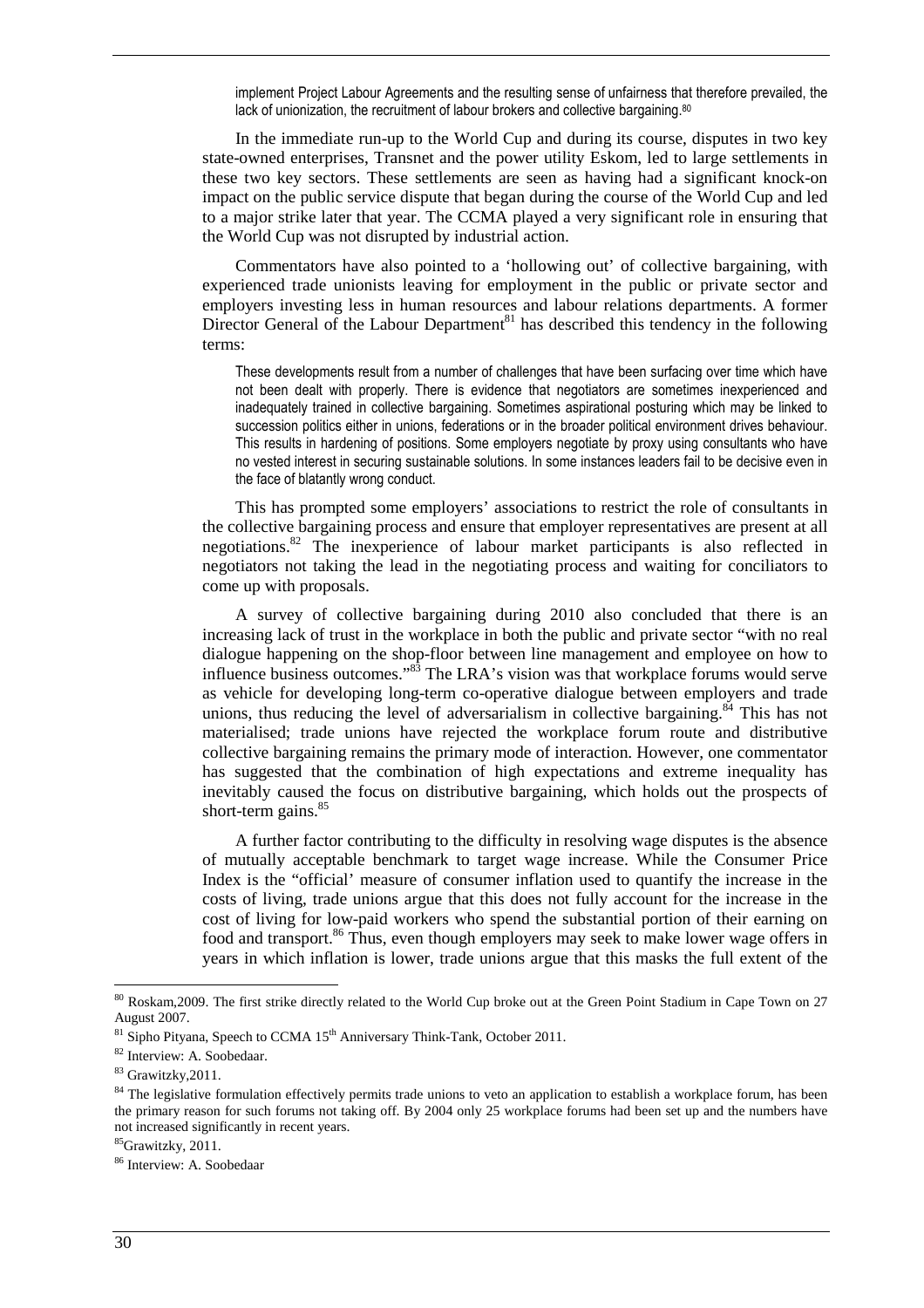> implement Project Labour Agreements and the resulting sense of unfairness that therefore prevailed, the lack of unionization, the recruitment of labour brokers and collective bargaining.[80]

In the immediate run-up to the World Cup and during its course, disputes in two key state-owned enterprises, Transnet and the power utility Eskom, led to large settlements in these two key sectors. These settlements are seen as having had a significant knock-on impact on the public service dispute that began during the course of the World Cup and led to a major strike later that year. The CCMA played a very significant role in ensuring that the World Cup was not disrupted by industrial action.

Commentators have also pointed to a 'hollowing out' of collective bargaining, with experienced trade unionists leaving for employment in the public or private sector and employers investing less in human resources and labour relations departments. A former Director General of the Labour Department[81] has described this tendency in the following terms:

> These developments result from a number of challenges that have been surfacing over time which have not been dealt with properly. There is evidence that negotiators are sometimes inexperienced and inadequately trained in collective bargaining. Sometimes aspirational posturing which may be linked to succession politics either in unions, federations or in the broader political environment drives behaviour. This results in hardening of positions. Some employers negotiate by proxy using consultants who have no vested interest in securing sustainable solutions. In some instances leaders fail to be decisive even in the face of blatantly wrong conduct.

This has prompted some employers' associations to restrict the role of consultants in the collective bargaining process and ensure that employer representatives are present at all negotiations.[82] The inexperience of labour market participants is also reflected in negotiators not taking the lead in the negotiating process and waiting for conciliators to come up with proposals.

A survey of collective bargaining during 2010 also concluded that there is an increasing lack of trust in the workplace in both the public and private sector "with no real dialogue happening on the shop-floor between line management and employee on how to influence business outcomes."[83] The LRA's vision was that workplace forums would serve as vehicle for developing long-term co-operative dialogue between employers and trade unions, thus reducing the level of adversarialism in collective bargaining.[84] This has not materialised; trade unions have rejected the workplace forum route and distributive collective bargaining remains the primary mode of interaction. However, one commentator has suggested that the combination of high expectations and extreme inequality has inevitably caused the focus on distributive bargaining, which holds out the prospects of short-term gains.[85]

A further factor contributing to the difficulty in resolving wage disputes is the absence of mutually acceptable benchmark to target wage increase. While the Consumer Price Index is the "official' measure of consumer inflation used to quantify the increase in the costs of living, trade unions argue that this does not fully account for the increase in the cost of living for low-paid workers who spend the substantial portion of their earning on food and transport.[86] Thus, even though employers may seek to make lower wage offers in years in which inflation is lower, trade unions argue that this masks the full extent of the

---

[80] Roskam,2009. The first strike directly related to the World Cup broke out at the Green Point Stadium in Cape Town on 27 August 2007.

[81] Sipho Pityana, Speech to CCMA 15th Anniversary Think-Tank, October 2011.

[82] Interview: A. Soobedaar.

[83] Grawitzky,2011.

[84] The legislative formulation effectively permits trade unions to veto an application to establish a workplace forum, has been the primary reason for such forums not taking off. By 2004 only 25 workplace forums had been set up and the numbers have not increased significantly in recent years.

[85] Grawitzky, 2011.

[86] Interview: A. Soobedaar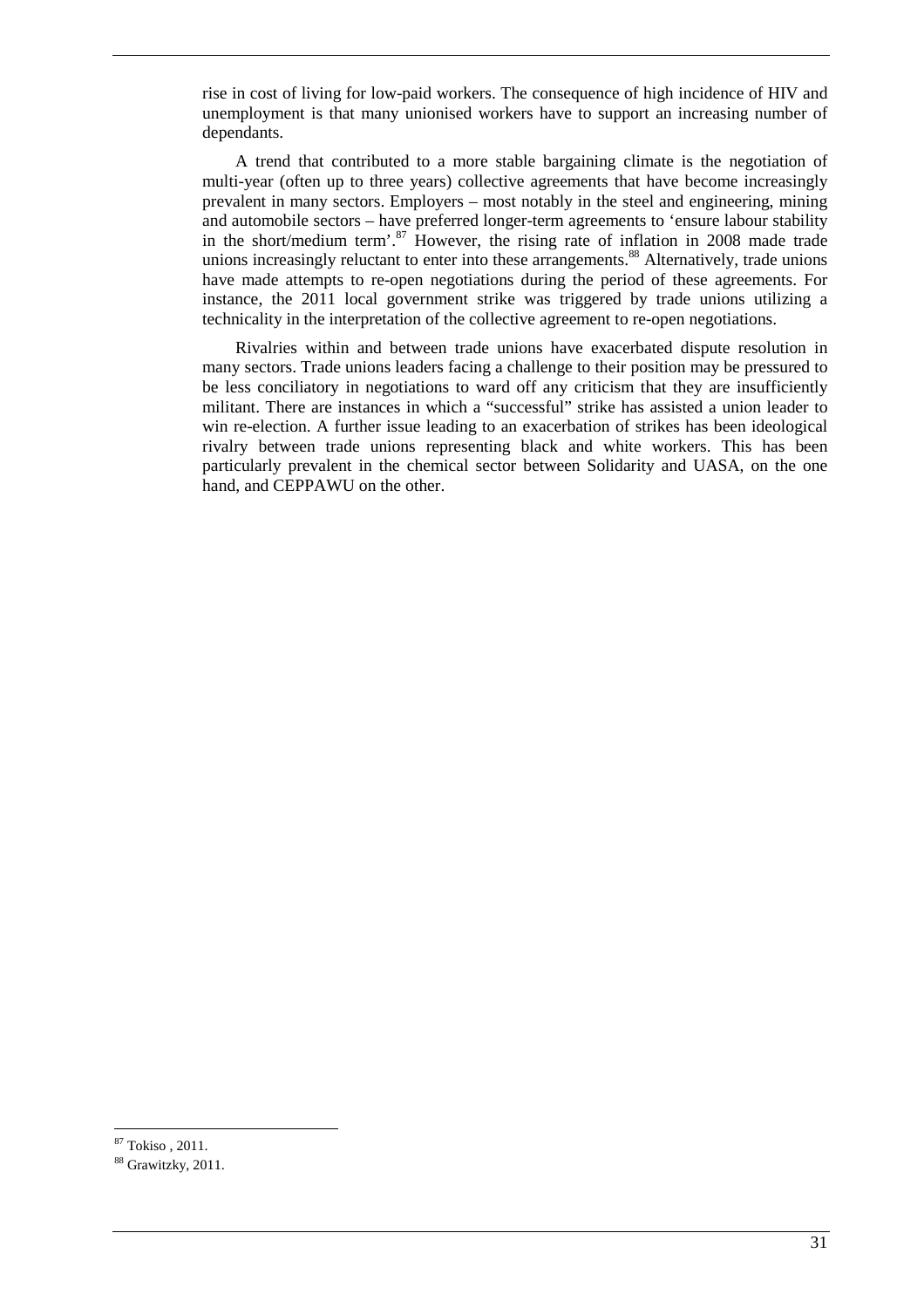rise in cost of living for low-paid workers. The consequence of high incidence of HIV and unemployment is that many unionised workers have to support an increasing number of dependants.

A trend that contributed to a more stable bargaining climate is the negotiation of multi-year (often up to three years) collective agreements that have become increasingly prevalent in many sectors. Employers – most notably in the steel and engineering, mining and automobile sectors – have preferred longer-term agreements to 'ensure labour stability in the short/medium term'.[87] However, the rising rate of inflation in 2008 made trade unions increasingly reluctant to enter into these arrangements.[88] Alternatively, trade unions have made attempts to re-open negotiations during the period of these agreements. For instance, the 2011 local government strike was triggered by trade unions utilizing a technicality in the interpretation of the collective agreement to re-open negotiations.

Rivalries within and between trade unions have exacerbated dispute resolution in many sectors. Trade unions leaders facing a challenge to their position may be pressured to be less conciliatory in negotiations to ward off any criticism that they are insufficiently militant. There are instances in which a "successful" strike has assisted a union leader to win re-election. A further issue leading to an exacerbation of strikes has been ideological rivalry between trade unions representing black and white workers. This has been particularly prevalent in the chemical sector between Solidarity and UASA, on the one hand, and CEPPAWU on the other.

[87] Tokiso , 2011.

[88] Grawitzky, 2011.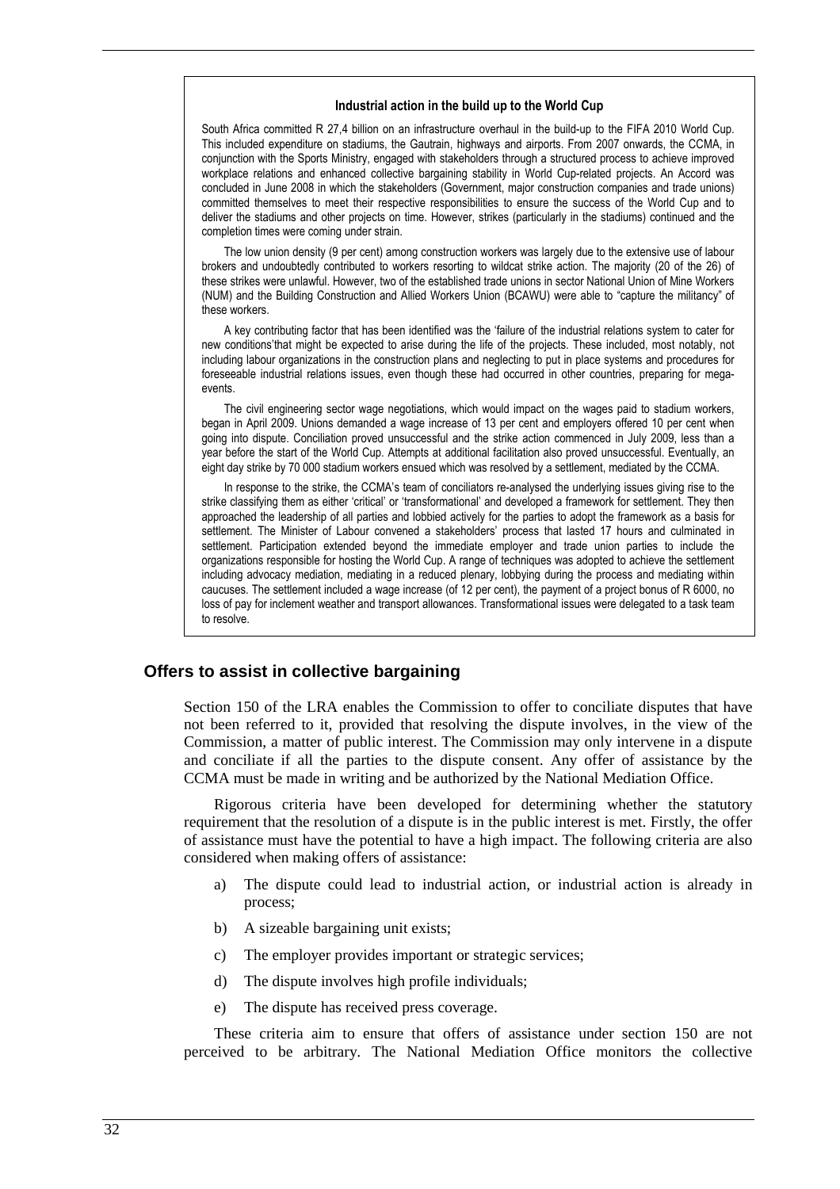**Industrial action in the build up to the World Cup**

South Africa committed R 27,4 billion on an infrastructure overhaul in the build-up to the FIFA 2010 World Cup. This included expenditure on stadiums, the Gautrain, highways and airports. From 2007 onwards, the CCMA, in conjunction with the Sports Ministry, engaged with stakeholders through a structured process to achieve improved workplace relations and enhanced collective bargaining stability in World Cup-related projects. An Accord was concluded in June 2008 in which the stakeholders (Government, major construction companies and trade unions) committed themselves to meet their respective responsibilities to ensure the success of the World Cup and to deliver the stadiums and other projects on time. However, strikes (particularly in the stadiums) continued and the completion times were coming under strain.

The low union density (9 per cent) among construction workers was largely due to the extensive use of labour brokers and undoubtedly contributed to workers resorting to wildcat strike action. The majority (20 of the 26) of these strikes were unlawful. However, two of the established trade unions in sector National Union of Mine Workers (NUM) and the Building Construction and Allied Workers Union (BCAWU) were able to "capture the militancy" of these workers.

A key contributing factor that has been identified was the 'failure of the industrial relations system to cater for new conditions'that might be expected to arise during the life of the projects. These included, most notably, not including labour organizations in the construction plans and neglecting to put in place systems and procedures for foreseeable industrial relations issues, even though these had occurred in other countries, preparing for mega-events.

The civil engineering sector wage negotiations, which would impact on the wages paid to stadium workers, began in April 2009. Unions demanded a wage increase of 13 per cent and employers offered 10 per cent when going into dispute. Conciliation proved unsuccessful and the strike action commenced in July 2009, less than a year before the start of the World Cup. Attempts at additional facilitation also proved unsuccessful. Eventually, an eight day strike by 70 000 stadium workers ensued which was resolved by a settlement, mediated by the CCMA.

In response to the strike, the CCMA's team of conciliators re-analysed the underlying issues giving rise to the strike classifying them as either 'critical' or 'transformational' and developed a framework for settlement. They then approached the leadership of all parties and lobbied actively for the parties to adopt the framework as a basis for settlement. The Minister of Labour convened a stakeholders' process that lasted 17 hours and culminated in settlement. Participation extended beyond the immediate employer and trade union parties to include the organizations responsible for hosting the World Cup. A range of techniques was adopted to achieve the settlement including advocacy mediation, mediating in a reduced plenary, lobbying during the process and mediating within caucuses. The settlement included a wage increase (of 12 per cent), the payment of a project bonus of R 6000, no loss of pay for inclement weather and transport allowances. Transformational issues were delegated to a task team to resolve.

## Offers to assist in collective bargaining

Section 150 of the LRA enables the Commission to offer to conciliate disputes that have not been referred to it, provided that resolving the dispute involves, in the view of the Commission, a matter of public interest. The Commission may only intervene in a dispute and conciliate if all the parties to the dispute consent. Any offer of assistance by the CCMA must be made in writing and be authorized by the National Mediation Office.

Rigorous criteria have been developed for determining whether the statutory requirement that the resolution of a dispute is in the public interest is met. Firstly, the offer of assistance must have the potential to have a high impact. The following criteria are also considered when making offers of assistance:

a) The dispute could lead to industrial action, or industrial action is already in process;

b) A sizeable bargaining unit exists;

c) The employer provides important or strategic services;

d) The dispute involves high profile individuals;

e) The dispute has received press coverage.

These criteria aim to ensure that offers of assistance under section 150 are not perceived to be arbitrary. The National Mediation Office monitors the collective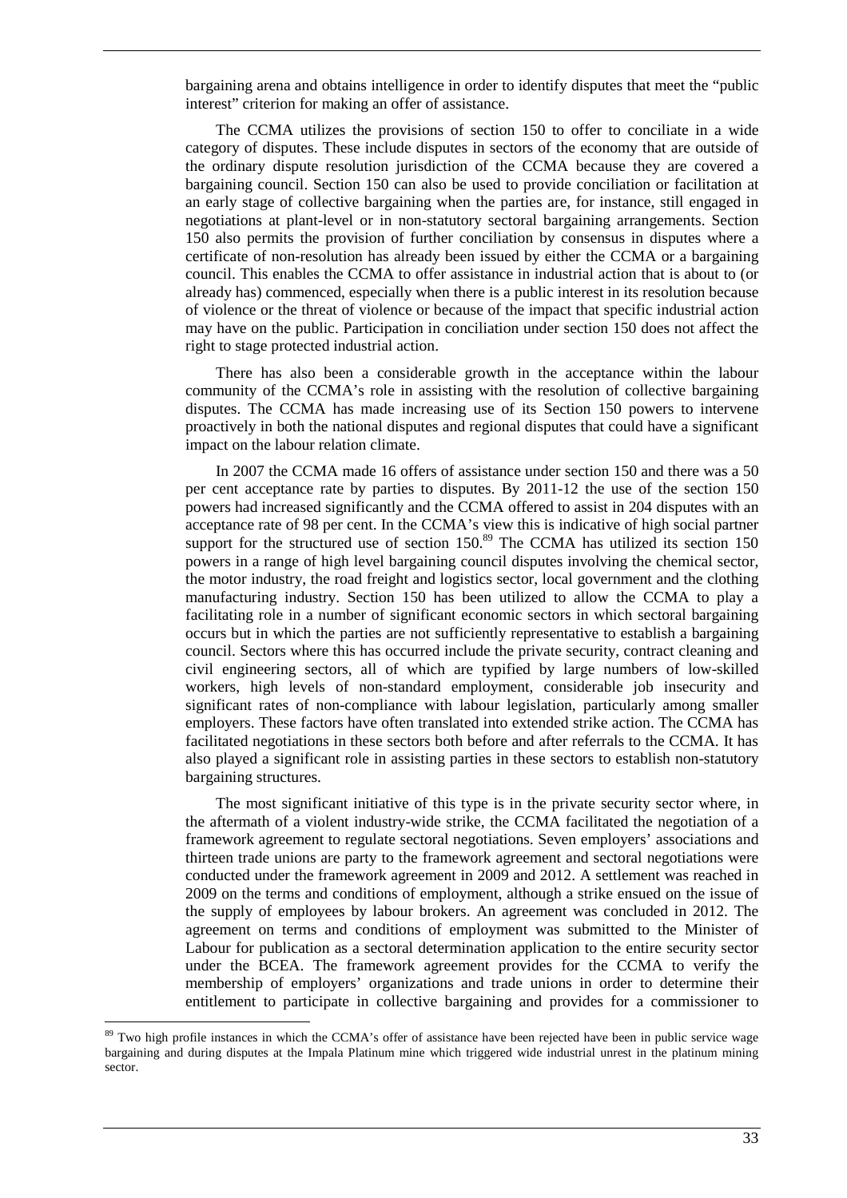bargaining arena and obtains intelligence in order to identify disputes that meet the "public interest" criterion for making an offer of assistance.

The CCMA utilizes the provisions of section 150 to offer to conciliate in a wide category of disputes. These include disputes in sectors of the economy that are outside of the ordinary dispute resolution jurisdiction of the CCMA because they are covered a bargaining council. Section 150 can also be used to provide conciliation or facilitation at an early stage of collective bargaining when the parties are, for instance, still engaged in negotiations at plant-level or in non-statutory sectoral bargaining arrangements. Section 150 also permits the provision of further conciliation by consensus in disputes where a certificate of non-resolution has already been issued by either the CCMA or a bargaining council. This enables the CCMA to offer assistance in industrial action that is about to (or already has) commenced, especially when there is a public interest in its resolution because of violence or the threat of violence or because of the impact that specific industrial action may have on the public. Participation in conciliation under section 150 does not affect the right to stage protected industrial action.

There has also been a considerable growth in the acceptance within the labour community of the CCMA's role in assisting with the resolution of collective bargaining disputes. The CCMA has made increasing use of its Section 150 powers to intervene proactively in both the national disputes and regional disputes that could have a significant impact on the labour relation climate.

In 2007 the CCMA made 16 offers of assistance under section 150 and there was a 50 per cent acceptance rate by parties to disputes. By 2011-12 the use of the section 150 powers had increased significantly and the CCMA offered to assist in 204 disputes with an acceptance rate of 98 per cent. In the CCMA's view this is indicative of high social partner support for the structured use of section 150.[89] The CCMA has utilized its section 150 powers in a range of high level bargaining council disputes involving the chemical sector, the motor industry, the road freight and logistics sector, local government and the clothing manufacturing industry. Section 150 has been utilized to allow the CCMA to play a facilitating role in a number of significant economic sectors in which sectoral bargaining occurs but in which the parties are not sufficiently representative to establish a bargaining council. Sectors where this has occurred include the private security, contract cleaning and civil engineering sectors, all of which are typified by large numbers of low-skilled workers, high levels of non-standard employment, considerable job insecurity and significant rates of non-compliance with labour legislation, particularly among smaller employers. These factors have often translated into extended strike action. The CCMA has facilitated negotiations in these sectors both before and after referrals to the CCMA. It has also played a significant role in assisting parties in these sectors to establish non-statutory bargaining structures.

The most significant initiative of this type is in the private security sector where, in the aftermath of a violent industry-wide strike, the CCMA facilitated the negotiation of a framework agreement to regulate sectoral negotiations. Seven employers' associations and thirteen trade unions are party to the framework agreement and sectoral negotiations were conducted under the framework agreement in 2009 and 2012. A settlement was reached in 2009 on the terms and conditions of employment, although a strike ensued on the issue of the supply of employees by labour brokers. An agreement was concluded in 2012. The agreement on terms and conditions of employment was submitted to the Minister of Labour for publication as a sectoral determination application to the entire security sector under the BCEA. The framework agreement provides for the CCMA to verify the membership of employers' organizations and trade unions in order to determine their entitlement to participate in collective bargaining and provides for a commissioner to

---

[89] Two high profile instances in which the CCMA's offer of assistance have been rejected have been in public service wage bargaining and during disputes at the Impala Platinum mine which triggered wide industrial unrest in the platinum mining sector.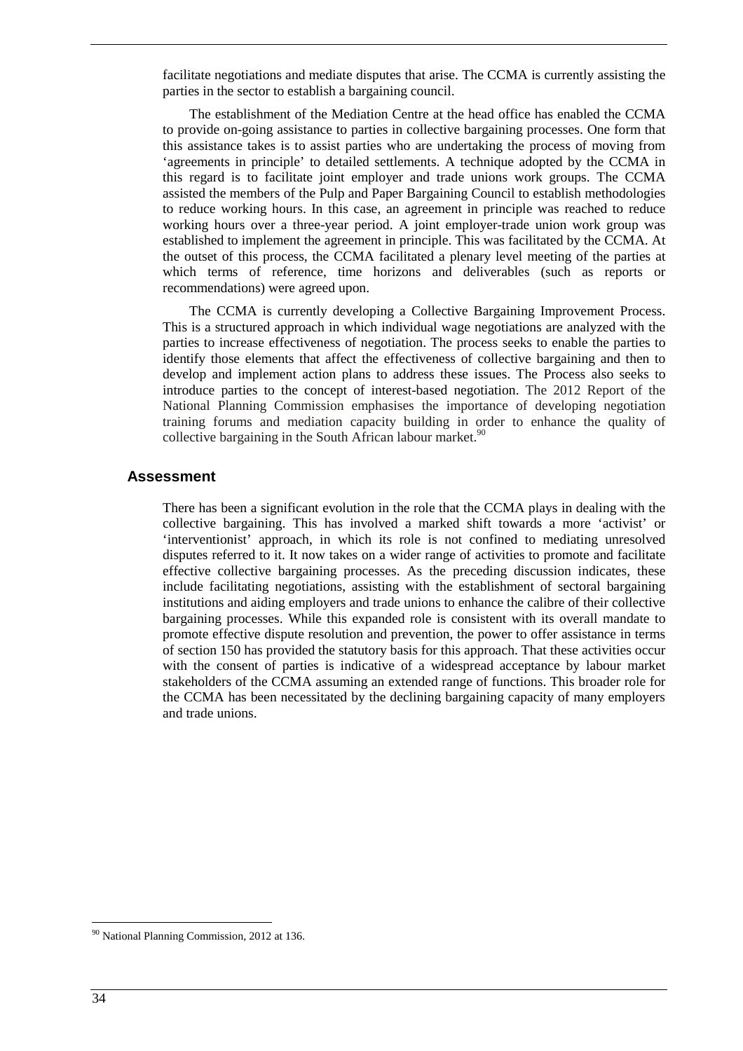facilitate negotiations and mediate disputes that arise. The CCMA is currently assisting the parties in the sector to establish a bargaining council.

The establishment of the Mediation Centre at the head office has enabled the CCMA to provide on-going assistance to parties in collective bargaining processes. One form that this assistance takes is to assist parties who are undertaking the process of moving from 'agreements in principle' to detailed settlements. A technique adopted by the CCMA in this regard is to facilitate joint employer and trade unions work groups. The CCMA assisted the members of the Pulp and Paper Bargaining Council to establish methodologies to reduce working hours. In this case, an agreement in principle was reached to reduce working hours over a three-year period. A joint employer-trade union work group was established to implement the agreement in principle. This was facilitated by the CCMA. At the outset of this process, the CCMA facilitated a plenary level meeting of the parties at which terms of reference, time horizons and deliverables (such as reports or recommendations) were agreed upon.

The CCMA is currently developing a Collective Bargaining Improvement Process. This is a structured approach in which individual wage negotiations are analyzed with the parties to increase effectiveness of negotiation. The process seeks to enable the parties to identify those elements that affect the effectiveness of collective bargaining and then to develop and implement action plans to address these issues. The Process also seeks to introduce parties to the concept of interest-based negotiation. The 2012 Report of the National Planning Commission emphasises the importance of developing negotiation training forums and mediation capacity building in order to enhance the quality of collective bargaining in the South African labour market.[90]

## Assessment

There has been a significant evolution in the role that the CCMA plays in dealing with the collective bargaining. This has involved a marked shift towards a more 'activist' or 'interventionist' approach, in which its role is not confined to mediating unresolved disputes referred to it. It now takes on a wider range of activities to promote and facilitate effective collective bargaining processes. As the preceding discussion indicates, these include facilitating negotiations, assisting with the establishment of sectoral bargaining institutions and aiding employers and trade unions to enhance the calibre of their collective bargaining processes. While this expanded role is consistent with its overall mandate to promote effective dispute resolution and prevention, the power to offer assistance in terms of section 150 has provided the statutory basis for this approach. That these activities occur with the consent of parties is indicative of a widespread acceptance by labour market stakeholders of the CCMA assuming an extended range of functions. This broader role for the CCMA has been necessitated by the declining bargaining capacity of many employers and trade unions.

---

[90] National Planning Commission, 2012 at 136.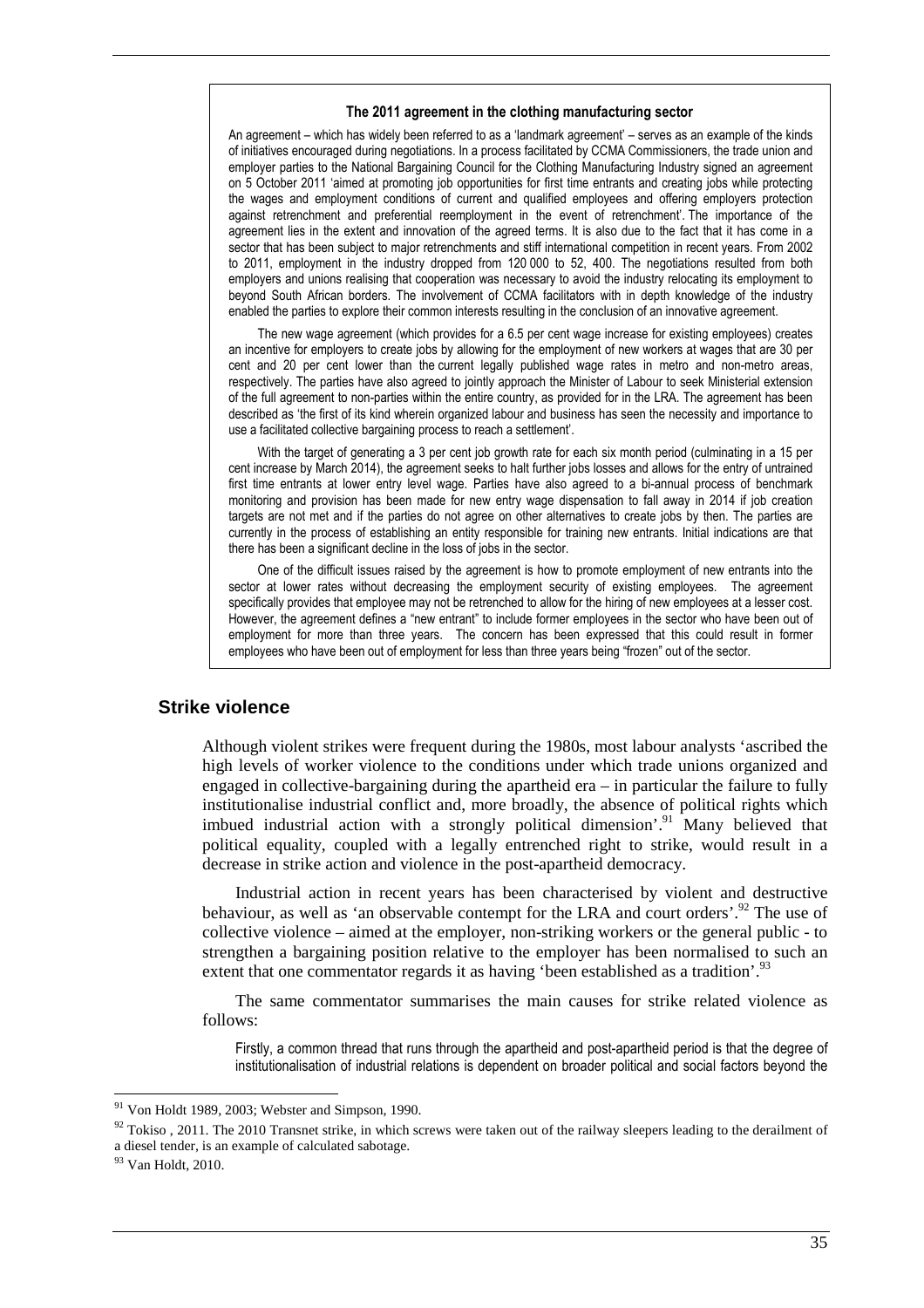**The 2011 agreement in the clothing manufacturing sector**

An agreement – which has widely been referred to as a 'landmark agreement' – serves as an example of the kinds of initiatives encouraged during negotiations. In a process facilitated by CCMA Commissioners, the trade union and employer parties to the National Bargaining Council for the Clothing Manufacturing Industry signed an agreement on 5 October 2011 'aimed at promoting job opportunities for first time entrants and creating jobs while protecting the wages and employment conditions of current and qualified employees and offering employers protection against retrenchment and preferential reemployment in the event of retrenchment'. The importance of the agreement lies in the extent and innovation of the agreed terms. It is also due to the fact that it has come in a sector that has been subject to major retrenchments and stiff international competition in recent years. From 2002 to 2011, employment in the industry dropped from 120 000 to 52, 400. The negotiations resulted from both employers and unions realising that cooperation was necessary to avoid the industry relocating its employment to beyond South African borders. The involvement of CCMA facilitators with in depth knowledge of the industry enabled the parties to explore their common interests resulting in the conclusion of an innovative agreement.

The new wage agreement (which provides for a 6.5 per cent wage increase for existing employees) creates an incentive for employers to create jobs by allowing for the employment of new workers at wages that are 30 per cent and 20 per cent lower than the current legally published wage rates in metro and non-metro areas, respectively. The parties have also agreed to jointly approach the Minister of Labour to seek Ministerial extension of the full agreement to non-parties within the entire country, as provided for in the LRA. The agreement has been described as 'the first of its kind wherein organized labour and business has seen the necessity and importance to use a facilitated collective bargaining process to reach a settlement'.

With the target of generating a 3 per cent job growth rate for each six month period (culminating in a 15 per cent increase by March 2014), the agreement seeks to halt further jobs losses and allows for the entry of untrained first time entrants at lower entry level wage. Parties have also agreed to a bi-annual process of benchmark monitoring and provision has been made for new entry wage dispensation to fall away in 2014 if job creation targets are not met and if the parties do not agree on other alternatives to create jobs by then. The parties are currently in the process of establishing an entity responsible for training new entrants. Initial indications are that there has been a significant decline in the loss of jobs in the sector.

One of the difficult issues raised by the agreement is how to promote employment of new entrants into the sector at lower rates without decreasing the employment security of existing employees. The agreement specifically provides that employee may not be retrenched to allow for the hiring of new employees at a lesser cost. However, the agreement defines a "new entrant" to include former employees in the sector who have been out of employment for more than three years. The concern has been expressed that this could result in former employees who have been out of employment for less than three years being "frozen" out of the sector.

## Strike violence

Although violent strikes were frequent during the 1980s, most labour analysts 'ascribed the high levels of worker violence to the conditions under which trade unions organized and engaged in collective-bargaining during the apartheid era – in particular the failure to fully institutionalise industrial conflict and, more broadly, the absence of political rights which imbued industrial action with a strongly political dimension'.[91] Many believed that political equality, coupled with a legally entrenched right to strike, would result in a decrease in strike action and violence in the post-apartheid democracy.

Industrial action in recent years has been characterised by violent and destructive behaviour, as well as 'an observable contempt for the LRA and court orders'.[92] The use of collective violence – aimed at the employer, non-striking workers or the general public - to strengthen a bargaining position relative to the employer has been normalised to such an extent that one commentator regards it as having 'been established as a tradition'.[93]

The same commentator summarises the main causes for strike related violence as follows:

> Firstly, a common thread that runs through the apartheid and post-apartheid period is that the degree of institutionalisation of industrial relations is dependent on broader political and social factors beyond the

---

[91] Von Holdt 1989, 2003; Webster and Simpson, 1990.

[92] Tokiso , 2011. The 2010 Transnet strike, in which screws were taken out of the railway sleepers leading to the derailment of a diesel tender, is an example of calculated sabotage.

[93] Van Holdt, 2010.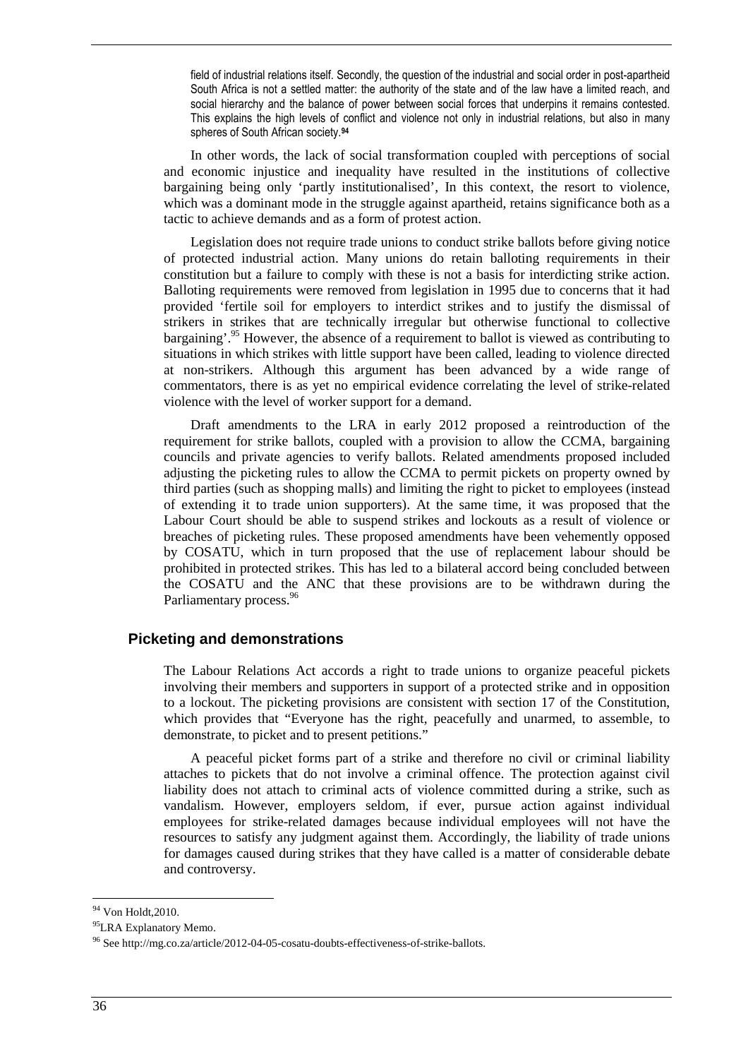> field of industrial relations itself. Secondly, the question of the industrial and social order in post-apartheid South Africa is not a settled matter: the authority of the state and of the law have a limited reach, and social hierarchy and the balance of power between social forces that underpins it remains contested. This explains the high levels of conflict and violence not only in industrial relations, but also in many spheres of South African society.[94]

In other words, the lack of social transformation coupled with perceptions of social and economic injustice and inequality have resulted in the institutions of collective bargaining being only 'partly institutionalised', In this context, the resort to violence, which was a dominant mode in the struggle against apartheid, retains significance both as a tactic to achieve demands and as a form of protest action.

Legislation does not require trade unions to conduct strike ballots before giving notice of protected industrial action. Many unions do retain balloting requirements in their constitution but a failure to comply with these is not a basis for interdicting strike action. Balloting requirements were removed from legislation in 1995 due to concerns that it had provided 'fertile soil for employers to interdict strikes and to justify the dismissal of strikers in strikes that are technically irregular but otherwise functional to collective bargaining'.[95] However, the absence of a requirement to ballot is viewed as contributing to situations in which strikes with little support have been called, leading to violence directed at non-strikers. Although this argument has been advanced by a wide range of commentators, there is as yet no empirical evidence correlating the level of strike-related violence with the level of worker support for a demand.

Draft amendments to the LRA in early 2012 proposed a reintroduction of the requirement for strike ballots, coupled with a provision to allow the CCMA, bargaining councils and private agencies to verify ballots. Related amendments proposed included adjusting the picketing rules to allow the CCMA to permit pickets on property owned by third parties (such as shopping malls) and limiting the right to picket to employees (instead of extending it to trade union supporters). At the same time, it was proposed that the Labour Court should be able to suspend strikes and lockouts as a result of violence or breaches of picketing rules. These proposed amendments have been vehemently opposed by COSATU, which in turn proposed that the use of replacement labour should be prohibited in protected strikes. This has led to a bilateral accord being concluded between the COSATU and the ANC that these provisions are to be withdrawn during the Parliamentary process.[96]

## Picketing and demonstrations

The Labour Relations Act accords a right to trade unions to organize peaceful pickets involving their members and supporters in support of a protected strike and in opposition to a lockout. The picketing provisions are consistent with section 17 of the Constitution, which provides that "Everyone has the right, peacefully and unarmed, to assemble, to demonstrate, to picket and to present petitions."

A peaceful picket forms part of a strike and therefore no civil or criminal liability attaches to pickets that do not involve a criminal offence. The protection against civil liability does not attach to criminal acts of violence committed during a strike, such as vandalism. However, employers seldom, if ever, pursue action against individual employees for strike-related damages because individual employees will not have the resources to satisfy any judgment against them. Accordingly, the liability of trade unions for damages caused during strikes that they have called is a matter of considerable debate and controversy.

---

[94] Von Holdt,2010.

[95] LRA Explanatory Memo.

[96] See http://mg.co.za/article/2012-04-05-cosatu-doubts-effectiveness-of-strike-ballots.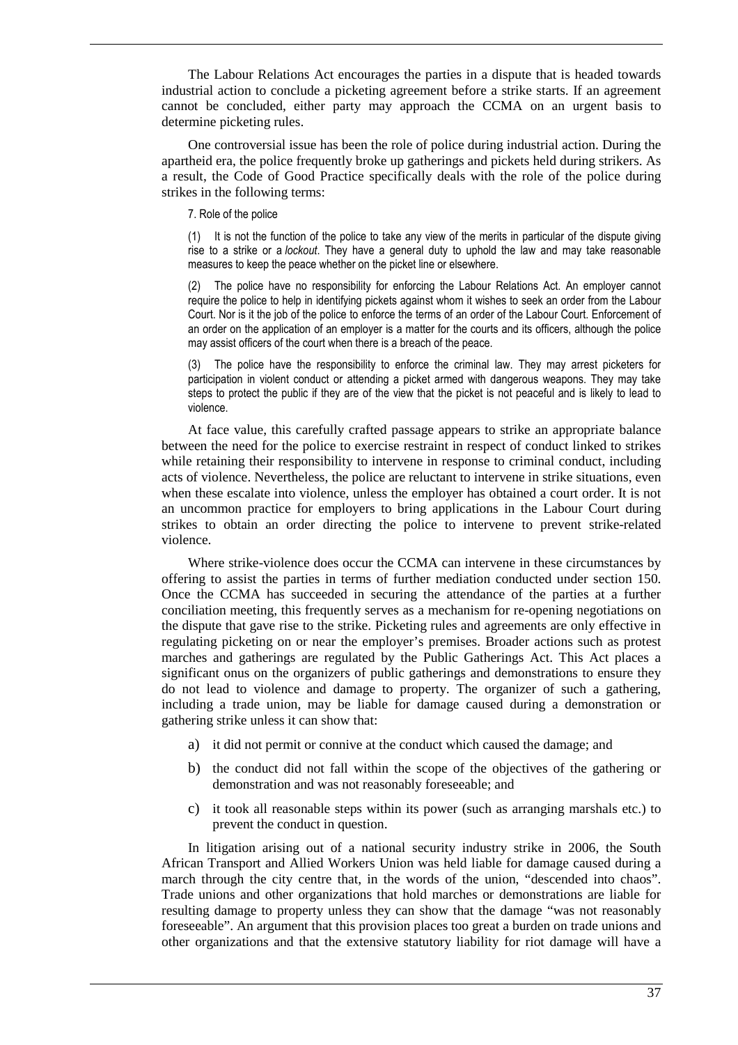The Labour Relations Act encourages the parties in a dispute that is headed towards industrial action to conclude a picketing agreement before a strike starts. If an agreement cannot be concluded, either party may approach the CCMA on an urgent basis to determine picketing rules.

One controversial issue has been the role of police during industrial action. During the apartheid era, the police frequently broke up gatherings and pickets held during strikers. As a result, the Code of Good Practice specifically deals with the role of the police during strikes in the following terms:

> 7. Role of the police
>
> (1) It is not the function of the police to take any view of the merits in particular of the dispute giving rise to a strike or a *lockout*. They have a general duty to uphold the law and may take reasonable measures to keep the peace whether on the picket line or elsewhere.
>
> (2) The police have no responsibility for enforcing the Labour Relations Act. An employer cannot require the police to help in identifying pickets against whom it wishes to seek an order from the Labour Court. Nor is it the job of the police to enforce the terms of an order of the Labour Court. Enforcement of an order on the application of an employer is a matter for the courts and its officers, although the police may assist officers of the court when there is a breach of the peace.
>
> (3) The police have the responsibility to enforce the criminal law. They may arrest picketers for participation in violent conduct or attending a picket armed with dangerous weapons. They may take steps to protect the public if they are of the view that the picket is not peaceful and is likely to lead to violence.

At face value, this carefully crafted passage appears to strike an appropriate balance between the need for the police to exercise restraint in respect of conduct linked to strikes while retaining their responsibility to intervene in response to criminal conduct, including acts of violence. Nevertheless, the police are reluctant to intervene in strike situations, even when these escalate into violence, unless the employer has obtained a court order. It is not an uncommon practice for employers to bring applications in the Labour Court during strikes to obtain an order directing the police to intervene to prevent strike-related violence.

Where strike-violence does occur the CCMA can intervene in these circumstances by offering to assist the parties in terms of further mediation conducted under section 150. Once the CCMA has succeeded in securing the attendance of the parties at a further conciliation meeting, this frequently serves as a mechanism for re-opening negotiations on the dispute that gave rise to the strike. Picketing rules and agreements are only effective in regulating picketing on or near the employer's premises. Broader actions such as protest marches and gatherings are regulated by the Public Gatherings Act. This Act places a significant onus on the organizers of public gatherings and demonstrations to ensure they do not lead to violence and damage to property. The organizer of such a gathering, including a trade union, may be liable for damage caused during a demonstration or gathering strike unless it can show that:

a) it did not permit or connive at the conduct which caused the damage; and

b) the conduct did not fall within the scope of the objectives of the gathering or demonstration and was not reasonably foreseeable; and

c) it took all reasonable steps within its power (such as arranging marshals etc.) to prevent the conduct in question.

In litigation arising out of a national security industry strike in 2006, the South African Transport and Allied Workers Union was held liable for damage caused during a march through the city centre that, in the words of the union, "descended into chaos". Trade unions and other organizations that hold marches or demonstrations are liable for resulting damage to property unless they can show that the damage "was not reasonably foreseeable". An argument that this provision places too great a burden on trade unions and other organizations and that the extensive statutory liability for riot damage will have a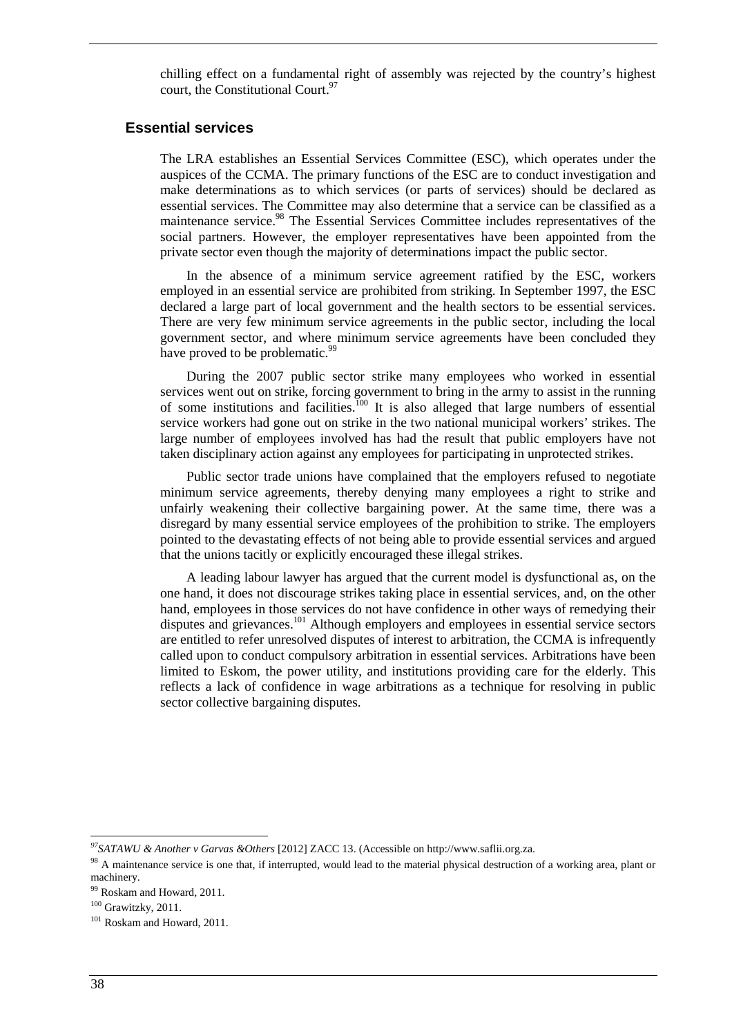chilling effect on a fundamental right of assembly was rejected by the country's highest court, the Constitutional Court.[97]

## Essential services

The LRA establishes an Essential Services Committee (ESC), which operates under the auspices of the CCMA. The primary functions of the ESC are to conduct investigation and make determinations as to which services (or parts of services) should be declared as essential services. The Committee may also determine that a service can be classified as a maintenance service.[98] The Essential Services Committee includes representatives of the social partners. However, the employer representatives have been appointed from the private sector even though the majority of determinations impact the public sector.

In the absence of a minimum service agreement ratified by the ESC, workers employed in an essential service are prohibited from striking. In September 1997, the ESC declared a large part of local government and the health sectors to be essential services. There are very few minimum service agreements in the public sector, including the local government sector, and where minimum service agreements have been concluded they have proved to be problematic.[99]

During the 2007 public sector strike many employees who worked in essential services went out on strike, forcing government to bring in the army to assist in the running of some institutions and facilities.[100] It is also alleged that large numbers of essential service workers had gone out on strike in the two national municipal workers' strikes. The large number of employees involved has had the result that public employers have not taken disciplinary action against any employees for participating in unprotected strikes.

Public sector trade unions have complained that the employers refused to negotiate minimum service agreements, thereby denying many employees a right to strike and unfairly weakening their collective bargaining power. At the same time, there was a disregard by many essential service employees of the prohibition to strike. The employers pointed to the devastating effects of not being able to provide essential services and argued that the unions tacitly or explicitly encouraged these illegal strikes.

A leading labour lawyer has argued that the current model is dysfunctional as, on the one hand, it does not discourage strikes taking place in essential services, and, on the other hand, employees in those services do not have confidence in other ways of remedying their disputes and grievances.[101] Although employers and employees in essential service sectors are entitled to refer unresolved disputes of interest to arbitration, the CCMA is infrequently called upon to conduct compulsory arbitration in essential services. Arbitrations have been limited to Eskom, the power utility, and institutions providing care for the elderly. This reflects a lack of confidence in wage arbitrations as a technique for resolving in public sector collective bargaining disputes.

---

[97] *SATAWU & Another v Garvas &Others* [2012] ZACC 13. (Accessible on http://www.saflii.org.za.

[98] A maintenance service is one that, if interrupted, would lead to the material physical destruction of a working area, plant or machinery.

[99] Roskam and Howard, 2011.

[100] Grawitzky, 2011.

[101] Roskam and Howard, 2011.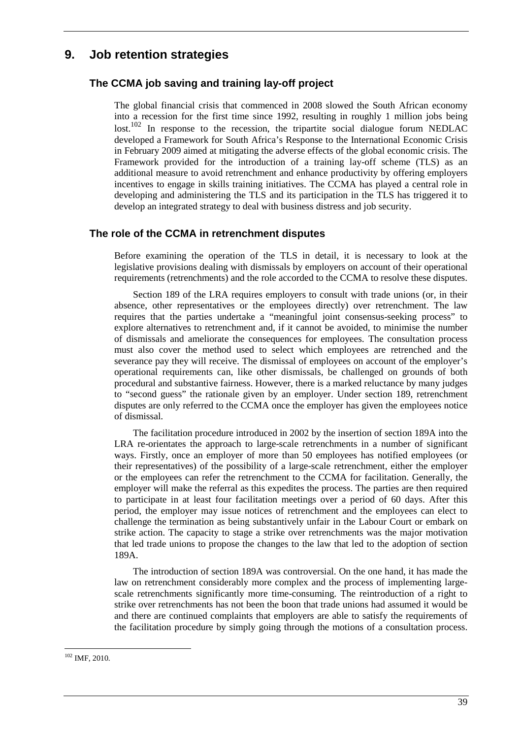# 9. Job retention strategies

## The CCMA job saving and training lay-off project

The global financial crisis that commenced in 2008 slowed the South African economy into a recession for the first time since 1992, resulting in roughly 1 million jobs being lost.[102] In response to the recession, the tripartite social dialogue forum NEDLAC developed a Framework for South Africa's Response to the International Economic Crisis in February 2009 aimed at mitigating the adverse effects of the global economic crisis. The Framework provided for the introduction of a training lay-off scheme (TLS) as an additional measure to avoid retrenchment and enhance productivity by offering employers incentives to engage in skills training initiatives. The CCMA has played a central role in developing and administering the TLS and its participation in the TLS has triggered it to develop an integrated strategy to deal with business distress and job security.

## The role of the CCMA in retrenchment disputes

Before examining the operation of the TLS in detail, it is necessary to look at the legislative provisions dealing with dismissals by employers on account of their operational requirements (retrenchments) and the role accorded to the CCMA to resolve these disputes.

Section 189 of the LRA requires employers to consult with trade unions (or, in their absence, other representatives or the employees directly) over retrenchment. The law requires that the parties undertake a "meaningful joint consensus-seeking process" to explore alternatives to retrenchment and, if it cannot be avoided, to minimise the number of dismissals and ameliorate the consequences for employees. The consultation process must also cover the method used to select which employees are retrenched and the severance pay they will receive. The dismissal of employees on account of the employer's operational requirements can, like other dismissals, be challenged on grounds of both procedural and substantive fairness. However, there is a marked reluctance by many judges to "second guess" the rationale given by an employer. Under section 189, retrenchment disputes are only referred to the CCMA once the employer has given the employees notice of dismissal.

The facilitation procedure introduced in 2002 by the insertion of section 189A into the LRA re-orientates the approach to large-scale retrenchments in a number of significant ways. Firstly, once an employer of more than 50 employees has notified employees (or their representatives) of the possibility of a large-scale retrenchment, either the employer or the employees can refer the retrenchment to the CCMA for facilitation. Generally, the employer will make the referral as this expedites the process. The parties are then required to participate in at least four facilitation meetings over a period of 60 days. After this period, the employer may issue notices of retrenchment and the employees can elect to challenge the termination as being substantively unfair in the Labour Court or embark on strike action. The capacity to stage a strike over retrenchments was the major motivation that led trade unions to propose the changes to the law that led to the adoption of section 189A.

The introduction of section 189A was controversial. On the one hand, it has made the law on retrenchment considerably more complex and the process of implementing large-scale retrenchments significantly more time-consuming. The reintroduction of a right to strike over retrenchments has not been the boon that trade unions had assumed it would be and there are continued complaints that employers are able to satisfy the requirements of the facilitation procedure by simply going through the motions of a consultation process.

[102] IMF, 2010.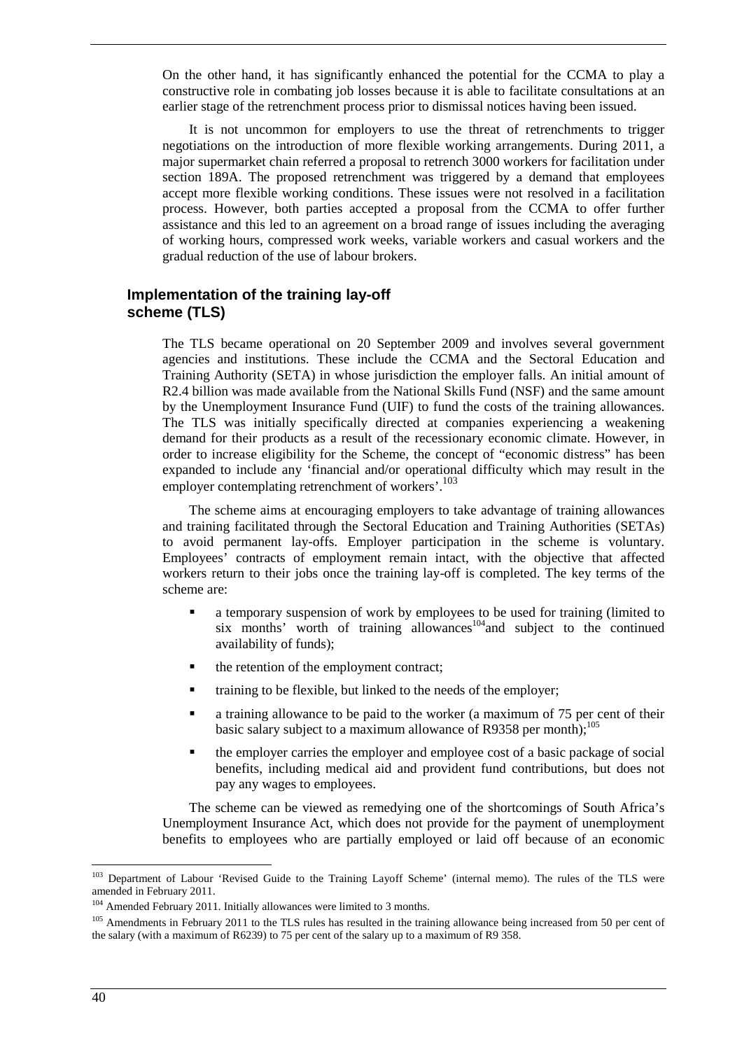On the other hand, it has significantly enhanced the potential for the CCMA to play a constructive role in combating job losses because it is able to facilitate consultations at an earlier stage of the retrenchment process prior to dismissal notices having been issued.

It is not uncommon for employers to use the threat of retrenchments to trigger negotiations on the introduction of more flexible working arrangements. During 2011, a major supermarket chain referred a proposal to retrench 3000 workers for facilitation under section 189A. The proposed retrenchment was triggered by a demand that employees accept more flexible working conditions. These issues were not resolved in a facilitation process. However, both parties accepted a proposal from the CCMA to offer further assistance and this led to an agreement on a broad range of issues including the averaging of working hours, compressed work weeks, variable workers and casual workers and the gradual reduction of the use of labour brokers.

## Implementation of the training lay-off scheme (TLS)

The TLS became operational on 20 September 2009 and involves several government agencies and institutions. These include the CCMA and the Sectoral Education and Training Authority (SETA) in whose jurisdiction the employer falls. An initial amount of R2.4 billion was made available from the National Skills Fund (NSF) and the same amount by the Unemployment Insurance Fund (UIF) to fund the costs of the training allowances. The TLS was initially specifically directed at companies experiencing a weakening demand for their products as a result of the recessionary economic climate. However, in order to increase eligibility for the Scheme, the concept of "economic distress" has been expanded to include any 'financial and/or operational difficulty which may result in the employer contemplating retrenchment of workers'.[103]

The scheme aims at encouraging employers to take advantage of training allowances and training facilitated through the Sectoral Education and Training Authorities (SETAs) to avoid permanent lay-offs. Employer participation in the scheme is voluntary. Employees' contracts of employment remain intact, with the objective that affected workers return to their jobs once the training lay-off is completed. The key terms of the scheme are:

- a temporary suspension of work by employees to be used for training (limited to six months' worth of training allowances[104] and subject to the continued availability of funds);
- the retention of the employment contract;
- training to be flexible, but linked to the needs of the employer;
- a training allowance to be paid to the worker (a maximum of 75 per cent of their basic salary subject to a maximum allowance of R9358 per month);[105]
- the employer carries the employer and employee cost of a basic package of social benefits, including medical aid and provident fund contributions, but does not pay any wages to employees.

The scheme can be viewed as remedying one of the shortcomings of South Africa's Unemployment Insurance Act, which does not provide for the payment of unemployment benefits to employees who are partially employed or laid off because of an economic

---

[103] Department of Labour 'Revised Guide to the Training Layoff Scheme' (internal memo). The rules of the TLS were amended in February 2011.

[104] Amended February 2011. Initially allowances were limited to 3 months.

[105] Amendments in February 2011 to the TLS rules has resulted in the training allowance being increased from 50 per cent of the salary (with a maximum of R6239) to 75 per cent of the salary up to a maximum of R9 358.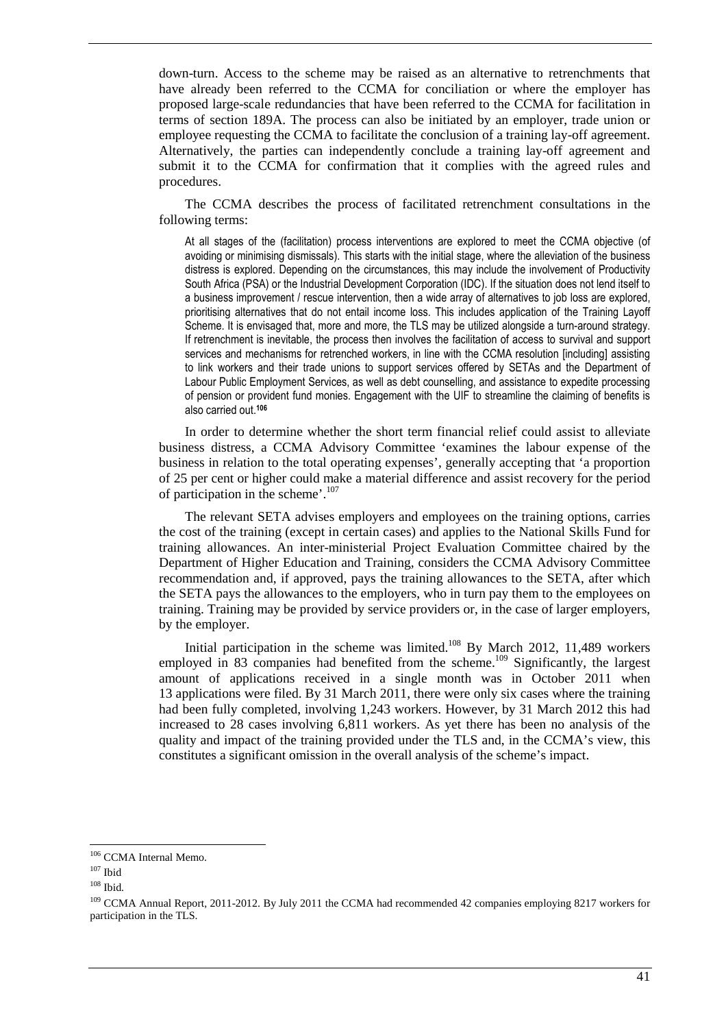down-turn. Access to the scheme may be raised as an alternative to retrenchments that have already been referred to the CCMA for conciliation or where the employer has proposed large-scale redundancies that have been referred to the CCMA for facilitation in terms of section 189A. The process can also be initiated by an employer, trade union or employee requesting the CCMA to facilitate the conclusion of a training lay-off agreement. Alternatively, the parties can independently conclude a training lay-off agreement and submit it to the CCMA for confirmation that it complies with the agreed rules and procedures.

The CCMA describes the process of facilitated retrenchment consultations in the following terms:

> At all stages of the (facilitation) process interventions are explored to meet the CCMA objective (of avoiding or minimising dismissals). This starts with the initial stage, where the alleviation of the business distress is explored. Depending on the circumstances, this may include the involvement of Productivity South Africa (PSA) or the Industrial Development Corporation (IDC). If the situation does not lend itself to a business improvement / rescue intervention, then a wide array of alternatives to job loss are explored, prioritising alternatives that do not entail income loss. This includes application of the Training Layoff Scheme. It is envisaged that, more and more, the TLS may be utilized alongside a turn-around strategy. If retrenchment is inevitable, the process then involves the facilitation of access to survival and support services and mechanisms for retrenched workers, in line with the CCMA resolution [including] assisting to link workers and their trade unions to support services offered by SETAs and the Department of Labour Public Employment Services, as well as debt counselling, and assistance to expedite processing of pension or provident fund monies. Engagement with the UIF to streamline the claiming of benefits is also carried out.[106]

In order to determine whether the short term financial relief could assist to alleviate business distress, a CCMA Advisory Committee 'examines the labour expense of the business in relation to the total operating expenses', generally accepting that 'a proportion of 25 per cent or higher could make a material difference and assist recovery for the period of participation in the scheme'.[107]

The relevant SETA advises employers and employees on the training options, carries the cost of the training (except in certain cases) and applies to the National Skills Fund for training allowances. An inter-ministerial Project Evaluation Committee chaired by the Department of Higher Education and Training, considers the CCMA Advisory Committee recommendation and, if approved, pays the training allowances to the SETA, after which the SETA pays the allowances to the employers, who in turn pay them to the employees on training. Training may be provided by service providers or, in the case of larger employers, by the employer.

Initial participation in the scheme was limited.[108] By March 2012, 11,489 workers employed in 83 companies had benefited from the scheme.[109] Significantly, the largest amount of applications received in a single month was in October 2011 when 13 applications were filed. By 31 March 2011, there were only six cases where the training had been fully completed, involving 1,243 workers. However, by 31 March 2012 this had increased to 28 cases involving 6,811 workers. As yet there has been no analysis of the quality and impact of the training provided under the TLS and, in the CCMA's view, this constitutes a significant omission in the overall analysis of the scheme's impact.

---

[106] CCMA Internal Memo.

[107] Ibid

[108] Ibid.

[109] CCMA Annual Report, 2011-2012. By July 2011 the CCMA had recommended 42 companies employing 8217 workers for participation in the TLS.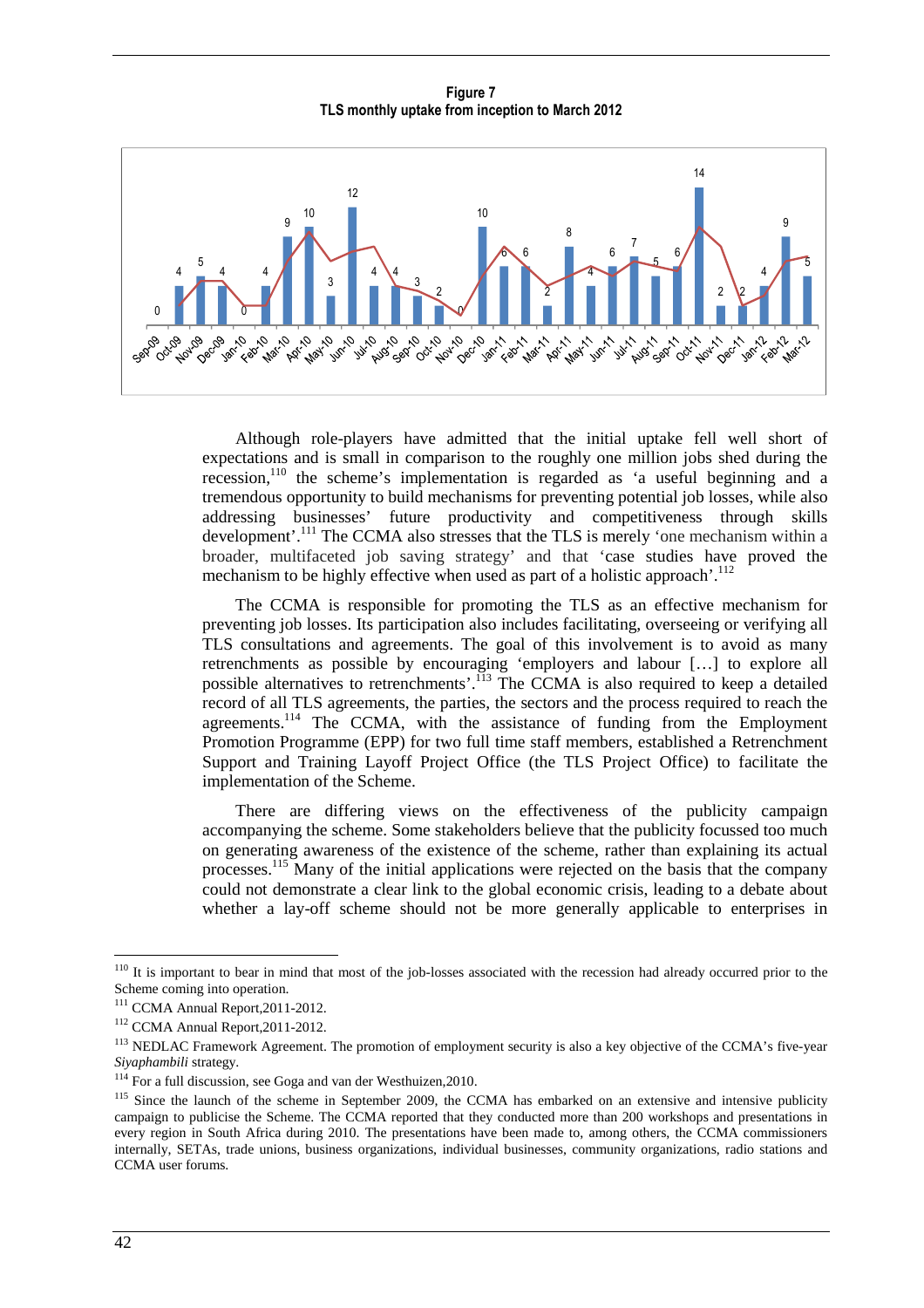**Figure 7**
**TLS monthly uptake from inception to March 2012**

| Month | Uptake |
|---|---|
| Sep-09 | 0 |
| Oct-09 | 4 |
| Nov-09 | 5 |
| Dec-09 | 4 |
| Jan-10 | 0 |
| Feb-10 | 4 |
| Mar-10 | 9 |
| Apr-10 | 10 |
| May-10 | 3 |
| Jun-10 | 12 |
| Jul-10 | 4 |
| Aug-10 | 4 |
| Sep-10 | 3 |
| Oct-10 | 2 |
| Nov-10 | 0 |
| Dec-10 | 10 |
| Jan-11 | 6 |
| Feb-11 | 6 |
| Mar-11 | 2 |
| Apr-11 | 8 |
| May-11 | 4 |
| Jun-11 | 6 |
| Jul-11 | 7 |
| Aug-11 | 5 |
| Sep-11 | 6 |
| Oct-11 | 14 |
| Nov-11 | 2 |
| Dec-11 | 2 |
| Jan-12 | 4 |
| Feb-12 | 9 |
| Mar-12 | 5 |

Although role-players have admitted that the initial uptake fell well short of expectations and is small in comparison to the roughly one million jobs shed during the recession,[110] the scheme's implementation is regarded as 'a useful beginning and a tremendous opportunity to build mechanisms for preventing potential job losses, while also addressing businesses' future productivity and competitiveness through skills development'.[111] The CCMA also stresses that the TLS is merely 'one mechanism within a broader, multifaceted job saving strategy' and that 'case studies have proved the mechanism to be highly effective when used as part of a holistic approach'.[112]

The CCMA is responsible for promoting the TLS as an effective mechanism for preventing job losses. Its participation also includes facilitating, overseeing or verifying all TLS consultations and agreements. The goal of this involvement is to avoid as many retrenchments as possible by encouraging 'employers and labour […] to explore all possible alternatives to retrenchments'.[113] The CCMA is also required to keep a detailed record of all TLS agreements, the parties, the sectors and the process required to reach the agreements.[114] The CCMA, with the assistance of funding from the Employment Promotion Programme (EPP) for two full time staff members, established a Retrenchment Support and Training Layoff Project Office (the TLS Project Office) to facilitate the implementation of the Scheme.

There are differing views on the effectiveness of the publicity campaign accompanying the scheme. Some stakeholders believe that the publicity focussed too much on generating awareness of the existence of the scheme, rather than explaining its actual processes.[115] Many of the initial applications were rejected on the basis that the company could not demonstrate a clear link to the global economic crisis, leading to a debate about whether a lay-off scheme should not be more generally applicable to enterprises in

---

[110] It is important to bear in mind that most of the job-losses associated with the recession had already occurred prior to the Scheme coming into operation.

[111] CCMA Annual Report,2011-2012.

[112] CCMA Annual Report,2011-2012.

[113] NEDLAC Framework Agreement. The promotion of employment security is also a key objective of the CCMA's five-year *Siyaphambili* strategy.

[114] For a full discussion, see Goga and van der Westhuizen,2010.

[115] Since the launch of the scheme in September 2009, the CCMA has embarked on an extensive and intensive publicity campaign to publicise the Scheme. The CCMA reported that they conducted more than 200 workshops and presentations in every region in South Africa during 2010. The presentations have been made to, among others, the CCMA commissioners internally, SETAs, trade unions, business organizations, individual businesses, community organizations, radio stations and CCMA user forums.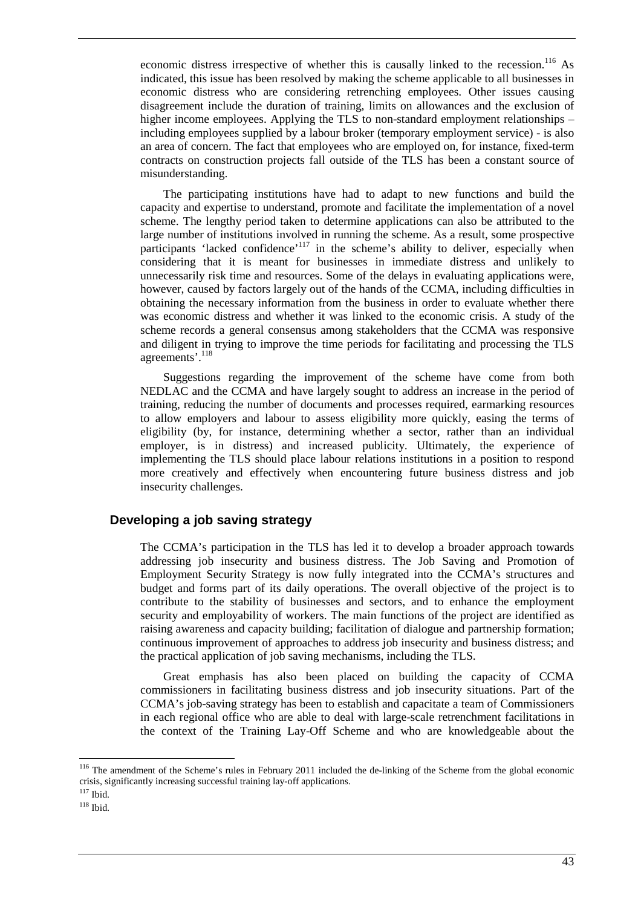economic distress irrespective of whether this is causally linked to the recession.[116] As indicated, this issue has been resolved by making the scheme applicable to all businesses in economic distress who are considering retrenching employees. Other issues causing disagreement include the duration of training, limits on allowances and the exclusion of higher income employees. Applying the TLS to non-standard employment relationships – including employees supplied by a labour broker (temporary employment service) - is also an area of concern. The fact that employees who are employed on, for instance, fixed-term contracts on construction projects fall outside of the TLS has been a constant source of misunderstanding.

The participating institutions have had to adapt to new functions and build the capacity and expertise to understand, promote and facilitate the implementation of a novel scheme. The lengthy period taken to determine applications can also be attributed to the large number of institutions involved in running the scheme. As a result, some prospective participants 'lacked confidence'[117] in the scheme's ability to deliver, especially when considering that it is meant for businesses in immediate distress and unlikely to unnecessarily risk time and resources. Some of the delays in evaluating applications were, however, caused by factors largely out of the hands of the CCMA, including difficulties in obtaining the necessary information from the business in order to evaluate whether there was economic distress and whether it was linked to the economic crisis. A study of the scheme records a general consensus among stakeholders that the CCMA was responsive and diligent in trying to improve the time periods for facilitating and processing the TLS agreements'.[118]

Suggestions regarding the improvement of the scheme have come from both NEDLAC and the CCMA and have largely sought to address an increase in the period of training, reducing the number of documents and processes required, earmarking resources to allow employers and labour to assess eligibility more quickly, easing the terms of eligibility (by, for instance, determining whether a sector, rather than an individual employer, is in distress) and increased publicity. Ultimately, the experience of implementing the TLS should place labour relations institutions in a position to respond more creatively and effectively when encountering future business distress and job insecurity challenges.

## Developing a job saving strategy

The CCMA's participation in the TLS has led it to develop a broader approach towards addressing job insecurity and business distress. The Job Saving and Promotion of Employment Security Strategy is now fully integrated into the CCMA's structures and budget and forms part of its daily operations. The overall objective of the project is to contribute to the stability of businesses and sectors, and to enhance the employment security and employability of workers. The main functions of the project are identified as raising awareness and capacity building; facilitation of dialogue and partnership formation; continuous improvement of approaches to address job insecurity and business distress; and the practical application of job saving mechanisms, including the TLS.

Great emphasis has also been placed on building the capacity of CCMA commissioners in facilitating business distress and job insecurity situations. Part of the CCMA's job-saving strategy has been to establish and capacitate a team of Commissioners in each regional office who are able to deal with large-scale retrenchment facilitations in the context of the Training Lay-Off Scheme and who are knowledgeable about the

---

[116] The amendment of the Scheme's rules in February 2011 included the de-linking of the Scheme from the global economic crisis, significantly increasing successful training lay-off applications.

[117] Ibid.

[118] Ibid.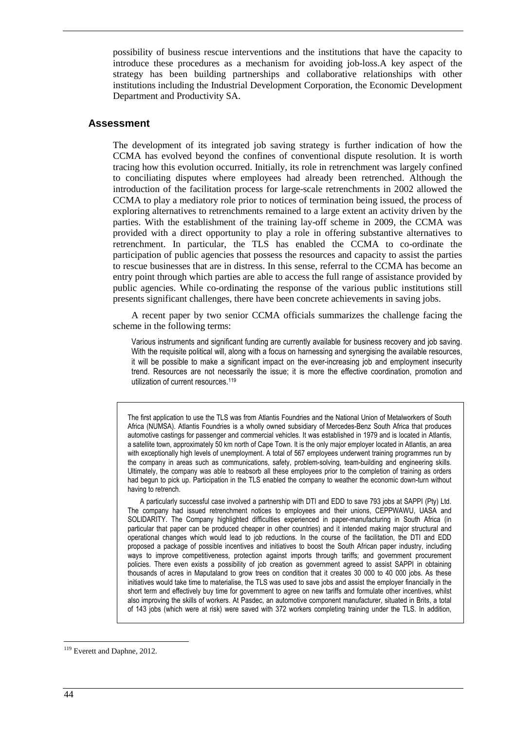possibility of business rescue interventions and the institutions that have the capacity to introduce these procedures as a mechanism for avoiding job-loss.A key aspect of the strategy has been building partnerships and collaborative relationships with other institutions including the Industrial Development Corporation, the Economic Development Department and Productivity SA.

### Assessment

The development of its integrated job saving strategy is further indication of how the CCMA has evolved beyond the confines of conventional dispute resolution. It is worth tracing how this evolution occurred. Initially, its role in retrenchment was largely confined to conciliating disputes where employees had already been retrenched. Although the introduction of the facilitation process for large-scale retrenchments in 2002 allowed the CCMA to play a mediatory role prior to notices of termination being issued, the process of exploring alternatives to retrenchments remained to a large extent an activity driven by the parties. With the establishment of the training lay-off scheme in 2009, the CCMA was provided with a direct opportunity to play a role in offering substantive alternatives to retrenchment. In particular, the TLS has enabled the CCMA to co-ordinate the participation of public agencies that possess the resources and capacity to assist the parties to rescue businesses that are in distress. In this sense, referral to the CCMA has become an entry point through which parties are able to access the full range of assistance provided by public agencies. While co-ordinating the response of the various public institutions still presents significant challenges, there have been concrete achievements in saving jobs.

A recent paper by two senior CCMA officials summarizes the challenge facing the scheme in the following terms:

> Various instruments and significant funding are currently available for business recovery and job saving. With the requisite political will, along with a focus on harnessing and synergising the available resources, it will be possible to make a significant impact on the ever-increasing job and employment insecurity trend. Resources are not necessarily the issue; it is more the effective coordination, promotion and utilization of current resources.[119]

The first application to use the TLS was from Atlantis Foundries and the National Union of Metalworkers of South Africa (NUMSA). Atlantis Foundries is a wholly owned subsidiary of Mercedes-Benz South Africa that produces automotive castings for passenger and commercial vehicles. It was established in 1979 and is located in Atlantis, a satellite town, approximately 50 km north of Cape Town. It is the only major employer located in Atlantis, an area with exceptionally high levels of unemployment. A total of 567 employees underwent training programmes run by the company in areas such as communications, safety, problem-solving, team-building and engineering skills. Ultimately, the company was able to reabsorb all these employees prior to the completion of training as orders had begun to pick up. Participation in the TLS enabled the company to weather the economic down-turn without having to retrench.

A particularly successful case involved a partnership with DTI and EDD to save 793 jobs at SAPPI (Pty) Ltd. The company had issued retrenchment notices to employees and their unions, CEPPWAWU, UASA and SOLIDARITY. The Company highlighted difficulties experienced in paper-manufacturing in South Africa (in particular that paper can be produced cheaper in other countries) and it intended making major structural and operational changes which would lead to job reductions. In the course of the facilitation, the DTI and EDD proposed a package of possible incentives and initiatives to boost the South African paper industry, including ways to improve competitiveness, protection against imports through tariffs; and government procurement policies. There even exists a possibility of job creation as government agreed to assist SAPPI in obtaining thousands of acres in Maputaland to grow trees on condition that it creates 30 000 to 40 000 jobs. As these initiatives would take time to materialise, the TLS was used to save jobs and assist the employer financially in the short term and effectively buy time for government to agree on new tariffs and formulate other incentives, whilst also improving the skills of workers. At Pasdec, an automotive component manufacturer, situated in Brits, a total of 143 jobs (which were at risk) were saved with 372 workers completing training under the TLS. In addition,

---

[119] Everett and Daphne, 2012.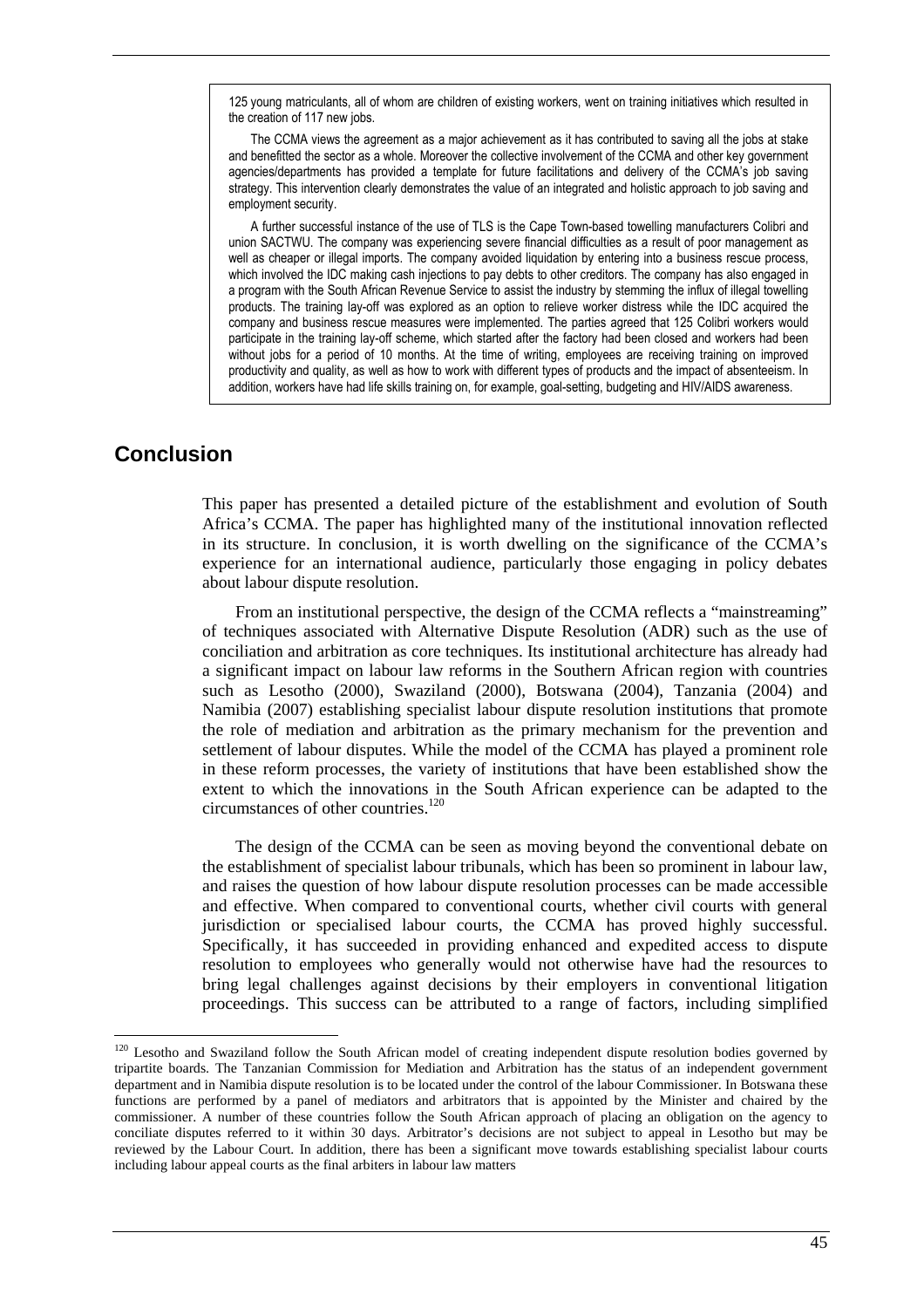125 young matriculants, all of whom are children of existing workers, went on training initiatives which resulted in the creation of 117 new jobs.

The CCMA views the agreement as a major achievement as it has contributed to saving all the jobs at stake and benefitted the sector as a whole. Moreover the collective involvement of the CCMA and other key government agencies/departments has provided a template for future facilitations and delivery of the CCMA's job saving strategy. This intervention clearly demonstrates the value of an integrated and holistic approach to job saving and employment security.

A further successful instance of the use of TLS is the Cape Town-based towelling manufacturers Colibri and union SACTWU. The company was experiencing severe financial difficulties as a result of poor management as well as cheaper or illegal imports. The company avoided liquidation by entering into a business rescue process, which involved the IDC making cash injections to pay debts to other creditors. The company has also engaged in a program with the South African Revenue Service to assist the industry by stemming the influx of illegal towelling products. The training lay-off was explored as an option to relieve worker distress while the IDC acquired the company and business rescue measures were implemented. The parties agreed that 125 Colibri workers would participate in the training lay-off scheme, which started after the factory had been closed and workers had been without jobs for a period of 10 months. At the time of writing, employees are receiving training on improved productivity and quality, as well as how to work with different types of products and the impact of absenteeism. In addition, workers have had life skills training on, for example, goal-setting, budgeting and HIV/AIDS awareness.

## Conclusion

This paper has presented a detailed picture of the establishment and evolution of South Africa's CCMA. The paper has highlighted many of the institutional innovation reflected in its structure. In conclusion, it is worth dwelling on the significance of the CCMA's experience for an international audience, particularly those engaging in policy debates about labour dispute resolution.

From an institutional perspective, the design of the CCMA reflects a "mainstreaming" of techniques associated with Alternative Dispute Resolution (ADR) such as the use of conciliation and arbitration as core techniques. Its institutional architecture has already had a significant impact on labour law reforms in the Southern African region with countries such as Lesotho (2000), Swaziland (2000), Botswana (2004), Tanzania (2004) and Namibia (2007) establishing specialist labour dispute resolution institutions that promote the role of mediation and arbitration as the primary mechanism for the prevention and settlement of labour disputes. While the model of the CCMA has played a prominent role in these reform processes, the variety of institutions that have been established show the extent to which the innovations in the South African experience can be adapted to the circumstances of other countries.[120]

The design of the CCMA can be seen as moving beyond the conventional debate on the establishment of specialist labour tribunals, which has been so prominent in labour law, and raises the question of how labour dispute resolution processes can be made accessible and effective. When compared to conventional courts, whether civil courts with general jurisdiction or specialised labour courts, the CCMA has proved highly successful. Specifically, it has succeeded in providing enhanced and expedited access to dispute resolution to employees who generally would not otherwise have had the resources to bring legal challenges against decisions by their employers in conventional litigation proceedings. This success can be attributed to a range of factors, including simplified

[120] Lesotho and Swaziland follow the South African model of creating independent dispute resolution bodies governed by tripartite boards. The Tanzanian Commission for Mediation and Arbitration has the status of an independent government department and in Namibia dispute resolution is to be located under the control of the labour Commissioner. In Botswana these functions are performed by a panel of mediators and arbitrators that is appointed by the Minister and chaired by the commissioner. A number of these countries follow the South African approach of placing an obligation on the agency to conciliate disputes referred to it within 30 days. Arbitrator's decisions are not subject to appeal in Lesotho but may be reviewed by the Labour Court. In addition, there has been a significant move towards establishing specialist labour courts including labour appeal courts as the final arbiters in labour law matters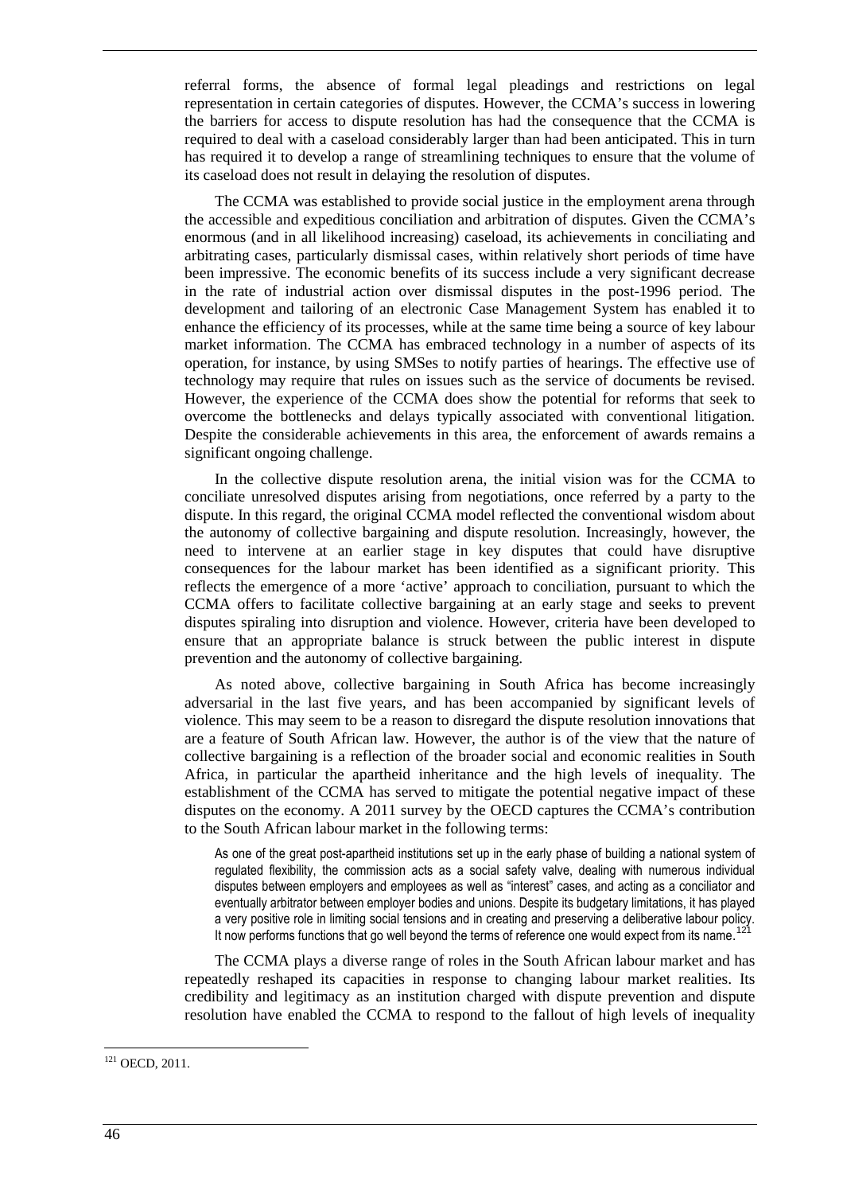referral forms, the absence of formal legal pleadings and restrictions on legal representation in certain categories of disputes. However, the CCMA's success in lowering the barriers for access to dispute resolution has had the consequence that the CCMA is required to deal with a caseload considerably larger than had been anticipated. This in turn has required it to develop a range of streamlining techniques to ensure that the volume of its caseload does not result in delaying the resolution of disputes.

The CCMA was established to provide social justice in the employment arena through the accessible and expeditious conciliation and arbitration of disputes. Given the CCMA's enormous (and in all likelihood increasing) caseload, its achievements in conciliating and arbitrating cases, particularly dismissal cases, within relatively short periods of time have been impressive. The economic benefits of its success include a very significant decrease in the rate of industrial action over dismissal disputes in the post-1996 period. The development and tailoring of an electronic Case Management System has enabled it to enhance the efficiency of its processes, while at the same time being a source of key labour market information. The CCMA has embraced technology in a number of aspects of its operation, for instance, by using SMSes to notify parties of hearings. The effective use of technology may require that rules on issues such as the service of documents be revised. However, the experience of the CCMA does show the potential for reforms that seek to overcome the bottlenecks and delays typically associated with conventional litigation. Despite the considerable achievements in this area, the enforcement of awards remains a significant ongoing challenge.

In the collective dispute resolution arena, the initial vision was for the CCMA to conciliate unresolved disputes arising from negotiations, once referred by a party to the dispute. In this regard, the original CCMA model reflected the conventional wisdom about the autonomy of collective bargaining and dispute resolution. Increasingly, however, the need to intervene at an earlier stage in key disputes that could have disruptive consequences for the labour market has been identified as a significant priority. This reflects the emergence of a more 'active' approach to conciliation, pursuant to which the CCMA offers to facilitate collective bargaining at an early stage and seeks to prevent disputes spiraling into disruption and violence. However, criteria have been developed to ensure that an appropriate balance is struck between the public interest in dispute prevention and the autonomy of collective bargaining.

As noted above, collective bargaining in South Africa has become increasingly adversarial in the last five years, and has been accompanied by significant levels of violence. This may seem to be a reason to disregard the dispute resolution innovations that are a feature of South African law. However, the author is of the view that the nature of collective bargaining is a reflection of the broader social and economic realities in South Africa, in particular the apartheid inheritance and the high levels of inequality. The establishment of the CCMA has served to mitigate the potential negative impact of these disputes on the economy. A 2011 survey by the OECD captures the CCMA's contribution to the South African labour market in the following terms:

> As one of the great post-apartheid institutions set up in the early phase of building a national system of regulated flexibility, the commission acts as a social safety valve, dealing with numerous individual disputes between employers and employees as well as "interest" cases, and acting as a conciliator and eventually arbitrator between employer bodies and unions. Despite its budgetary limitations, it has played a very positive role in limiting social tensions and in creating and preserving a deliberative labour policy. It now performs functions that go well beyond the terms of reference one would expect from its name.[121]

The CCMA plays a diverse range of roles in the South African labour market and has repeatedly reshaped its capacities in response to changing labour market realities. Its credibility and legitimacy as an institution charged with dispute prevention and dispute resolution have enabled the CCMA to respond to the fallout of high levels of inequality

---

[121] OECD, 2011.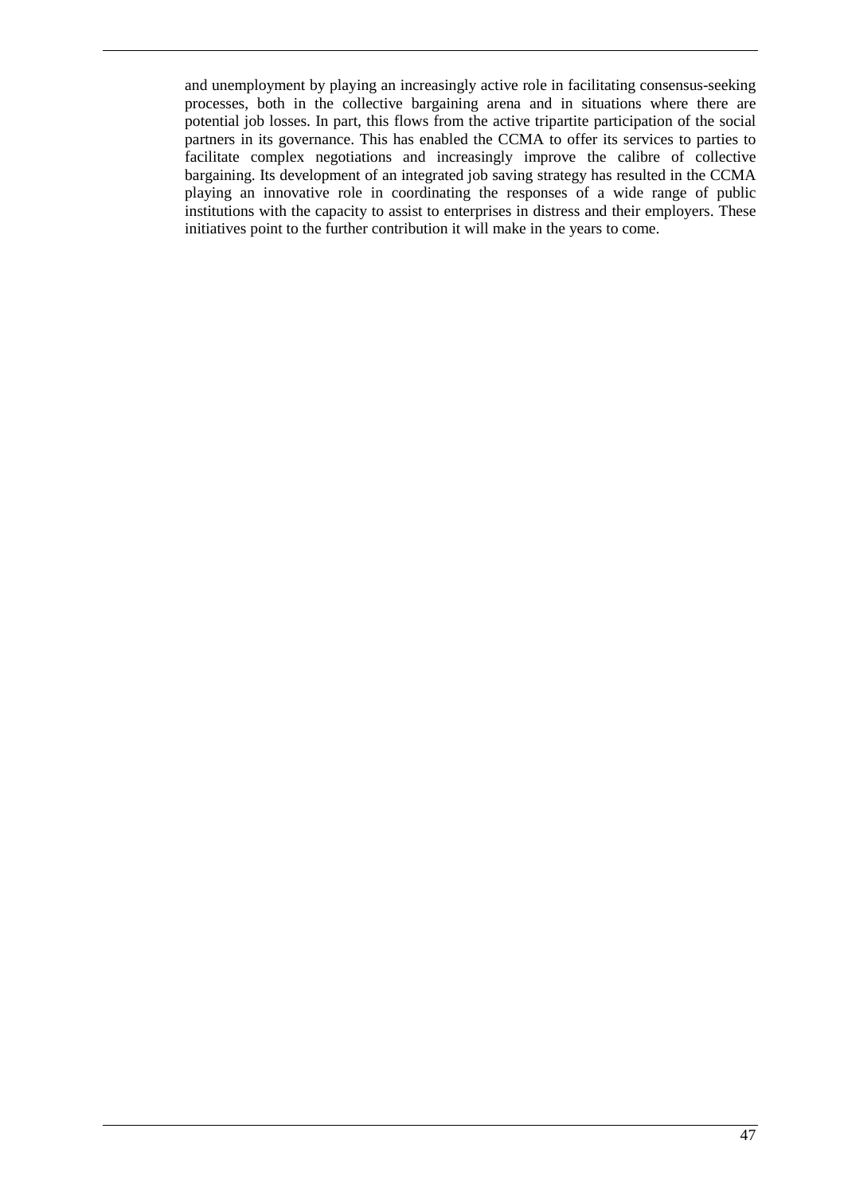and unemployment by playing an increasingly active role in facilitating consensus-seeking processes, both in the collective bargaining arena and in situations where there are potential job losses. In part, this flows from the active tripartite participation of the social partners in its governance. This has enabled the CCMA to offer its services to parties to facilitate complex negotiations and increasingly improve the calibre of collective bargaining. Its development of an integrated job saving strategy has resulted in the CCMA playing an innovative role in coordinating the responses of a wide range of public institutions with the capacity to assist to enterprises in distress and their employers. These initiatives point to the further contribution it will make in the years to come.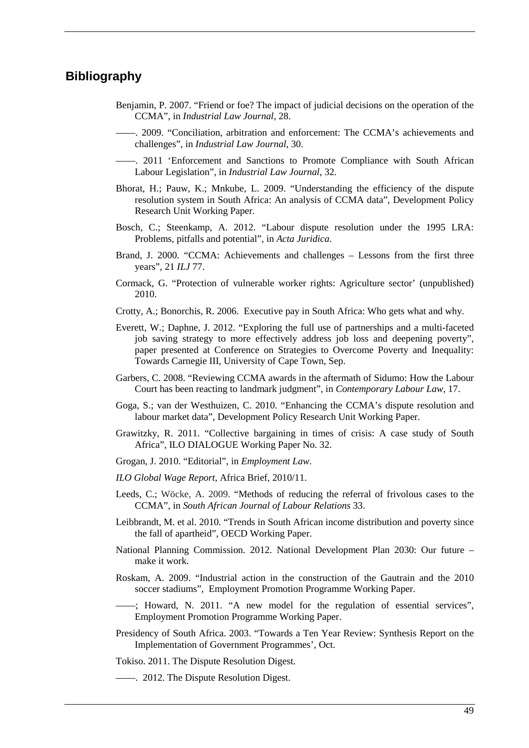## Bibliography

Benjamin, P. 2007. “Friend or foe? The impact of judicial decisions on the operation of the CCMA”, in *Industrial Law Journal*, 28.

——. 2009. “Conciliation, arbitration and enforcement: The CCMA’s achievements and challenges”, in *Industrial Law Journal*, 30.

——. 2011 ‘Enforcement and Sanctions to Promote Compliance with South African Labour Legislation”, in *Industrial Law Journal*, 32.

Bhorat, H.; Pauw, K.; Mnkube, L. 2009. “Understanding the efficiency of the dispute resolution system in South Africa: An analysis of CCMA data”, Development Policy Research Unit Working Paper.

Bosch, C.; Steenkamp, A. 2012. “Labour dispute resolution under the 1995 LRA: Problems, pitfalls and potential”, in *Acta Juridica*.

Brand, J. 2000. “CCMA: Achievements and challenges – Lessons from the first three years”, 21 *ILJ* 77.

Cormack, G. “Protection of vulnerable worker rights: Agriculture sector’ (unpublished) 2010.

Crotty, A.; Bonorchis, R. 2006. Executive pay in South Africa: Who gets what and why.

Everett, W.; Daphne, J. 2012. “Exploring the full use of partnerships and a multi-faceted job saving strategy to more effectively address job loss and deepening poverty”, paper presented at Conference on Strategies to Overcome Poverty and Inequality: Towards Carnegie III, University of Cape Town, Sep.

Garbers, C. 2008. “Reviewing CCMA awards in the aftermath of Sidumo: How the Labour Court has been reacting to landmark judgment”, in *Contemporary Labour Law*, 17.

Goga, S.; van der Westhuizen, C. 2010. “Enhancing the CCMA’s dispute resolution and labour market data”, Development Policy Research Unit Working Paper.

Grawitzky, R. 2011. “Collective bargaining in times of crisis: A case study of South Africa”, ILO DIALOGUE Working Paper No. 32.

Grogan, J. 2010. “Editorial”, in *Employment Law*.

*ILO Global Wage Report*, Africa Brief, 2010/11.

Leeds, C.; Wöcke, A. 2009. “Methods of reducing the referral of frivolous cases to the CCMA”, in *South African Journal of Labour Relations* 33.

Leibbrandt, M. et al. 2010. “Trends in South African income distribution and poverty since the fall of apartheid”, OECD Working Paper.

National Planning Commission. 2012. National Development Plan 2030: Our future – make it work.

Roskam, A. 2009. “Industrial action in the construction of the Gautrain and the 2010 soccer stadiums”, Employment Promotion Programme Working Paper.

——; Howard, N. 2011. “A new model for the regulation of essential services”, Employment Promotion Programme Working Paper.

Presidency of South Africa. 2003. “Towards a Ten Year Review: Synthesis Report on the Implementation of Government Programmes’, Oct.

Tokiso. 2011. The Dispute Resolution Digest.

——. 2012. The Dispute Resolution Digest.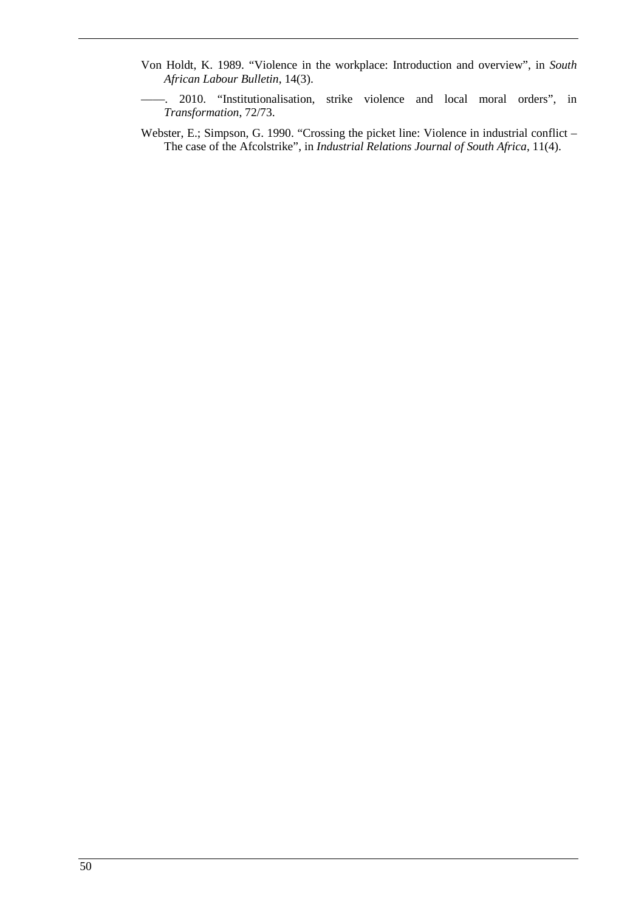Von Holdt, K. 1989. "Violence in the workplace: Introduction and overview", in *South African Labour Bulletin*, 14(3).

——. 2010. "Institutionalisation, strike violence and local moral orders", in *Transformation*, 72/73.

Webster, E.; Simpson, G. 1990. "Crossing the picket line: Violence in industrial conflict – The case of the Afcolstrike", in *Industrial Relations Journal of South Africa*, 11(4).